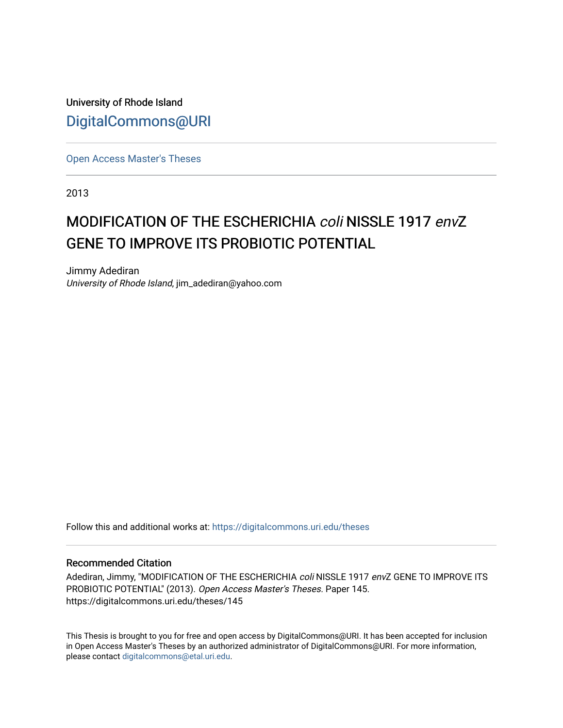University of Rhode Island

DigitalCommons@URI

Open Access Master's Theses

2013

# MODIFICATION OF THE ESCHERICHIA *coli* NISSLE 1917 *envZ* GENE TO IMPROVE ITS PROBIOTIC POTENTIAL

Jimmy Adediran
*University of Rhode Island*, jim_adediran@yahoo.com

Follow this and additional works at: https://digitalcommons.uri.edu/theses

## Recommended Citation

Adediran, Jimmy, "MODIFICATION OF THE ESCHERICHIA *coli* NISSLE 1917 *envZ* GENE TO IMPROVE ITS PROBIOTIC POTENTIAL" (2013). *Open Access Master's Theses.* Paper 145.
https://digitalcommons.uri.edu/theses/145

This Thesis is brought to you for free and open access by DigitalCommons@URI. It has been accepted for inclusion in Open Access Master's Theses by an authorized administrator of DigitalCommons@URI. For more information, please contact digitalcommons@etal.uri.edu.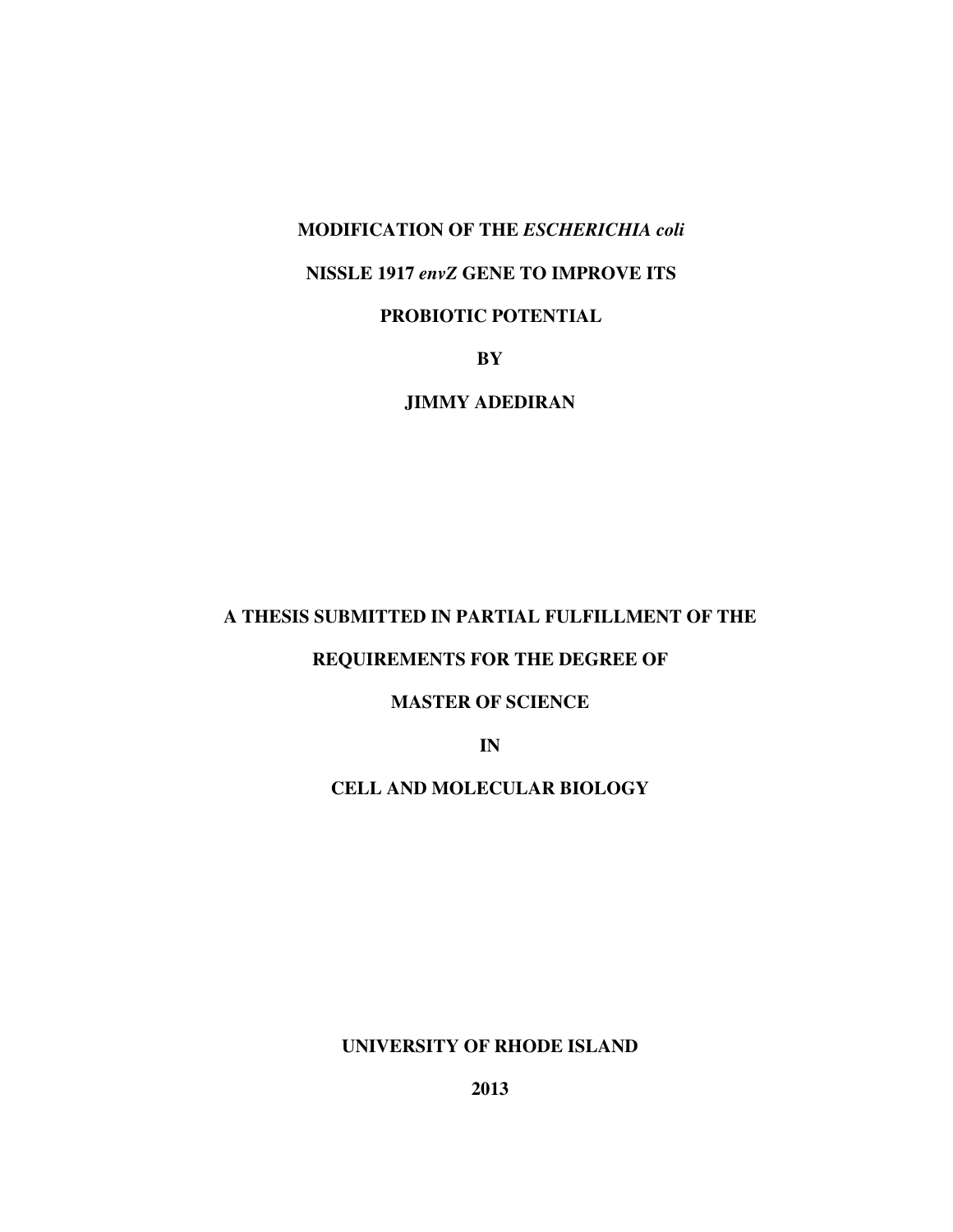**MODIFICATION OF THE *ESCHERICHIA coli***

**NISSLE 1917 *envZ* GENE TO IMPROVE ITS**

**PROBIOTIC POTENTIAL**

**BY**

**JIMMY ADEDIRAN**

**A THESIS SUBMITTED IN PARTIAL FULFILLMENT OF THE**

**REQUIREMENTS FOR THE DEGREE OF**

**MASTER OF SCIENCE**

**IN**

**CELL AND MOLECULAR BIOLOGY**

**UNIVERSITY OF RHODE ISLAND**

**2013**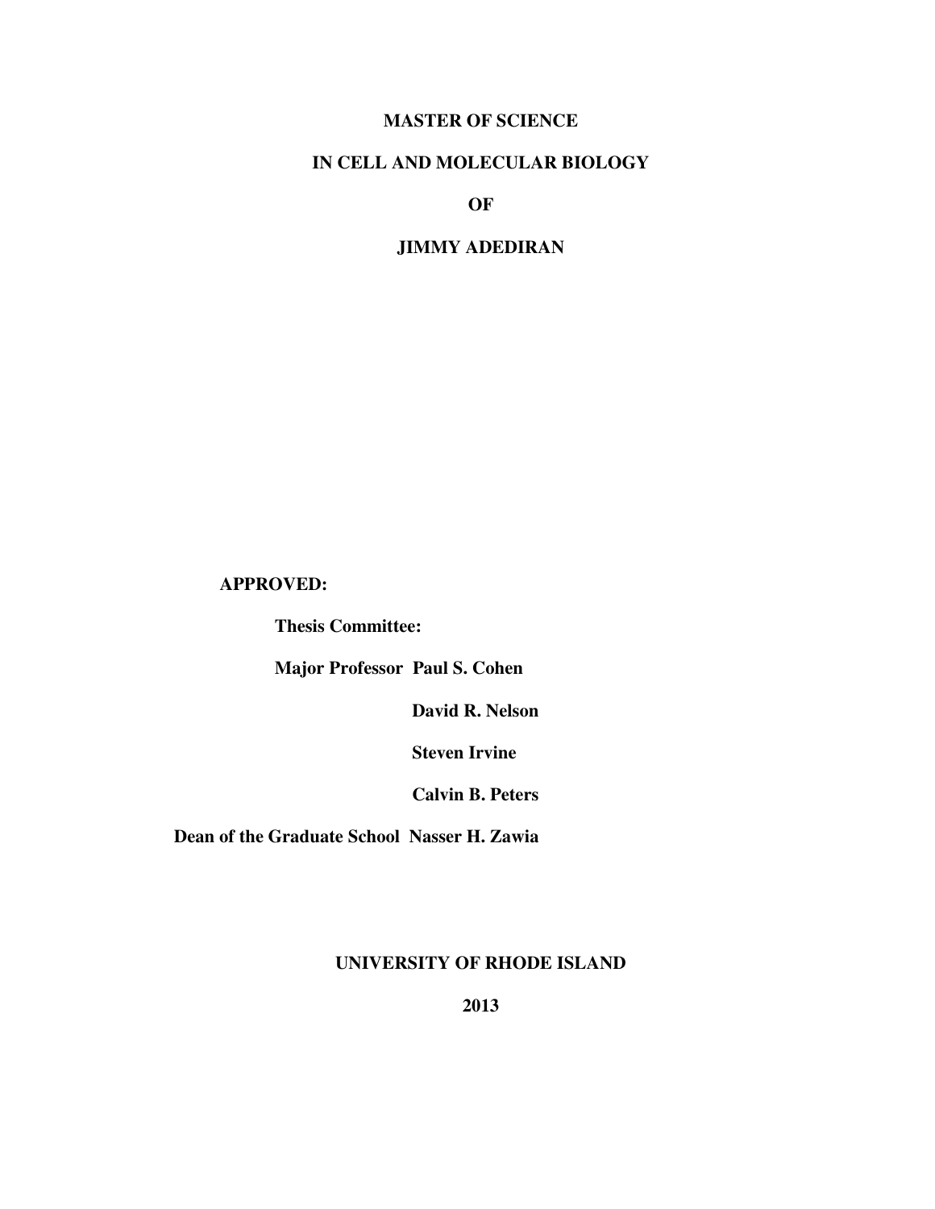**MASTER OF SCIENCE**

**IN CELL AND MOLECULAR BIOLOGY**

**OF**

**JIMMY ADEDIRAN**

**APPROVED:**

**Thesis Committee:**

**Major Professor Paul S. Cohen**

**David R. Nelson**

**Steven Irvine**

**Calvin B. Peters**

**Dean of the Graduate School Nasser H. Zawia**

**UNIVERSITY OF RHODE ISLAND**

**2013**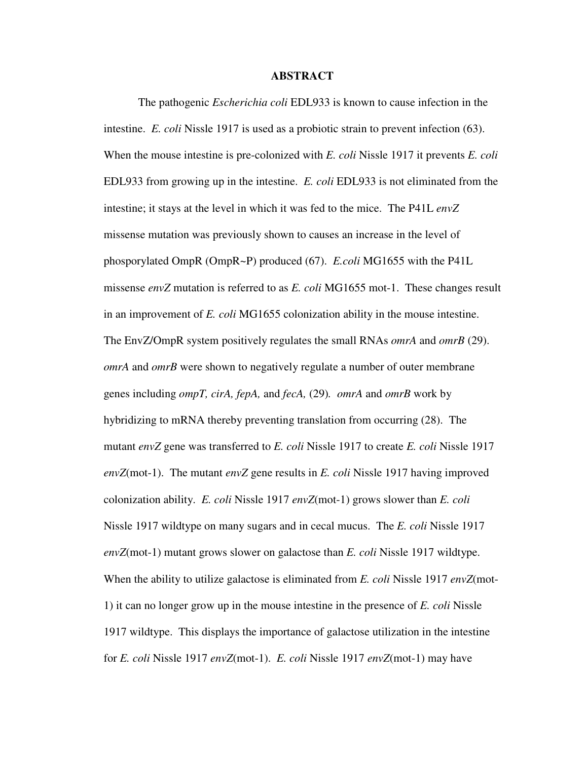## ABSTRACT

The pathogenic *Escherichia coli* EDL933 is known to cause infection in the intestine. *E. coli* Nissle 1917 is used as a probiotic strain to prevent infection (63). When the mouse intestine is pre-colonized with *E. coli* Nissle 1917 it prevents *E. coli* EDL933 from growing up in the intestine. *E. coli* EDL933 is not eliminated from the intestine; it stays at the level in which it was fed to the mice. The P41L *envZ* missense mutation was previously shown to causes an increase in the level of phosporylated OmpR (OmpR~P) produced (67). *E.coli* MG1655 with the P41L missense *envZ* mutation is referred to as *E. coli* MG1655 mot-1. These changes result in an improvement of *E. coli* MG1655 colonization ability in the mouse intestine. The EnvZ/OmpR system positively regulates the small RNAs *omrA* and *omrB* (29). *omrA* and *omrB* were shown to negatively regulate a number of outer membrane genes including *ompT, cirA, fepA,* and *fecA,* (29). *omrA* and *omrB* work by hybridizing to mRNA thereby preventing translation from occurring (28). The mutant *envZ* gene was transferred to *E. coli* Nissle 1917 to create *E. coli* Nissle 1917 *envZ*(mot-1). The mutant *envZ* gene results in *E. coli* Nissle 1917 having improved colonization ability. *E. coli* Nissle 1917 *envZ*(mot-1) grows slower than *E. coli* Nissle 1917 wildtype on many sugars and in cecal mucus. The *E. coli* Nissle 1917 *envZ*(mot-1) mutant grows slower on galactose than *E. coli* Nissle 1917 wildtype. When the ability to utilize galactose is eliminated from *E. coli* Nissle 1917 *envZ*(mot-1) it can no longer grow up in the mouse intestine in the presence of *E. coli* Nissle 1917 wildtype. This displays the importance of galactose utilization in the intestine for *E. coli* Nissle 1917 *envZ*(mot-1). *E. coli* Nissle 1917 *envZ*(mot-1) may have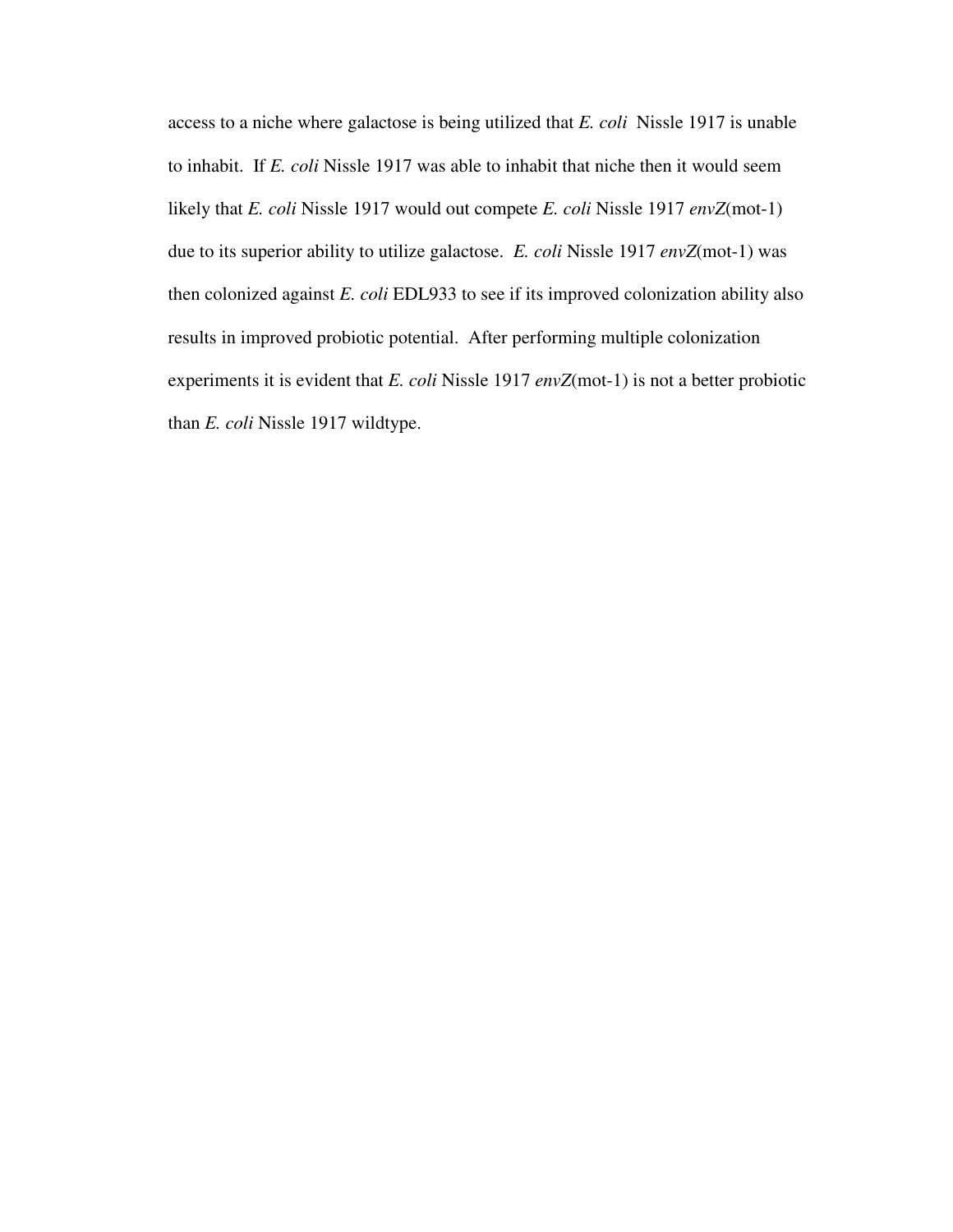access to a niche where galactose is being utilized that *E. coli* Nissle 1917 is unable to inhabit. If *E. coli* Nissle 1917 was able to inhabit that niche then it would seem likely that *E. coli* Nissle 1917 would out compete *E. coli* Nissle 1917 *envZ*(mot-1) due to its superior ability to utilize galactose. *E. coli* Nissle 1917 *envZ*(mot-1) was then colonized against *E. coli* EDL933 to see if its improved colonization ability also results in improved probiotic potential. After performing multiple colonization experiments it is evident that *E. coli* Nissle 1917 *envZ*(mot-1) is not a better probiotic than *E. coli* Nissle 1917 wildtype.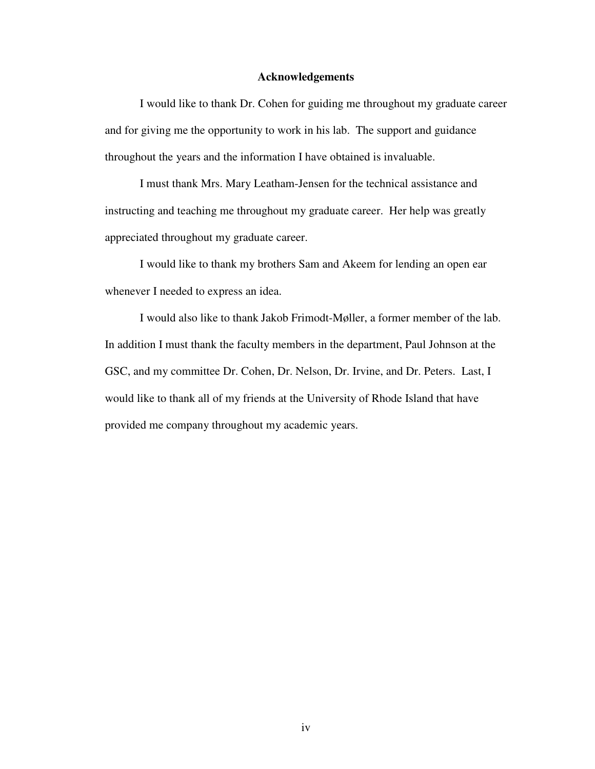## Acknowledgements

I would like to thank Dr. Cohen for guiding me throughout my graduate career and for giving me the opportunity to work in his lab. The support and guidance throughout the years and the information I have obtained is invaluable.

I must thank Mrs. Mary Leatham-Jensen for the technical assistance and instructing and teaching me throughout my graduate career. Her help was greatly appreciated throughout my graduate career.

I would like to thank my brothers Sam and Akeem for lending an open ear whenever I needed to express an idea.

I would also like to thank Jakob Frimodt-Møller, a former member of the lab. In addition I must thank the faculty members in the department, Paul Johnson at the GSC, and my committee Dr. Cohen, Dr. Nelson, Dr. Irvine, and Dr. Peters. Last, I would like to thank all of my friends at the University of Rhode Island that have provided me company throughout my academic years.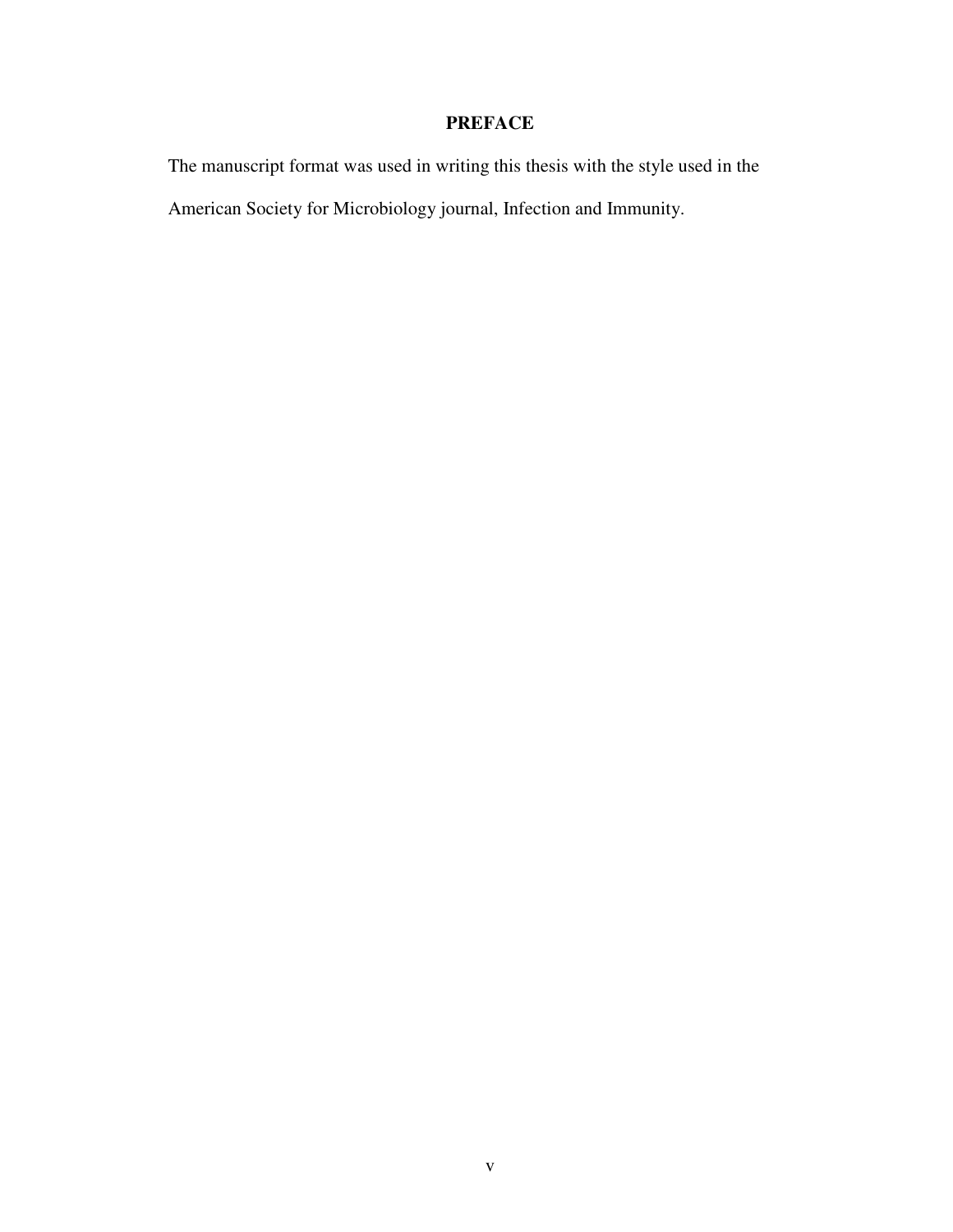# PREFACE

The manuscript format was used in writing this thesis with the style used in the American Society for Microbiology journal, Infection and Immunity.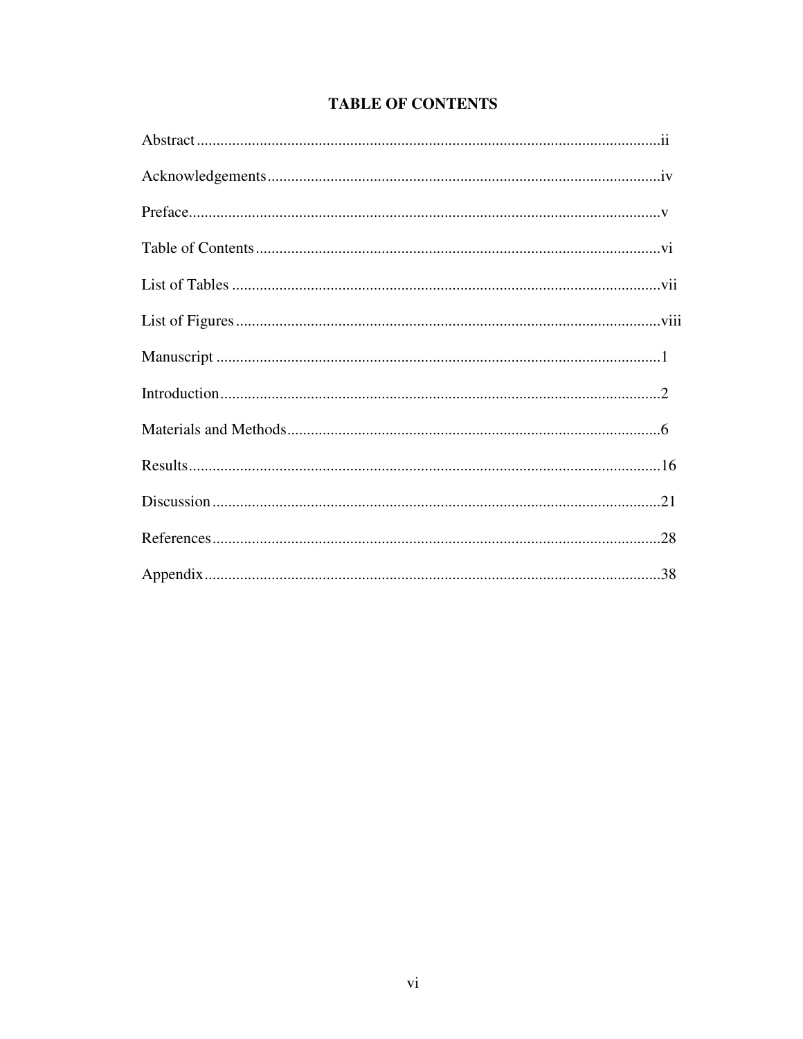# TABLE OF CONTENTS

Abstract......................................................................................................................ii

Acknowledgements....................................................................................................iv

Preface........................................................................................................................v

Table of Contents........................................................................................................vi

List of Tables .............................................................................................................vii

List of Figures............................................................................................................viii

Manuscript .................................................................................................................1

Introduction.................................................................................................................2

Materials and Methods................................................................................................6

Results........................................................................................................................16

Discussion..................................................................................................................21

References..................................................................................................................28

Appendix....................................................................................................................38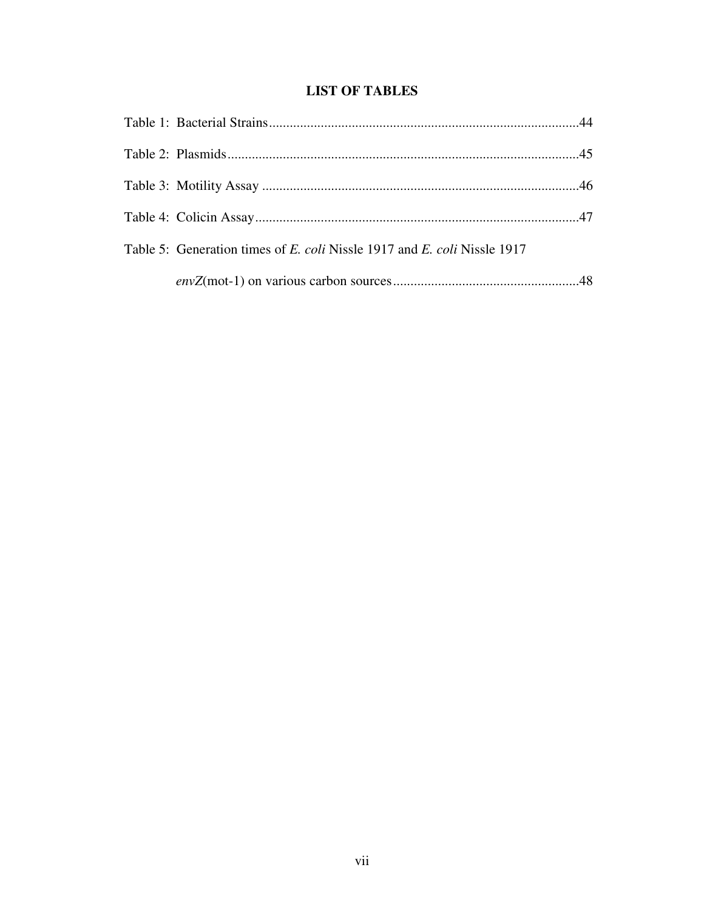## LIST OF TABLES

Table 1: Bacterial Strains..........................................................................................44

Table 2: Plasmids.......................................................................................................45

Table 3: Motility Assay .............................................................................................46

Table 4: Colicin Assay...............................................................................................47

Table 5: Generation times of *E. coli* Nissle 1917 and *E. coli* Nissle 1917 *envZ*(mot-1) on various carbon sources......................................................48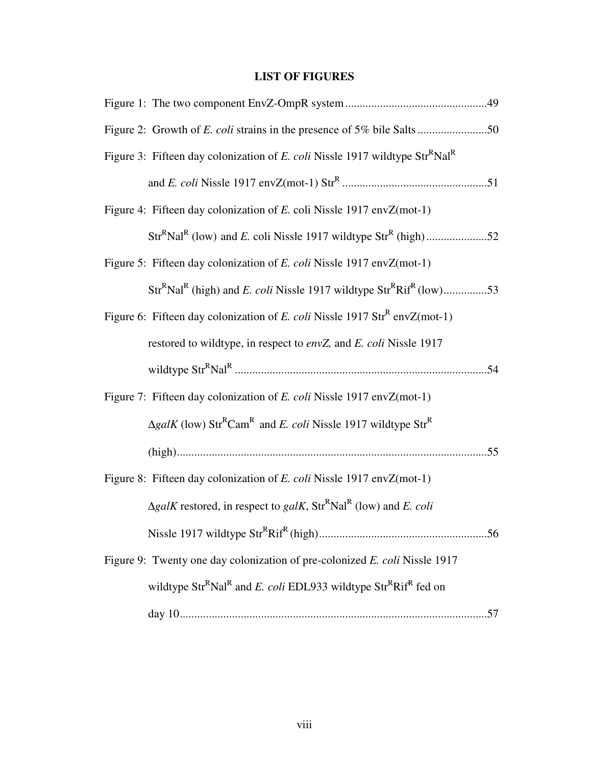# LIST OF FIGURES

Figure 1: The two component EnvZ-OmpR system....................................................49

Figure 2: Growth of *E. coli* strains in the presence of 5% bile Salts ........................50

Figure 3: Fifteen day colonization of *E. coli* Nissle 1917 wildtype $Str^R Nal^R$ and *E. coli* Nissle 1917 envZ(mot-1) $Str^R$ ..................................................51

Figure 4: Fifteen day colonization of *E.* coli Nissle 1917 envZ(mot-1) $Str^R Nal^R$ (low) and *E.* coli Nissle 1917 wildtype $Str^R$ (high) .....................52

Figure 5: Fifteen day colonization of *E. coli* Nissle 1917 envZ(mot-1) $Str^R Nal^R$ (high) and *E. coli* Nissle 1917 wildtype $Str^R Rif^R$ (low)...............53

Figure 6: Fifteen day colonization of *E. coli* Nissle 1917 $Str^R$ envZ(mot-1) restored to wildtype, in respect to *envZ,* and *E. coli* Nissle 1917 wildtype $Str^R Nal^R$ .......................................................................................54

Figure 7: Fifteen day colonization of *E. coli* Nissle 1917 envZ(mot-1) Δ*galK* (low) $Str^R Cam^R$ and *E. coli* Nissle 1917 wildtype $Str^R$ (high)..........................................................................................................55

Figure 8: Fifteen day colonization of *E. coli* Nissle 1917 envZ(mot-1) Δ*galK* restored, in respect to *galK*, $Str^R Nal^R$ (low) and *E. coli* Nissle 1917 wildtype $Str^R Rif^R$ (high)..........................................................56

Figure 9: Twenty one day colonization of pre-colonized *E. coli* Nissle 1917 wildtype $Str^R Nal^R$ and *E. coli* EDL933 wildtype $Str^R Rif^R$ fed on day 10..........................................................................................................57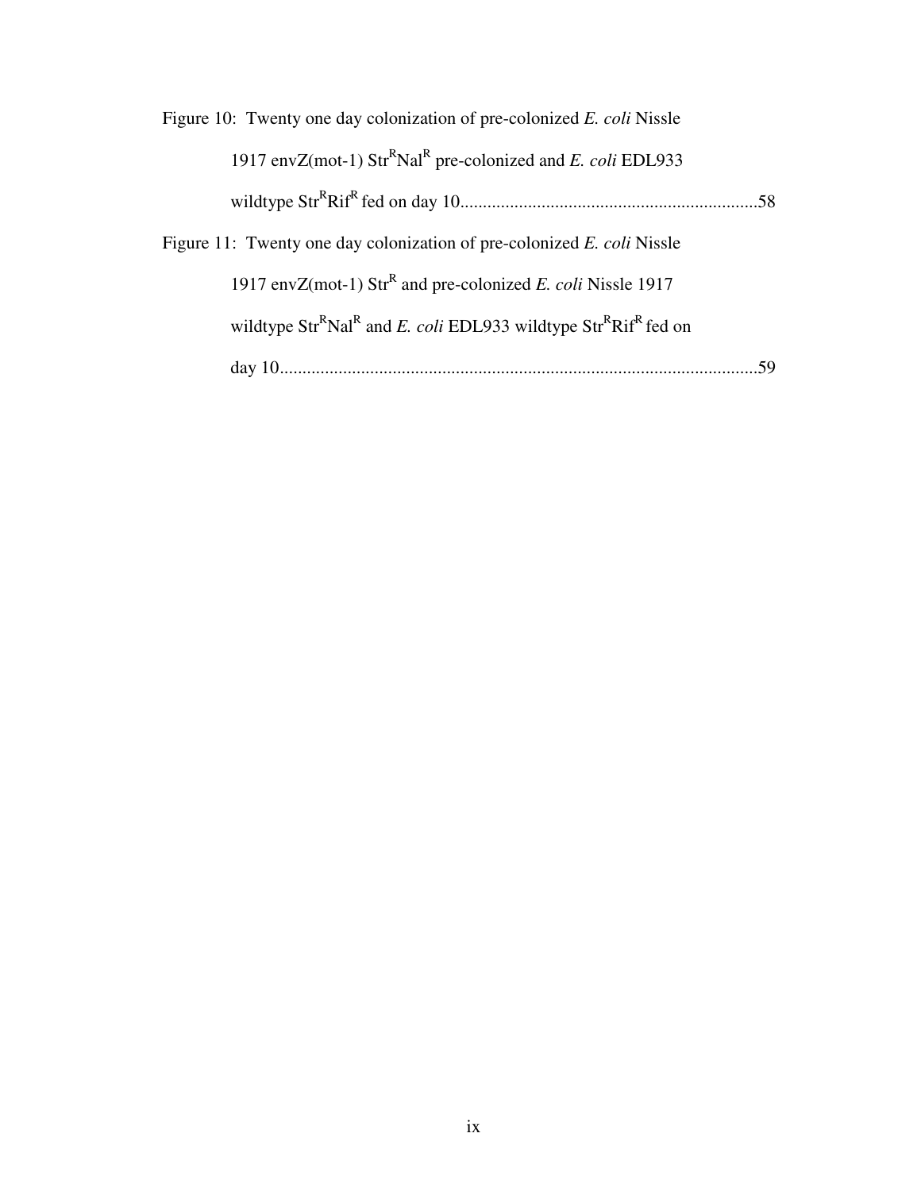Figure 10: Twenty one day colonization of pre-colonized *E. coli* Nissle 1917 envZ(mot-1) $Str^{R}Nal^{R}$ pre-colonized and *E. coli* EDL933 wildtype $Str^{R}Rif^{R}$ fed on day 10..................................................................58

Figure 11: Twenty one day colonization of pre-colonized *E. coli* Nissle 1917 envZ(mot-1) $Str^{R}$ and pre-colonized *E. coli* Nissle 1917 wildtype $Str^{R}Nal^{R}$ and *E. coli* EDL933 wildtype $Str^{R}Rif^{R}$ fed on day 10.........................................................................................................59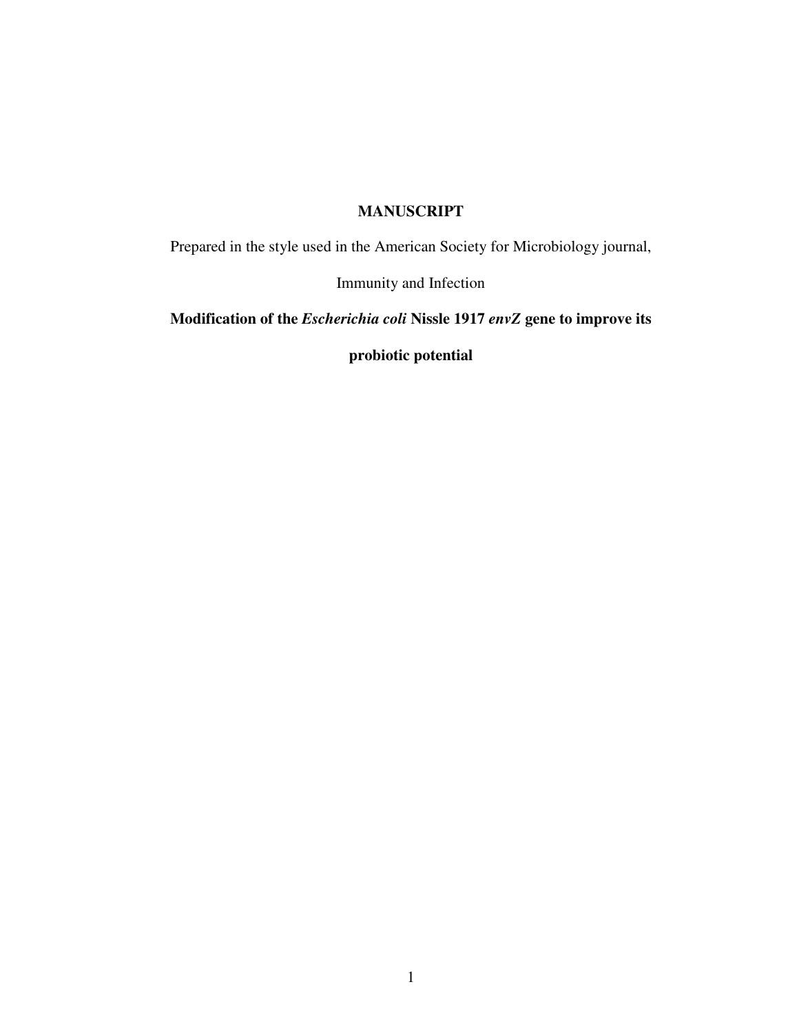**MANUSCRIPT**

Prepared in the style used in the American Society for Microbiology journal,

Immunity and Infection

**Modification of the *Escherichia coli* Nissle 1917 *envZ* gene to improve its probiotic potential**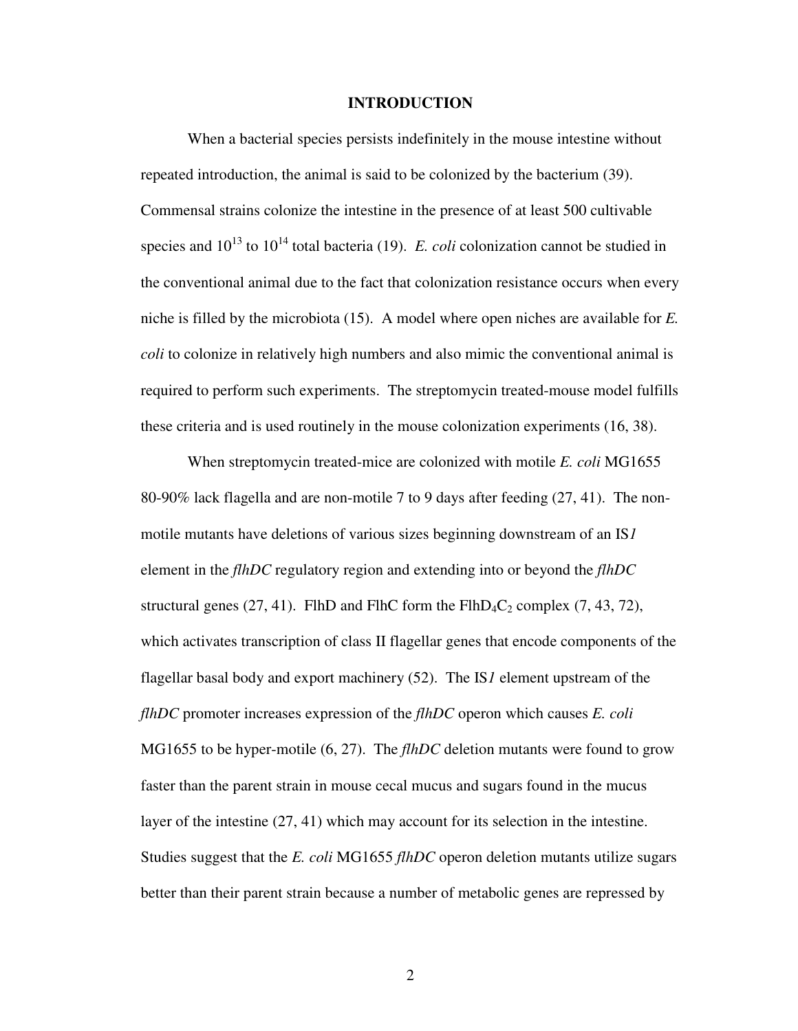# INTRODUCTION

When a bacterial species persists indefinitely in the mouse intestine without repeated introduction, the animal is said to be colonized by the bacterium (39). Commensal strains colonize the intestine in the presence of at least 500 cultivable species and $10^{13}$ to $10^{14}$ total bacteria (19). *E. coli* colonization cannot be studied in the conventional animal due to the fact that colonization resistance occurs when every niche is filled by the microbiota (15). A model where open niches are available for *E. coli* to colonize in relatively high numbers and also mimic the conventional animal is required to perform such experiments. The streptomycin treated-mouse model fulfills these criteria and is used routinely in the mouse colonization experiments (16, 38).

When streptomycin treated-mice are colonized with motile *E. coli* MG1655 80-90% lack flagella and are non-motile 7 to 9 days after feeding (27, 41). The non-motile mutants have deletions of various sizes beginning downstream of an IS*1* element in the *flhDC* regulatory region and extending into or beyond the *flhDC* structural genes (27, 41). FlhD and FlhC form the $FlhD_4C_2$ complex (7, 43, 72), which activates transcription of class II flagellar genes that encode components of the flagellar basal body and export machinery (52). The IS*1* element upstream of the *flhDC* promoter increases expression of the *flhDC* operon which causes *E. coli* MG1655 to be hyper-motile (6, 27). The *flhDC* deletion mutants were found to grow faster than the parent strain in mouse cecal mucus and sugars found in the mucus layer of the intestine (27, 41) which may account for its selection in the intestine. Studies suggest that the *E. coli* MG1655 *flhDC* operon deletion mutants utilize sugars better than their parent strain because a number of metabolic genes are repressed by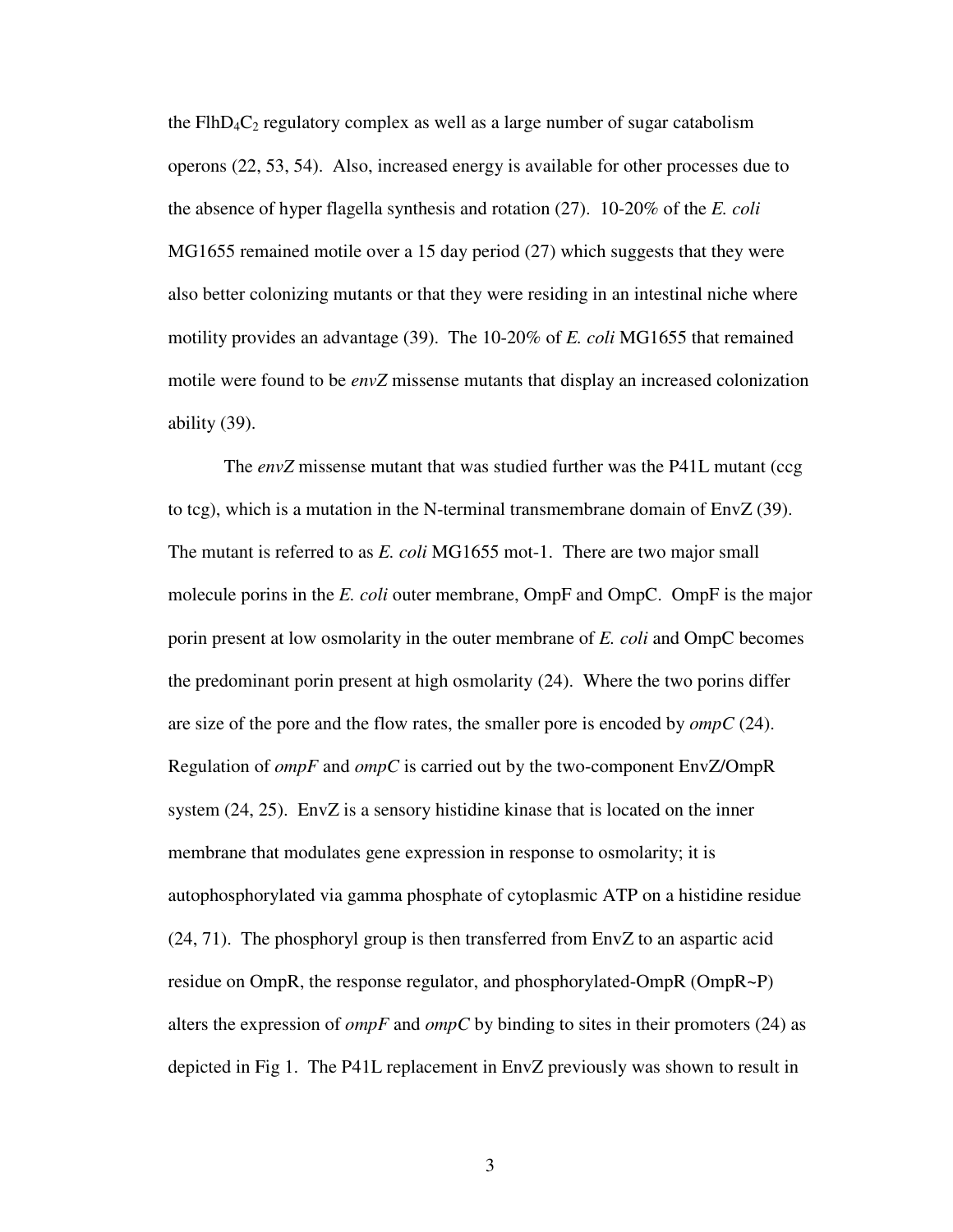the $FlhD_4C_2$ regulatory complex as well as a large number of sugar catabolism operons (22, 53, 54). Also, increased energy is available for other processes due to the absence of hyper flagella synthesis and rotation (27). 10-20% of the *E. coli* MG1655 remained motile over a 15 day period (27) which suggests that they were also better colonizing mutants or that they were residing in an intestinal niche where motility provides an advantage (39). The 10-20% of *E. coli* MG1655 that remained motile were found to be *envZ* missense mutants that display an increased colonization ability (39).

The *envZ* missense mutant that was studied further was the P41L mutant (ccg to tcg), which is a mutation in the N-terminal transmembrane domain of EnvZ (39). The mutant is referred to as *E. coli* MG1655 mot-1. There are two major small molecule porins in the *E. coli* outer membrane, OmpF and OmpC. OmpF is the major porin present at low osmolarity in the outer membrane of *E. coli* and OmpC becomes the predominant porin present at high osmolarity (24). Where the two porins differ are size of the pore and the flow rates, the smaller pore is encoded by *ompC* (24). Regulation of *ompF* and *ompC* is carried out by the two-component EnvZ/OmpR system (24, 25). EnvZ is a sensory histidine kinase that is located on the inner membrane that modulates gene expression in response to osmolarity; it is autophosphorylated via gamma phosphate of cytoplasmic ATP on a histidine residue (24, 71). The phosphoryl group is then transferred from EnvZ to an aspartic acid residue on OmpR, the response regulator, and phosphorylated-OmpR (OmpR~P) alters the expression of *ompF* and *ompC* by binding to sites in their promoters (24) as depicted in Fig 1. The P41L replacement in EnvZ previously was shown to result in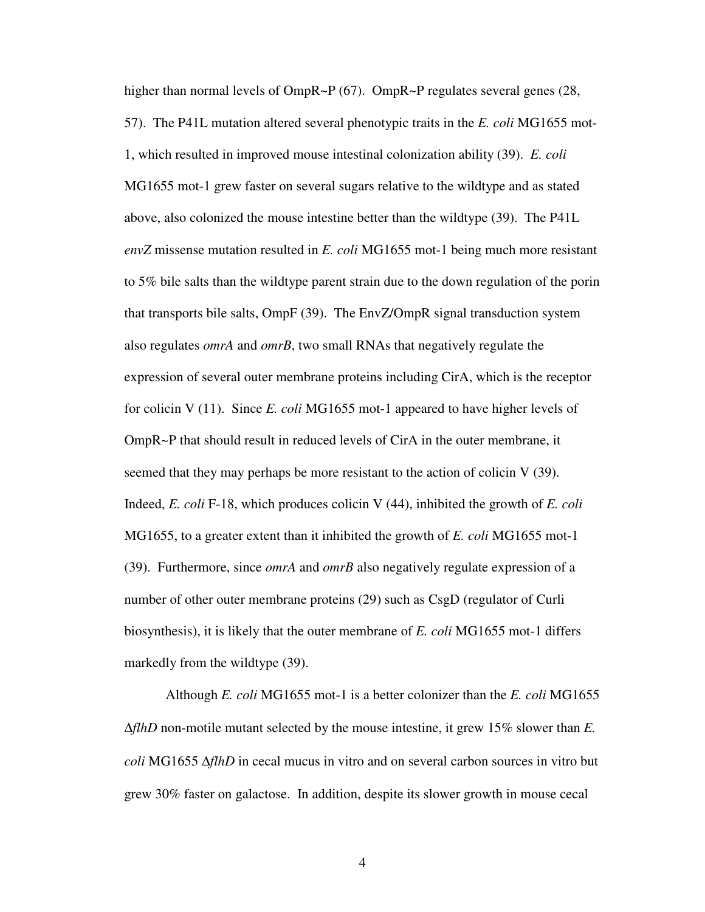higher than normal levels of OmpR~P (67). OmpR~P regulates several genes (28, 57). The P41L mutation altered several phenotypic traits in the *E. coli* MG1655 mot-1, which resulted in improved mouse intestinal colonization ability (39). *E. coli* MG1655 mot-1 grew faster on several sugars relative to the wildtype and as stated above, also colonized the mouse intestine better than the wildtype (39). The P41L *envZ* missense mutation resulted in *E. coli* MG1655 mot-1 being much more resistant to 5% bile salts than the wildtype parent strain due to the down regulation of the porin that transports bile salts, OmpF (39). The EnvZ/OmpR signal transduction system also regulates *omrA* and *omrB*, two small RNAs that negatively regulate the expression of several outer membrane proteins including CirA, which is the receptor for colicin V (11). Since *E. coli* MG1655 mot-1 appeared to have higher levels of OmpR~P that should result in reduced levels of CirA in the outer membrane, it seemed that they may perhaps be more resistant to the action of colicin V (39). Indeed, *E. coli* F-18, which produces colicin V (44), inhibited the growth of *E. coli* MG1655, to a greater extent than it inhibited the growth of *E. coli* MG1655 mot-1 (39). Furthermore, since *omrA* and *omrB* also negatively regulate expression of a number of other outer membrane proteins (29) such as CsgD (regulator of Curli biosynthesis), it is likely that the outer membrane of *E. coli* MG1655 mot-1 differs markedly from the wildtype (39).

Although *E. coli* MG1655 mot-1 is a better colonizer than the *E. coli* MG1655 Δ*flhD* non-motile mutant selected by the mouse intestine, it grew 15% slower than *E. coli* MG1655 Δ*flhD* in cecal mucus in vitro and on several carbon sources in vitro but grew 30% faster on galactose. In addition, despite its slower growth in mouse cecal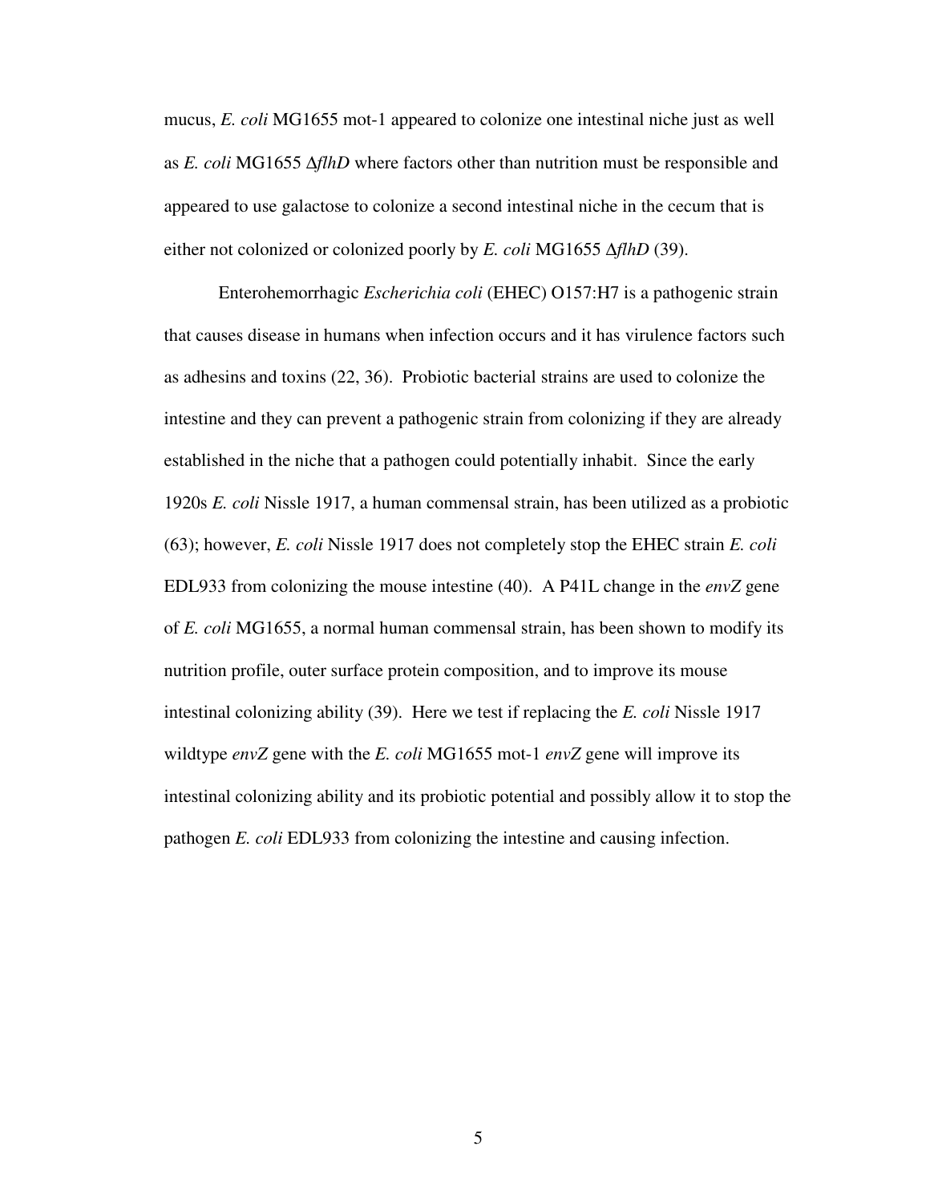mucus, *E. coli* MG1655 mot-1 appeared to colonize one intestinal niche just as well as *E. coli* MG1655 Δ*flhD* where factors other than nutrition must be responsible and appeared to use galactose to colonize a second intestinal niche in the cecum that is either not colonized or colonized poorly by *E. coli* MG1655 Δ*flhD* (39).

Enterohemorrhagic *Escherichia coli* (EHEC) O157:H7 is a pathogenic strain that causes disease in humans when infection occurs and it has virulence factors such as adhesins and toxins (22, 36). Probiotic bacterial strains are used to colonize the intestine and they can prevent a pathogenic strain from colonizing if they are already established in the niche that a pathogen could potentially inhabit. Since the early 1920s *E. coli* Nissle 1917, a human commensal strain, has been utilized as a probiotic (63); however, *E. coli* Nissle 1917 does not completely stop the EHEC strain *E. coli* EDL933 from colonizing the mouse intestine (40). A P41L change in the *envZ* gene of *E. coli* MG1655, a normal human commensal strain, has been shown to modify its nutrition profile, outer surface protein composition, and to improve its mouse intestinal colonizing ability (39). Here we test if replacing the *E. coli* Nissle 1917 wildtype *envZ* gene with the *E. coli* MG1655 mot-1 *envZ* gene will improve its intestinal colonizing ability and its probiotic potential and possibly allow it to stop the pathogen *E. coli* EDL933 from colonizing the intestine and causing infection.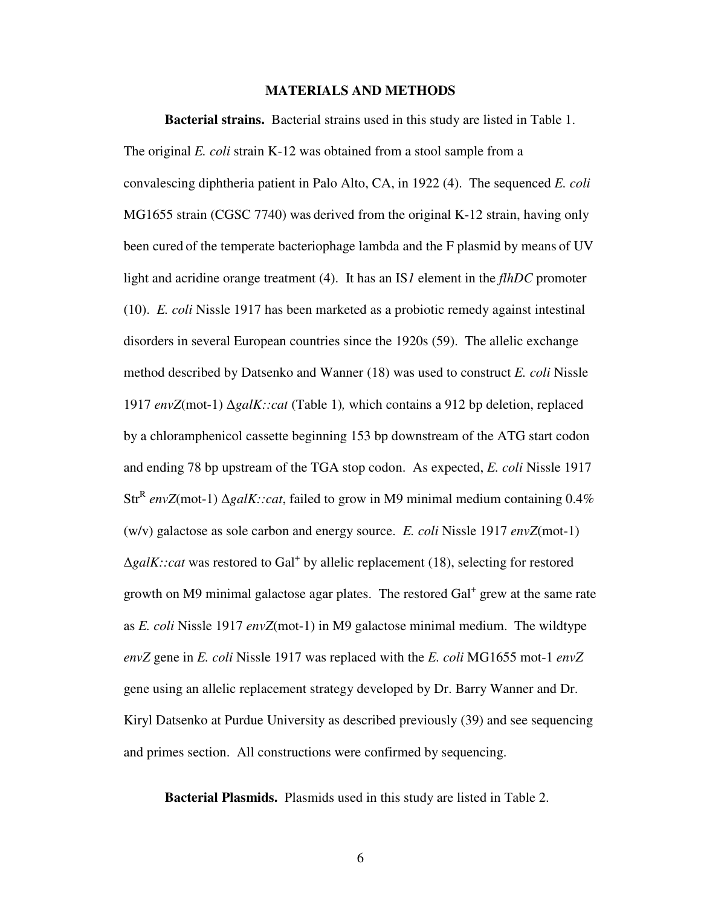## MATERIALS AND METHODS

**Bacterial strains.** Bacterial strains used in this study are listed in Table 1. The original *E. coli* strain K-12 was obtained from a stool sample from a convalescing diphtheria patient in Palo Alto, CA, in 1922 (4). The sequenced *E. coli* MG1655 strain (CGSC 7740) was derived from the original K-12 strain, having only been cured of the temperate bacteriophage lambda and the F plasmid by means of UV light and acridine orange treatment (4). It has an IS*1* element in the *flhDC* promoter (10). *E. coli* Nissle 1917 has been marketed as a probiotic remedy against intestinal disorders in several European countries since the 1920s (59). The allelic exchange method described by Datsenko and Wanner (18) was used to construct *E. coli* Nissle 1917 *envZ*(mot-1) Δ*galK::cat* (Table 1)*,* which contains a 912 bp deletion, replaced by a chloramphenicol cassette beginning 153 bp downstream of the ATG start codon and ending 78 bp upstream of the TGA stop codon. As expected, *E. coli* Nissle 1917 $Str^R$ *envZ*(mot-1) Δ*galK::cat*, failed to grow in M9 minimal medium containing 0.4% (w/v) galactose as sole carbon and energy source. *E. coli* Nissle 1917 *envZ*(mot-1) Δ*galK::cat* was restored to $Gal^+$ by allelic replacement (18), selecting for restored growth on M9 minimal galactose agar plates. The restored $Gal^+$ grew at the same rate as *E. coli* Nissle 1917 *envZ*(mot-1) in M9 galactose minimal medium. The wildtype *envZ* gene in *E. coli* Nissle 1917 was replaced with the *E. coli* MG1655 mot-1 *envZ* gene using an allelic replacement strategy developed by Dr. Barry Wanner and Dr. Kiryl Datsenko at Purdue University as described previously (39) and see sequencing and primes section. All constructions were confirmed by sequencing.

**Bacterial Plasmids.** Plasmids used in this study are listed in Table 2.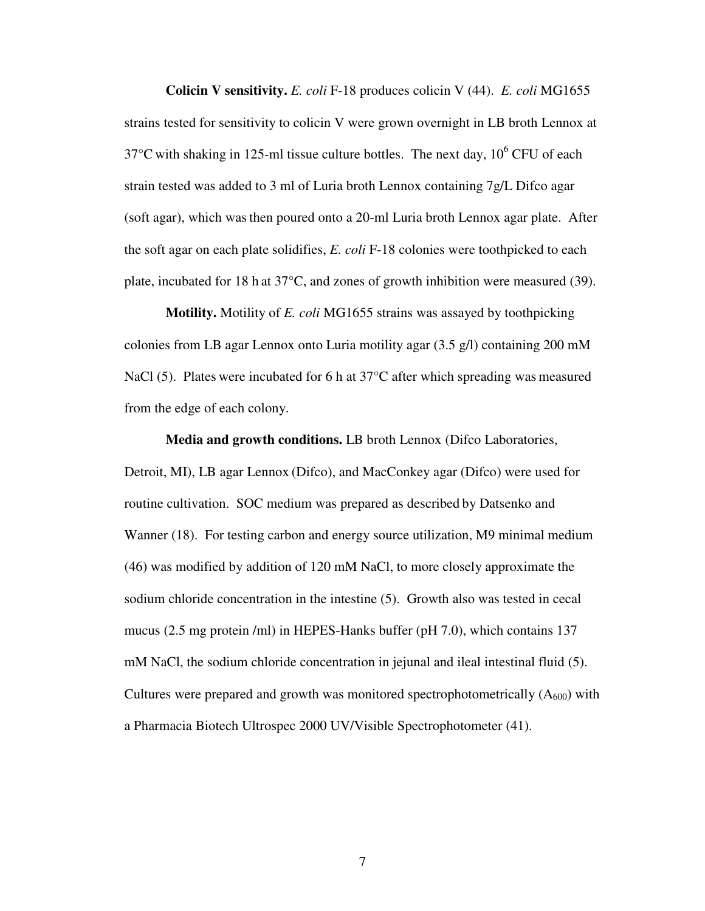**Colicin V sensitivity.** *E. coli* F-18 produces colicin V (44). *E. coli* MG1655 strains tested for sensitivity to colicin V were grown overnight in LB broth Lennox at 37°C with shaking in 125-ml tissue culture bottles. The next day, $10^6$ CFU of each strain tested was added to 3 ml of Luria broth Lennox containing 7g/L Difco agar (soft agar), which was then poured onto a 20-ml Luria broth Lennox agar plate. After the soft agar on each plate solidifies, *E. coli* F-18 colonies were toothpicked to each plate, incubated for 18 h at 37°C, and zones of growth inhibition were measured (39).

**Motility.** Motility of *E. coli* MG1655 strains was assayed by toothpicking colonies from LB agar Lennox onto Luria motility agar (3.5 g/l) containing 200 mM NaCl (5). Plates were incubated for 6 h at 37°C after which spreading was measured from the edge of each colony.

**Media and growth conditions.** LB broth Lennox (Difco Laboratories, Detroit, MI), LB agar Lennox (Difco), and MacConkey agar (Difco) were used for routine cultivation. SOC medium was prepared as described by Datsenko and Wanner (18). For testing carbon and energy source utilization, M9 minimal medium (46) was modified by addition of 120 mM NaCl, to more closely approximate the sodium chloride concentration in the intestine (5). Growth also was tested in cecal mucus (2.5 mg protein /ml) in HEPES-Hanks buffer (pH 7.0), which contains 137 mM NaCl, the sodium chloride concentration in jejunal and ileal intestinal fluid (5). Cultures were prepared and growth was monitored spectrophotometrically ($A_{600}$) with a Pharmacia Biotech Ultrospec 2000 UV/Visible Spectrophotometer (41).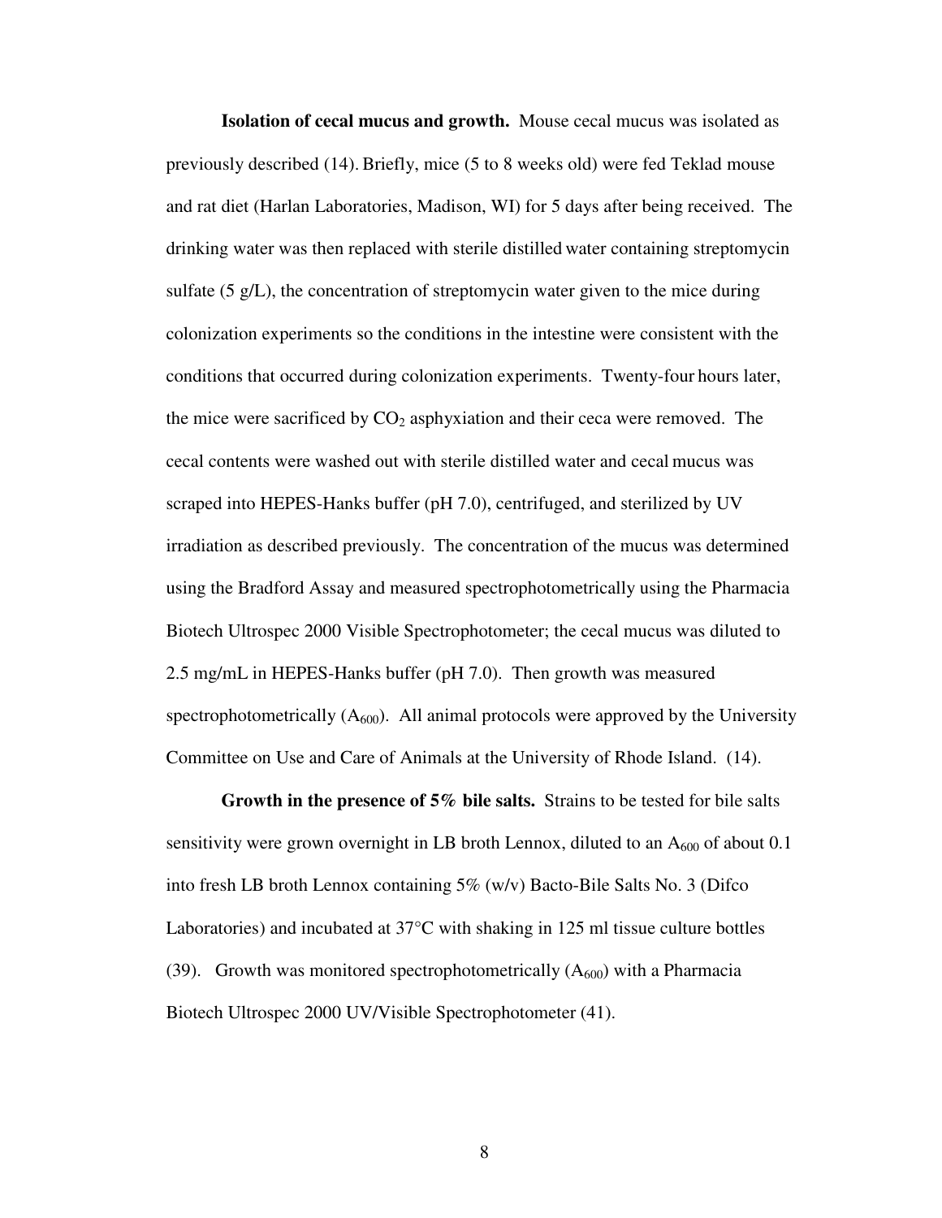**Isolation of cecal mucus and growth.** Mouse cecal mucus was isolated as previously described (14). Briefly, mice (5 to 8 weeks old) were fed Teklad mouse and rat diet (Harlan Laboratories, Madison, WI) for 5 days after being received. The drinking water was then replaced with sterile distilled water containing streptomycin sulfate (5 g/L), the concentration of streptomycin water given to the mice during colonization experiments so the conditions in the intestine were consistent with the conditions that occurred during colonization experiments. Twenty-four hours later, the mice were sacrificed by $CO_2$ asphyxiation and their ceca were removed. The cecal contents were washed out with sterile distilled water and cecal mucus was scraped into HEPES-Hanks buffer (pH 7.0), centrifuged, and sterilized by UV irradiation as described previously. The concentration of the mucus was determined using the Bradford Assay and measured spectrophotometrically using the Pharmacia Biotech Ultrospec 2000 Visible Spectrophotometer; the cecal mucus was diluted to 2.5 mg/mL in HEPES-Hanks buffer (pH 7.0). Then growth was measured spectrophotometrically ($A_{600}$). All animal protocols were approved by the University Committee on Use and Care of Animals at the University of Rhode Island. (14).

**Growth in the presence of 5% bile salts.** Strains to be tested for bile salts sensitivity were grown overnight in LB broth Lennox, diluted to an $A_{600}$ of about 0.1 into fresh LB broth Lennox containing 5% (w/v) Bacto-Bile Salts No. 3 (Difco Laboratories) and incubated at 37°C with shaking in 125 ml tissue culture bottles (39). Growth was monitored spectrophotometrically ($A_{600}$) with a Pharmacia Biotech Ultrospec 2000 UV/Visible Spectrophotometer (41).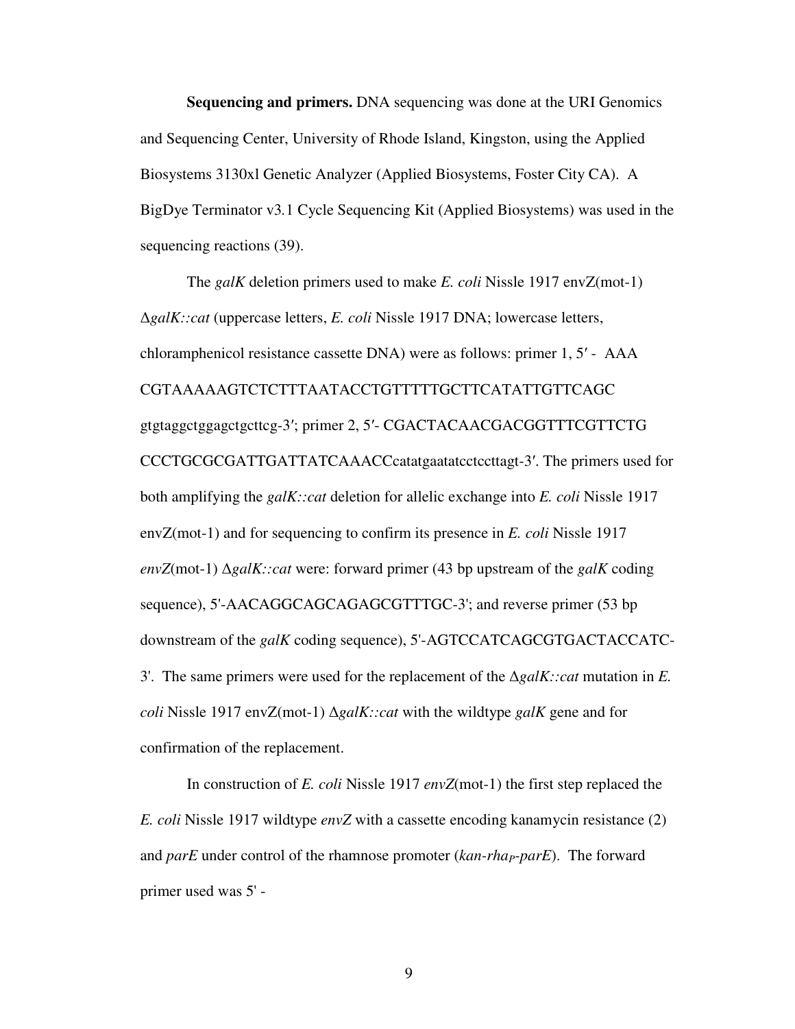**Sequencing and primers.** DNA sequencing was done at the URI Genomics and Sequencing Center, University of Rhode Island, Kingston, using the Applied Biosystems 3130xl Genetic Analyzer (Applied Biosystems, Foster City CA). A BigDye Terminator v3.1 Cycle Sequencing Kit (Applied Biosystems) was used in the sequencing reactions (39).

The *galK* deletion primers used to make *E. coli* Nissle 1917 envZ(mot-1) Δ*galK::cat* (uppercase letters, *E. coli* Nissle 1917 DNA; lowercase letters, chloramphenicol resistance cassette DNA) were as follows: primer 1, 5′ - AAA CGTAAAAAGTCTCTTTAATACCTGTTTTTGCTTCATATTGTTCAGC gtgtaggctggagctgcttcg-3′; primer 2, 5′- CGACTACAACGACGGTTTCGTTCTG CCCTGCGCGATTGATTATCAAACCcatatgaatatcctccttagt-3′. The primers used for both amplifying the *galK::cat* deletion for allelic exchange into *E. coli* Nissle 1917 envZ(mot-1) and for sequencing to confirm its presence in *E. coli* Nissle 1917 *envZ*(mot-1) Δ*galK::cat* were: forward primer (43 bp upstream of the *galK* coding sequence), 5'-AACAGGCAGCAGAGCGTTTGC-3'; and reverse primer (53 bp downstream of the *galK* coding sequence), 5'-AGTCCATCAGCGTGACTACCATC-3'. The same primers were used for the replacement of the Δ*galK::cat* mutation in *E. coli* Nissle 1917 envZ(mot-1) Δ*galK::cat* with the wildtype *galK* gene and for confirmation of the replacement.

In construction of *E. coli* Nissle 1917 *envZ*(mot-1) the first step replaced the *E. coli* Nissle 1917 wildtype *envZ* with a cassette encoding kanamycin resistance (2) and *parE* under control of the rhamnose promoter (*kan-rha$_P$-parE*). The forward primer used was 5' -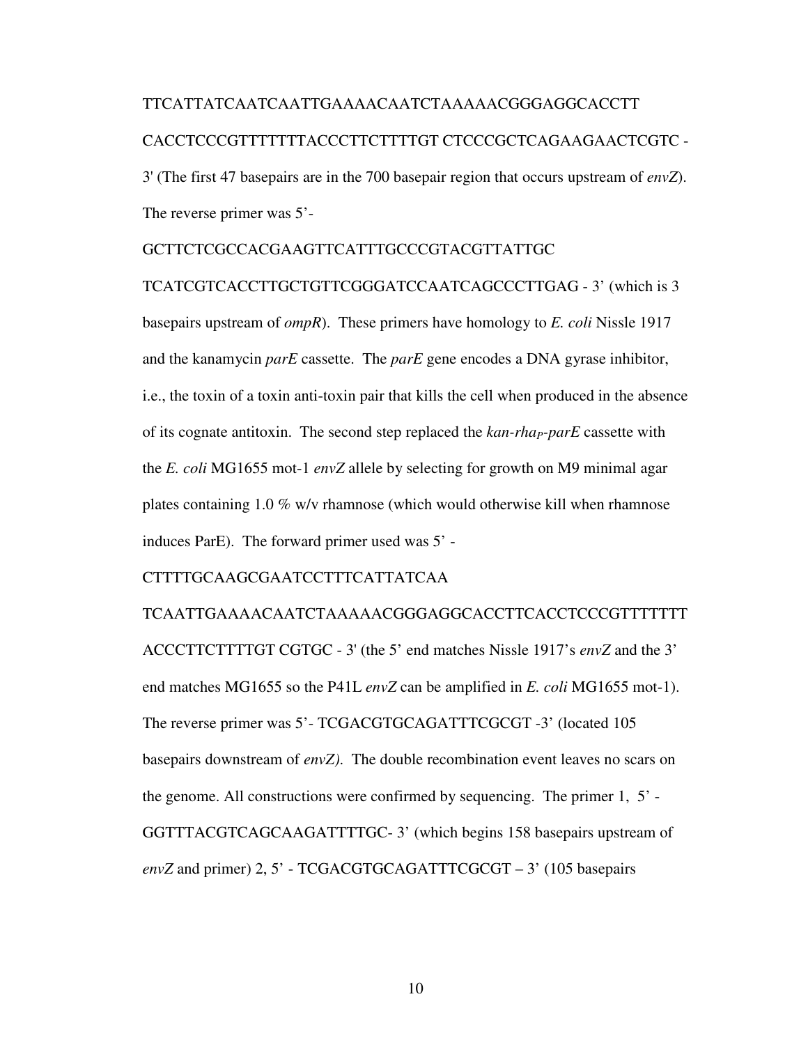TTCATTATCAATCAATTGAAAACAATCTAAAAACGGGAGGCACCTT

CACCTCCCGTTTTTTTACCCTTCTTTTGT CTCCCGCTCAGAAGAACTCGTC - 3' (The first 47 basepairs are in the 700 basepair region that occurs upstream of *envZ*). The reverse primer was 5'-

GCTTCTCGCCACGAAGTTCATTTGCCCGTACGTTATTGC

TCATCGTCACCTTGCTGTTCGGGATCCAATCAGCCCTTGAG - 3' (which is 3 basepairs upstream of *ompR*). These primers have homology to *E. coli* Nissle 1917 and the kanamycin *parE* cassette. The *parE* gene encodes a DNA gyrase inhibitor, i.e., the toxin of a toxin anti-toxin pair that kills the cell when produced in the absence of its cognate antitoxin. The second step replaced the *kan-rha$_P$-parE* cassette with the *E. coli* MG1655 mot-1 *envZ* allele by selecting for growth on M9 minimal agar plates containing 1.0 % w/v rhamnose (which would otherwise kill when rhamnose induces ParE). The forward primer used was 5' -

CTTTTGCAAGCGAATCCTTTCATTATCAA

TCAATTGAAAACAATCTAAAAACGGGAGGCACCTTCACCTCCCGTTTTTTT ACCCTTCTTTTGT CGTGC - 3' (the 5' end matches Nissle 1917's *envZ* and the 3' end matches MG1655 so the P41L *envZ* can be amplified in *E. coli* MG1655 mot-1). The reverse primer was 5'- TCGACGTGCAGATTTCGCGT -3' (located 105 basepairs downstream of *envZ)*. The double recombination event leaves no scars on the genome. All constructions were confirmed by sequencing. The primer 1, 5' - GGTTTACGTCAGCAAGATTTTGC- 3' (which begins 158 basepairs upstream of *envZ* and primer) 2, 5' - TCGACGTGCAGATTTCGCGT – 3' (105 basepairs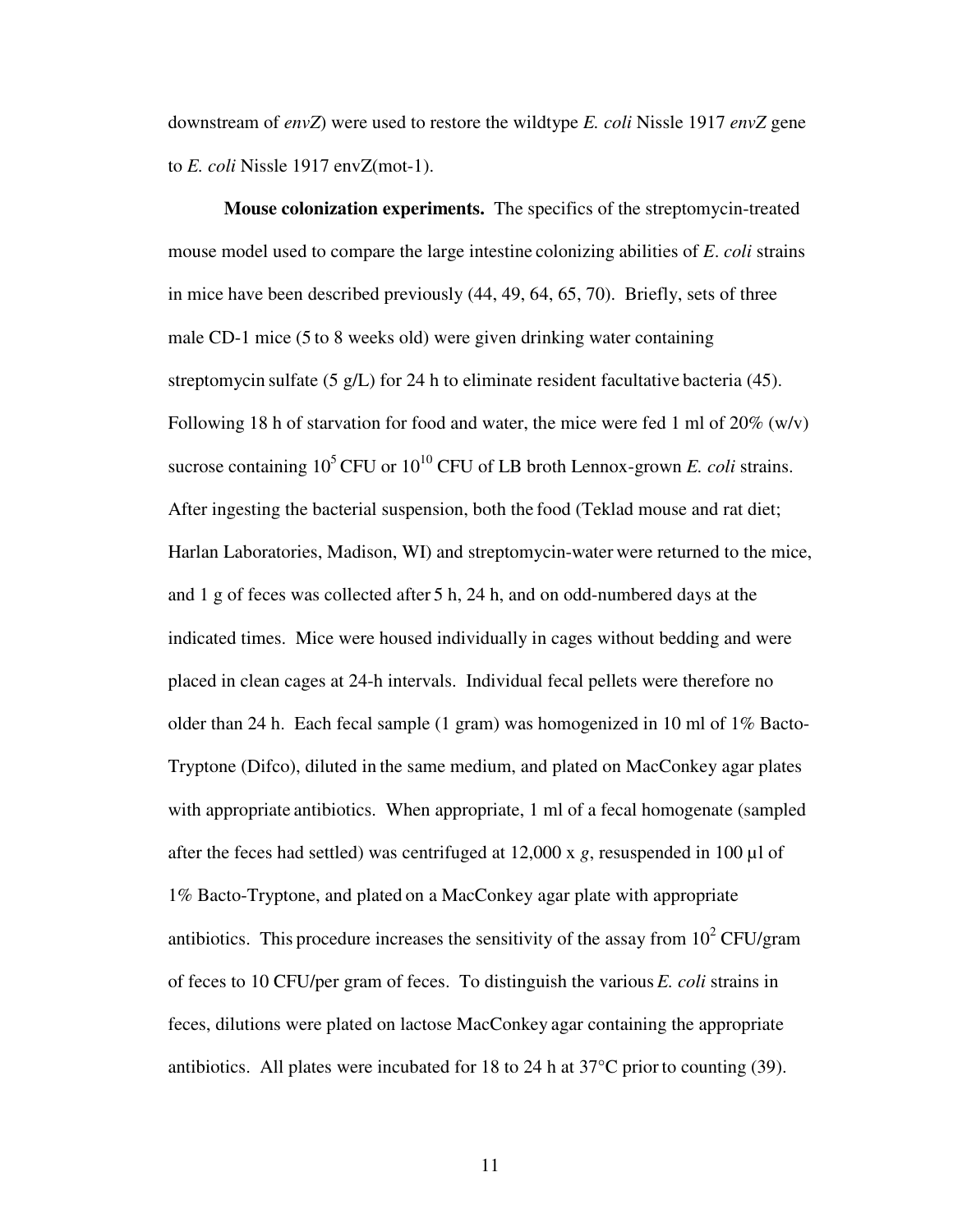downstream of *envZ*) were used to restore the wildtype *E. coli* Nissle 1917 *envZ* gene to *E. coli* Nissle 1917 envZ(mot-1).

**Mouse colonization experiments.** The specifics of the streptomycin-treated mouse model used to compare the large intestine colonizing abilities of *E. coli* strains in mice have been described previously (44, 49, 64, 65, 70). Briefly, sets of three male CD-1 mice (5 to 8 weeks old) were given drinking water containing streptomycin sulfate (5 g/L) for 24 h to eliminate resident facultative bacteria (45). Following 18 h of starvation for food and water, the mice were fed 1 ml of 20% (w/v) sucrose containing $10^5$ CFU or $10^{10}$ CFU of LB broth Lennox-grown *E. coli* strains. After ingesting the bacterial suspension, both the food (Teklad mouse and rat diet; Harlan Laboratories, Madison, WI) and streptomycin-water were returned to the mice, and 1 g of feces was collected after 5 h, 24 h, and on odd-numbered days at the indicated times. Mice were housed individually in cages without bedding and were placed in clean cages at 24-h intervals. Individual fecal pellets were therefore no older than 24 h. Each fecal sample (1 gram) was homogenized in 10 ml of 1% Bacto-Tryptone (Difco), diluted in the same medium, and plated on MacConkey agar plates with appropriate antibiotics. When appropriate, 1 ml of a fecal homogenate (sampled after the feces had settled) was centrifuged at 12,000 x *g*, resuspended in 100 µl of 1% Bacto-Tryptone, and plated on a MacConkey agar plate with appropriate antibiotics. This procedure increases the sensitivity of the assay from $10^2$ CFU/gram of feces to 10 CFU/per gram of feces. To distinguish the various *E. coli* strains in feces, dilutions were plated on lactose MacConkey agar containing the appropriate antibiotics. All plates were incubated for 18 to 24 h at 37°C prior to counting (39).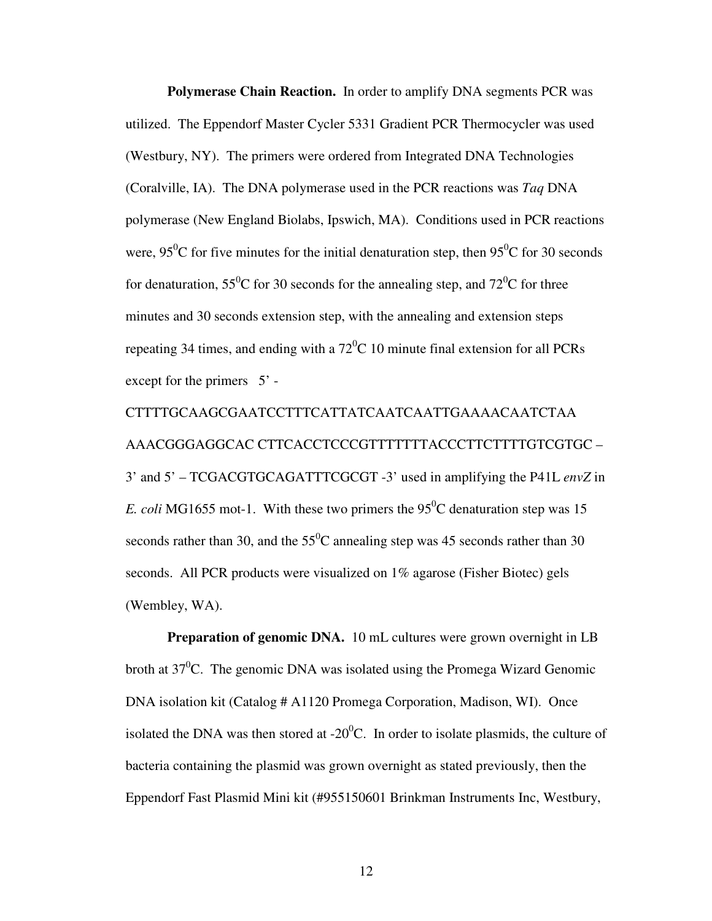**Polymerase Chain Reaction.** In order to amplify DNA segments PCR was utilized. The Eppendorf Master Cycler 5331 Gradient PCR Thermocycler was used (Westbury, NY). The primers were ordered from Integrated DNA Technologies (Coralville, IA). The DNA polymerase used in the PCR reactions was *Taq* DNA polymerase (New England Biolabs, Ipswich, MA). Conditions used in PCR reactions were, $95^0$C for five minutes for the initial denaturation step, then $95^0$C for 30 seconds for denaturation, $55^0$C for 30 seconds for the annealing step, and $72^0$C for three minutes and 30 seconds extension step, with the annealing and extension steps repeating 34 times, and ending with a $72^0$C 10 minute final extension for all PCRs except for the primers 5' - CTTTTGCAAGCGAATCCTTTCATTATCAATCAATTGAAAACAATCTAA AAACGGGAGGCAC CTTCACCTCCCGTTTTTTACCCTTCTTTTGTCGTGC – 3' and 5' – TCGACGTGCAGATTTCGCGT -3' used in amplifying the P41L *envZ* in *E. coli* MG1655 mot-1. With these two primers the $95^0$C denaturation step was 15 seconds rather than 30, and the $55^0$C annealing step was 45 seconds rather than 30 seconds. All PCR products were visualized on 1% agarose (Fisher Biotec) gels (Wembley, WA).

**Preparation of genomic DNA.** 10 mL cultures were grown overnight in LB broth at $37^0$C. The genomic DNA was isolated using the Promega Wizard Genomic DNA isolation kit (Catalog # A1120 Promega Corporation, Madison, WI). Once isolated the DNA was then stored at $-20^0$C. In order to isolate plasmids, the culture of bacteria containing the plasmid was grown overnight as stated previously, then the Eppendorf Fast Plasmid Mini kit (#955150601 Brinkman Instruments Inc, Westbury,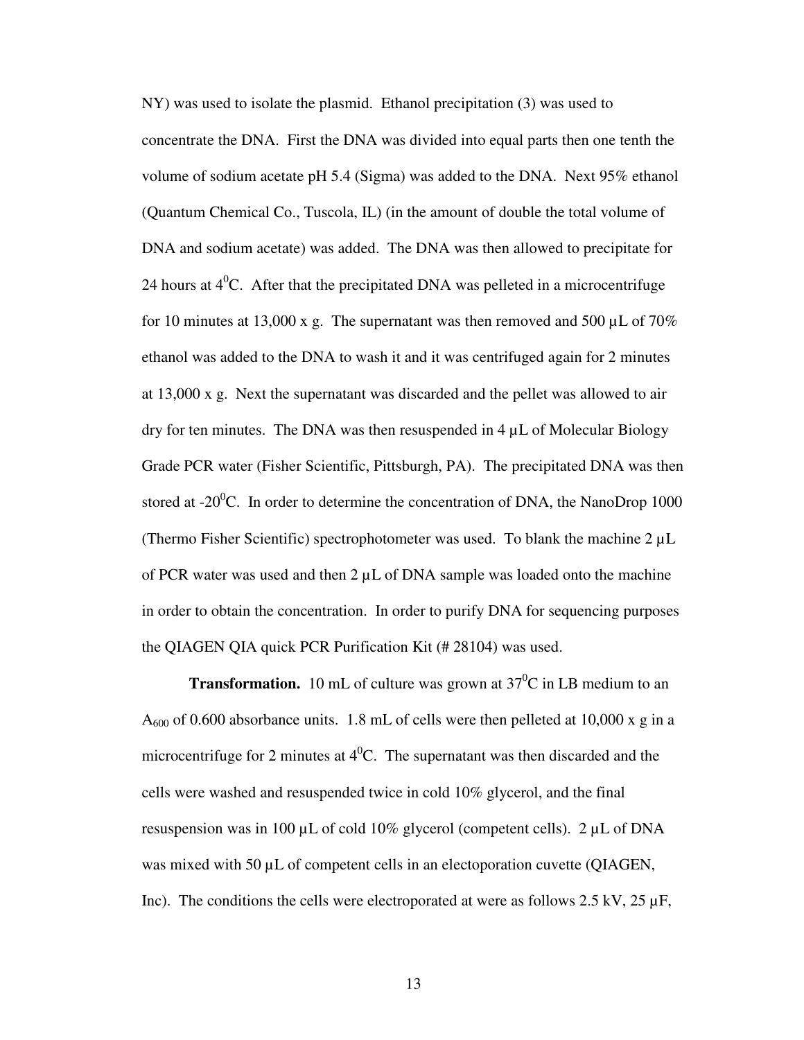NY) was used to isolate the plasmid. Ethanol precipitation (3) was used to concentrate the DNA. First the DNA was divided into equal parts then one tenth the volume of sodium acetate pH 5.4 (Sigma) was added to the DNA. Next 95% ethanol (Quantum Chemical Co., Tuscola, IL) (in the amount of double the total volume of DNA and sodium acetate) was added. The DNA was then allowed to precipitate for 24 hours at $4^0$C. After that the precipitated DNA was pelleted in a microcentrifuge for 10 minutes at 13,000 x g. The supernatant was then removed and 500 µL of 70% ethanol was added to the DNA to wash it and it was centrifuged again for 2 minutes at 13,000 x g. Next the supernatant was discarded and the pellet was allowed to air dry for ten minutes. The DNA was then resuspended in 4 µL of Molecular Biology Grade PCR water (Fisher Scientific, Pittsburgh, PA). The precipitated DNA was then stored at $-20^0$C. In order to determine the concentration of DNA, the NanoDrop 1000 (Thermo Fisher Scientific) spectrophotometer was used. To blank the machine 2 µL of PCR water was used and then 2 µL of DNA sample was loaded onto the machine in order to obtain the concentration. In order to purify DNA for sequencing purposes the QIAGEN QIA quick PCR Purification Kit (# 28104) was used.

**Transformation.** 10 mL of culture was grown at $37^0$C in LB medium to an $A_{600}$ of 0.600 absorbance units. 1.8 mL of cells were then pelleted at 10,000 x g in a microcentrifuge for 2 minutes at $4^0$C. The supernatant was then discarded and the cells were washed and resuspended twice in cold 10% glycerol, and the final resuspension was in 100 µL of cold 10% glycerol (competent cells). 2 µL of DNA was mixed with 50 µL of competent cells in an electoporation cuvette (QIAGEN, Inc). The conditions the cells were electroporated at were as follows 2.5 kV, 25 µF,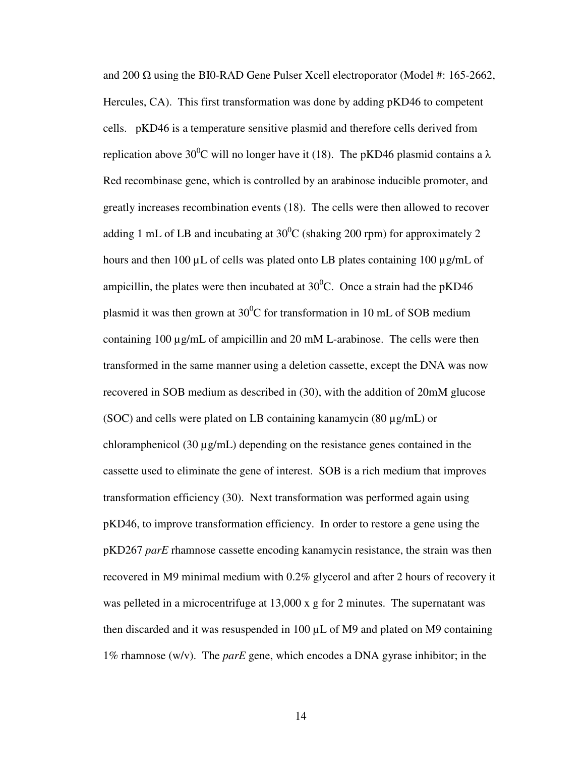and 200 Ω using the BI0-RAD Gene Pulser Xcell electroporator (Model #: 165-2662, Hercules, CA). This first transformation was done by adding pKD46 to competent cells. pKD46 is a temperature sensitive plasmid and therefore cells derived from replication above $30^0$C will no longer have it (18). The pKD46 plasmid contains a λ Red recombinase gene, which is controlled by an arabinose inducible promoter, and greatly increases recombination events (18). The cells were then allowed to recover adding 1 mL of LB and incubating at $30^0$C (shaking 200 rpm) for approximately 2 hours and then 100 µL of cells was plated onto LB plates containing 100 µg/mL of ampicillin, the plates were then incubated at $30^0$C. Once a strain had the pKD46 plasmid it was then grown at $30^0$C for transformation in 10 mL of SOB medium containing 100 µg/mL of ampicillin and 20 mM L-arabinose. The cells were then transformed in the same manner using a deletion cassette, except the DNA was now recovered in SOB medium as described in (30), with the addition of 20mM glucose (SOC) and cells were plated on LB containing kanamycin (80 µg/mL) or chloramphenicol (30 µg/mL) depending on the resistance genes contained in the cassette used to eliminate the gene of interest. SOB is a rich medium that improves transformation efficiency (30). Next transformation was performed again using pKD46, to improve transformation efficiency. In order to restore a gene using the pKD267 *parE* rhamnose cassette encoding kanamycin resistance, the strain was then recovered in M9 minimal medium with 0.2% glycerol and after 2 hours of recovery it was pelleted in a microcentrifuge at 13,000 x g for 2 minutes. The supernatant was then discarded and it was resuspended in 100 µL of M9 and plated on M9 containing 1% rhamnose (w/v). The *parE* gene, which encodes a DNA gyrase inhibitor; in the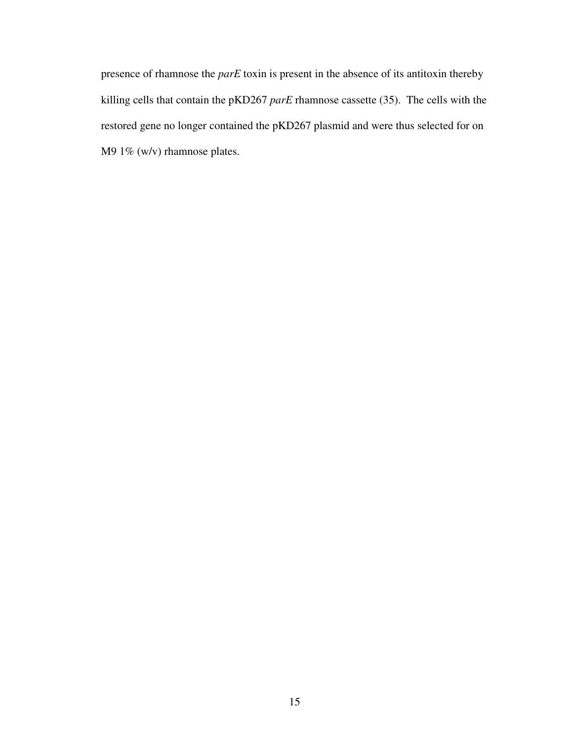presence of rhamnose the *parE* toxin is present in the absence of its antitoxin thereby killing cells that contain the pKD267 *parE* rhamnose cassette (35). The cells with the restored gene no longer contained the pKD267 plasmid and were thus selected for on M9 1% (w/v) rhamnose plates.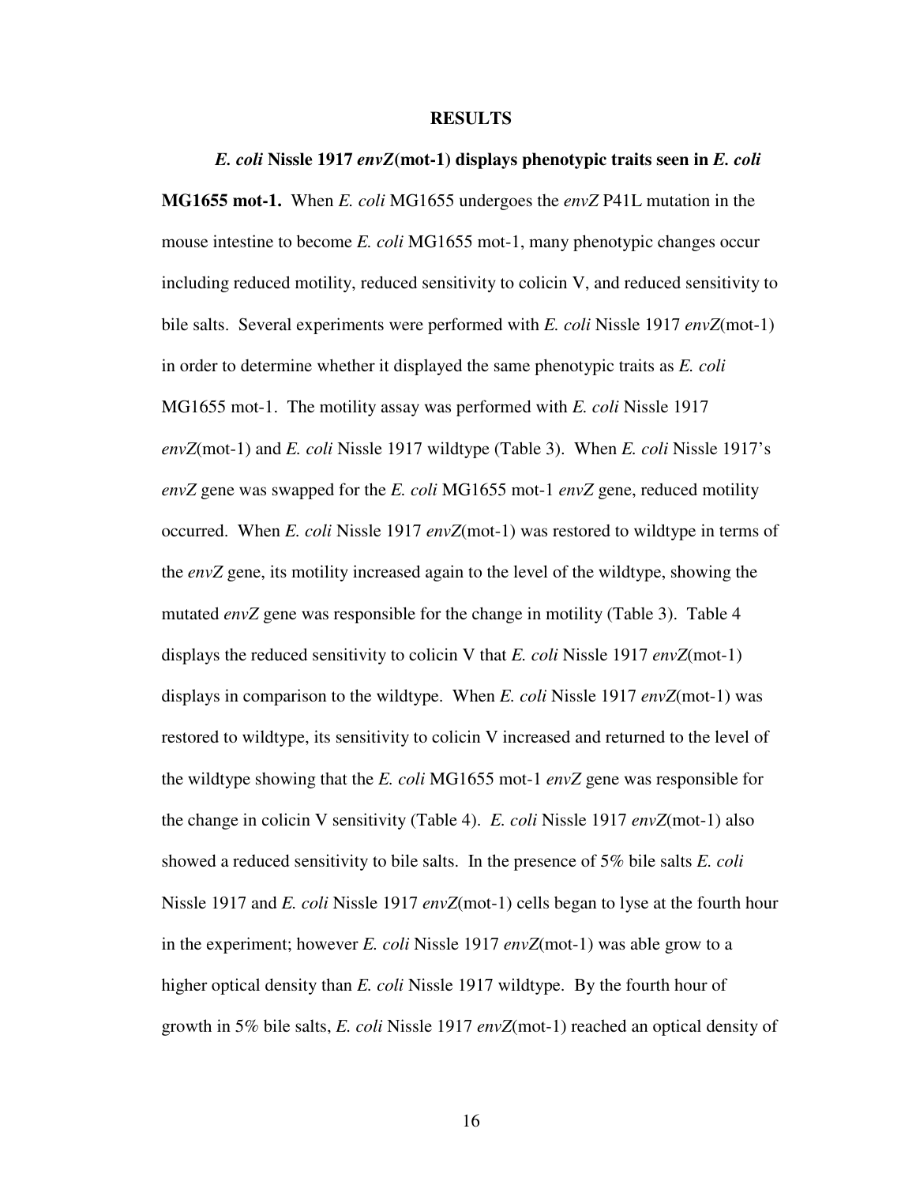# RESULTS

***E. coli* Nissle 1917 *envZ*(mot-1) displays phenotypic traits seen in *E. coli* MG1655 mot-1.** When *E. coli* MG1655 undergoes the *envZ* P41L mutation in the mouse intestine to become *E. coli* MG1655 mot-1, many phenotypic changes occur including reduced motility, reduced sensitivity to colicin V, and reduced sensitivity to bile salts. Several experiments were performed with *E. coli* Nissle 1917 *envZ*(mot-1) in order to determine whether it displayed the same phenotypic traits as *E. coli* MG1655 mot-1. The motility assay was performed with *E. coli* Nissle 1917 *envZ*(mot-1) and *E. coli* Nissle 1917 wildtype (Table 3). When *E. coli* Nissle 1917's *envZ* gene was swapped for the *E. coli* MG1655 mot-1 *envZ* gene, reduced motility occurred. When *E. coli* Nissle 1917 *envZ*(mot-1) was restored to wildtype in terms of the *envZ* gene, its motility increased again to the level of the wildtype, showing the mutated *envZ* gene was responsible for the change in motility (Table 3). Table 4 displays the reduced sensitivity to colicin V that *E. coli* Nissle 1917 *envZ*(mot-1) displays in comparison to the wildtype. When *E. coli* Nissle 1917 *envZ*(mot-1) was restored to wildtype, its sensitivity to colicin V increased and returned to the level of the wildtype showing that the *E. coli* MG1655 mot-1 *envZ* gene was responsible for the change in colicin V sensitivity (Table 4). *E. coli* Nissle 1917 *envZ*(mot-1) also showed a reduced sensitivity to bile salts. In the presence of 5% bile salts *E. coli* Nissle 1917 and *E. coli* Nissle 1917 *envZ*(mot-1) cells began to lyse at the fourth hour in the experiment; however *E. coli* Nissle 1917 *envZ*(mot-1) was able grow to a higher optical density than *E. coli* Nissle 1917 wildtype. By the fourth hour of growth in 5% bile salts, *E. coli* Nissle 1917 *envZ*(mot-1) reached an optical density of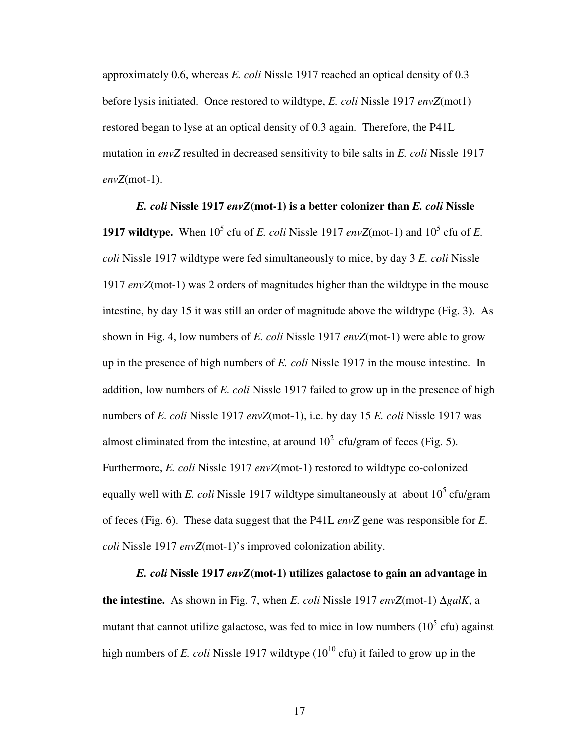approximately 0.6, whereas *E. coli* Nissle 1917 reached an optical density of 0.3 before lysis initiated. Once restored to wildtype, *E. coli* Nissle 1917 *envZ*(mot1) restored began to lyse at an optical density of 0.3 again. Therefore, the P41L mutation in *envZ* resulted in decreased sensitivity to bile salts in *E. coli* Nissle 1917 *envZ*(mot-1).

***E. coli* Nissle 1917 *envZ*(mot-1) is a better colonizer than *E. coli* Nissle 1917 wildtype.** When $10^5$ cfu of *E. coli* Nissle 1917 *envZ*(mot-1) and $10^5$ cfu of *E. coli* Nissle 1917 wildtype were fed simultaneously to mice, by day 3 *E. coli* Nissle 1917 *envZ*(mot-1) was 2 orders of magnitudes higher than the wildtype in the mouse intestine, by day 15 it was still an order of magnitude above the wildtype (Fig. 3). As shown in Fig. 4, low numbers of *E. coli* Nissle 1917 *envZ*(mot-1) were able to grow up in the presence of high numbers of *E. coli* Nissle 1917 in the mouse intestine. In addition, low numbers of *E. coli* Nissle 1917 failed to grow up in the presence of high numbers of *E. coli* Nissle 1917 *envZ*(mot-1), i.e. by day 15 *E. coli* Nissle 1917 was almost eliminated from the intestine, at around $10^2$ cfu/gram of feces (Fig. 5). Furthermore, *E. coli* Nissle 1917 *envZ*(mot-1) restored to wildtype co-colonized equally well with *E. coli* Nissle 1917 wildtype simultaneously at about $10^5$ cfu/gram of feces (Fig. 6). These data suggest that the P41L *envZ* gene was responsible for *E. coli* Nissle 1917 *envZ*(mot-1)'s improved colonization ability.

***E. coli* Nissle 1917 *envZ*(mot-1) utilizes galactose to gain an advantage in the intestine.** As shown in Fig. 7, when *E. coli* Nissle 1917 *envZ*(mot-1) Δ*galK*, a mutant that cannot utilize galactose, was fed to mice in low numbers ($10^5$ cfu) against high numbers of *E. coli* Nissle 1917 wildtype ($10^{10}$ cfu) it failed to grow up in the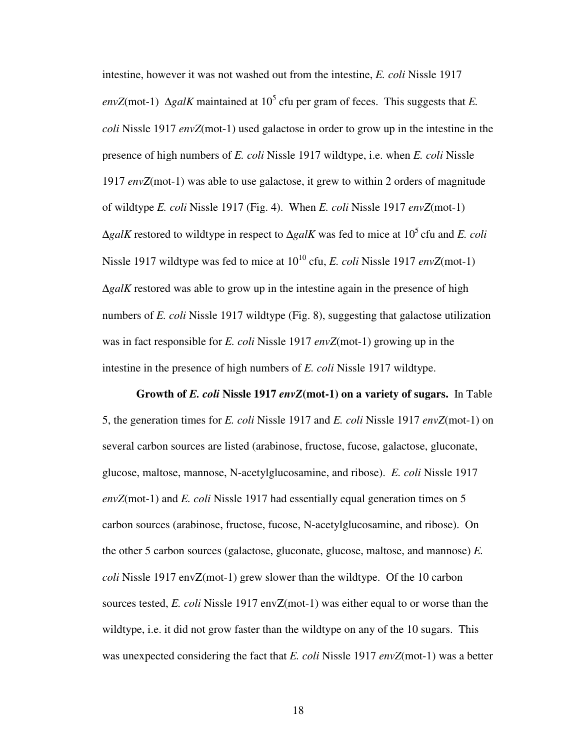intestine, however it was not washed out from the intestine, *E. coli* Nissle 1917 *envZ*(mot-1) Δ*galK* maintained at $10^5$ cfu per gram of feces. This suggests that *E. coli* Nissle 1917 *envZ*(mot-1) used galactose in order to grow up in the intestine in the presence of high numbers of *E. coli* Nissle 1917 wildtype, i.e. when *E. coli* Nissle 1917 *envZ*(mot-1) was able to use galactose, it grew to within 2 orders of magnitude of wildtype *E. coli* Nissle 1917 (Fig. 4). When *E. coli* Nissle 1917 *envZ*(mot-1) Δ*galK* restored to wildtype in respect to Δ*galK* was fed to mice at $10^5$ cfu and *E. coli* Nissle 1917 wildtype was fed to mice at $10^{10}$ cfu, *E. coli* Nissle 1917 *envZ*(mot-1) Δ*galK* restored was able to grow up in the intestine again in the presence of high numbers of *E. coli* Nissle 1917 wildtype (Fig. 8), suggesting that galactose utilization was in fact responsible for *E. coli* Nissle 1917 *envZ*(mot-1) growing up in the intestine in the presence of high numbers of *E. coli* Nissle 1917 wildtype.

**Growth of *E. coli* Nissle 1917 *envZ*(mot-1) on a variety of sugars.** In Table 5, the generation times for *E. coli* Nissle 1917 and *E. coli* Nissle 1917 *envZ*(mot-1) on several carbon sources are listed (arabinose, fructose, fucose, galactose, gluconate, glucose, maltose, mannose, N-acetylglucosamine, and ribose). *E. coli* Nissle 1917 *envZ*(mot-1) and *E. coli* Nissle 1917 had essentially equal generation times on 5 carbon sources (arabinose, fructose, fucose, N-acetylglucosamine, and ribose). On the other 5 carbon sources (galactose, gluconate, glucose, maltose, and mannose) *E. coli* Nissle 1917 envZ(mot-1) grew slower than the wildtype. Of the 10 carbon sources tested, *E. coli* Nissle 1917 envZ(mot-1) was either equal to or worse than the wildtype, i.e. it did not grow faster than the wildtype on any of the 10 sugars. This was unexpected considering the fact that *E. coli* Nissle 1917 *envZ*(mot-1) was a better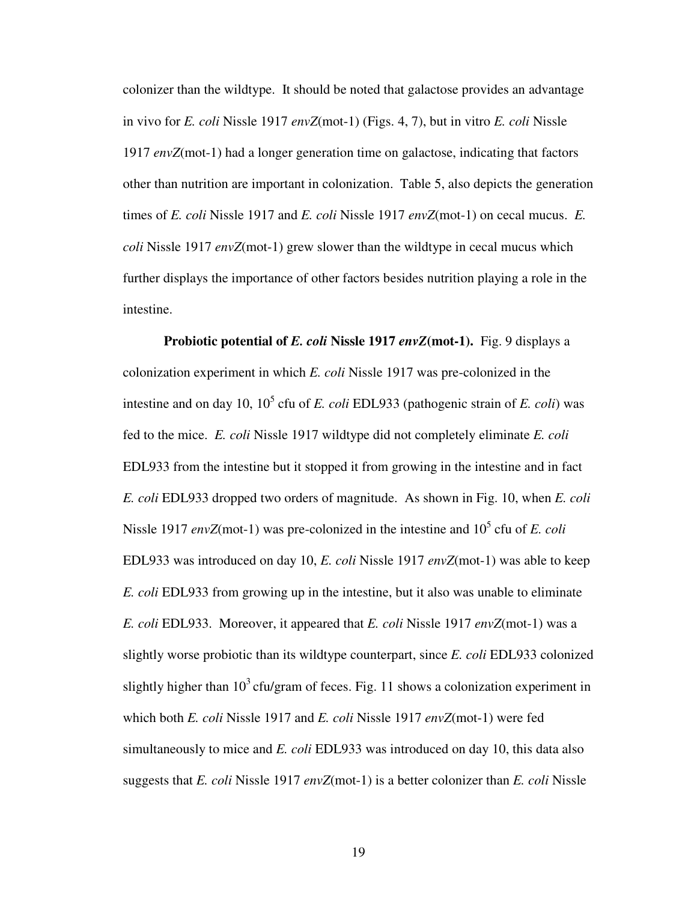colonizer than the wildtype. It should be noted that galactose provides an advantage in vivo for *E. coli* Nissle 1917 *envZ*(mot-1) (Figs. 4, 7), but in vitro *E. coli* Nissle 1917 *envZ*(mot-1) had a longer generation time on galactose, indicating that factors other than nutrition are important in colonization. Table 5, also depicts the generation times of *E. coli* Nissle 1917 and *E. coli* Nissle 1917 *envZ*(mot-1) on cecal mucus. *E. coli* Nissle 1917 *envZ*(mot-1) grew slower than the wildtype in cecal mucus which further displays the importance of other factors besides nutrition playing a role in the intestine.

**Probiotic potential of *E. coli* Nissle 1917 *envZ*(mot-1).** Fig. 9 displays a colonization experiment in which *E. coli* Nissle 1917 was pre-colonized in the intestine and on day 10, $10^5$ cfu of *E. coli* EDL933 (pathogenic strain of *E. coli*) was fed to the mice. *E. coli* Nissle 1917 wildtype did not completely eliminate *E. coli* EDL933 from the intestine but it stopped it from growing in the intestine and in fact *E. coli* EDL933 dropped two orders of magnitude. As shown in Fig. 10, when *E. coli* Nissle 1917 *envZ*(mot-1) was pre-colonized in the intestine and $10^5$ cfu of *E. coli* EDL933 was introduced on day 10, *E. coli* Nissle 1917 *envZ*(mot-1) was able to keep *E. coli* EDL933 from growing up in the intestine, but it also was unable to eliminate *E. coli* EDL933. Moreover, it appeared that *E. coli* Nissle 1917 *envZ*(mot-1) was a slightly worse probiotic than its wildtype counterpart, since *E. coli* EDL933 colonized slightly higher than $10^3$ cfu/gram of feces. Fig. 11 shows a colonization experiment in which both *E. coli* Nissle 1917 and *E. coli* Nissle 1917 *envZ*(mot-1) were fed simultaneously to mice and *E. coli* EDL933 was introduced on day 10, this data also suggests that *E. coli* Nissle 1917 *envZ*(mot-1) is a better colonizer than *E. coli* Nissle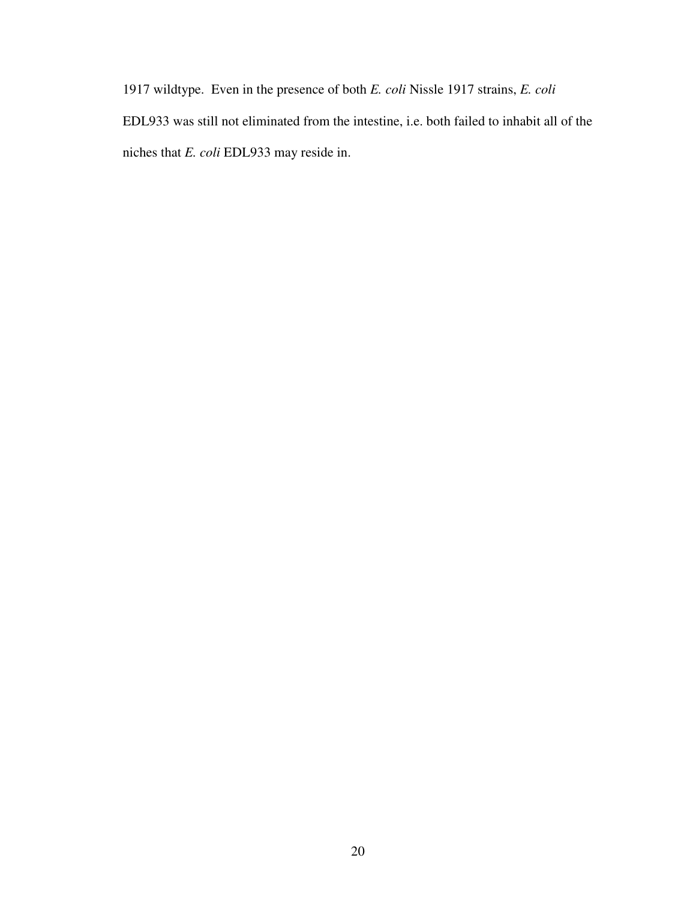1917 wildtype. Even in the presence of both *E. coli* Nissle 1917 strains, *E. coli* EDL933 was still not eliminated from the intestine, i.e. both failed to inhabit all of the niches that *E. coli* EDL933 may reside in.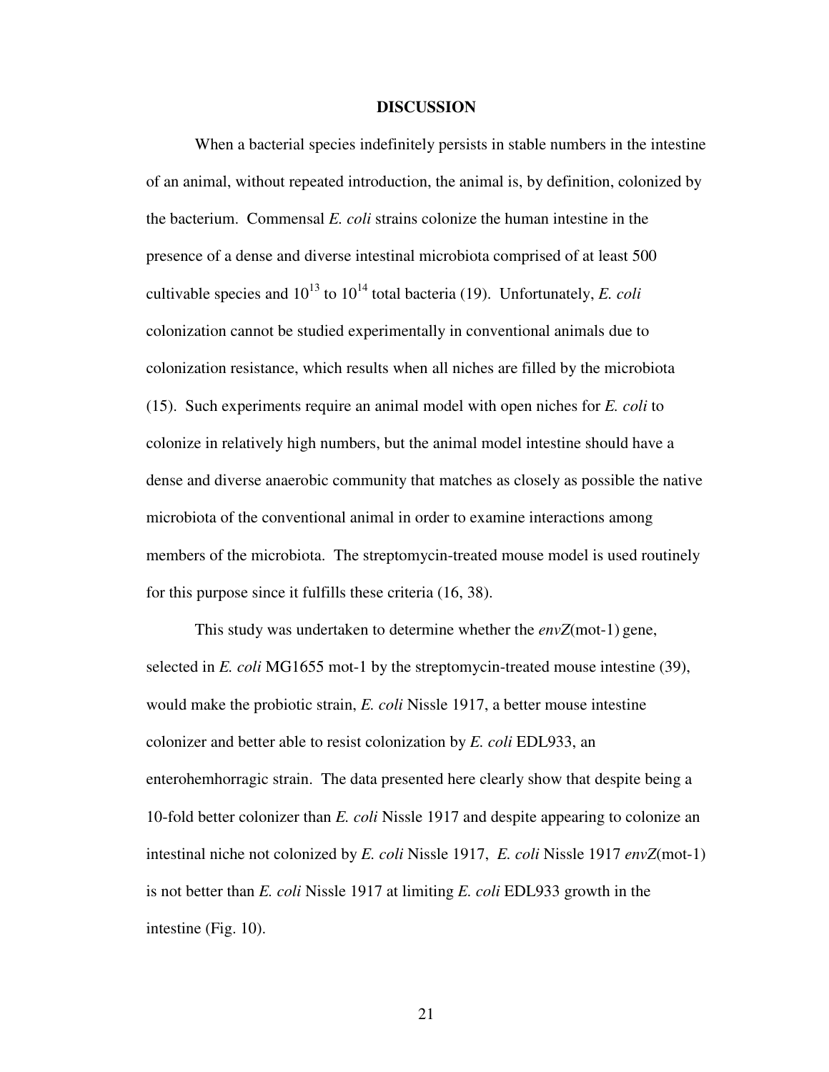## DISCUSSION

When a bacterial species indefinitely persists in stable numbers in the intestine of an animal, without repeated introduction, the animal is, by definition, colonized by the bacterium. Commensal *E. coli* strains colonize the human intestine in the presence of a dense and diverse intestinal microbiota comprised of at least 500 cultivable species and $10^{13}$ to $10^{14}$ total bacteria (19). Unfortunately, *E. coli* colonization cannot be studied experimentally in conventional animals due to colonization resistance, which results when all niches are filled by the microbiota (15). Such experiments require an animal model with open niches for *E. coli* to colonize in relatively high numbers, but the animal model intestine should have a dense and diverse anaerobic community that matches as closely as possible the native microbiota of the conventional animal in order to examine interactions among members of the microbiota. The streptomycin-treated mouse model is used routinely for this purpose since it fulfills these criteria (16, 38).

This study was undertaken to determine whether the *envZ*(mot-1) gene, selected in *E. coli* MG1655 mot-1 by the streptomycin-treated mouse intestine (39), would make the probiotic strain, *E. coli* Nissle 1917, a better mouse intestine colonizer and better able to resist colonization by *E. coli* EDL933, an enterohemhorragic strain. The data presented here clearly show that despite being a 10-fold better colonizer than *E. coli* Nissle 1917 and despite appearing to colonize an intestinal niche not colonized by *E. coli* Nissle 1917, *E. coli* Nissle 1917 *envZ*(mot-1) is not better than *E. coli* Nissle 1917 at limiting *E. coli* EDL933 growth in the intestine (Fig. 10).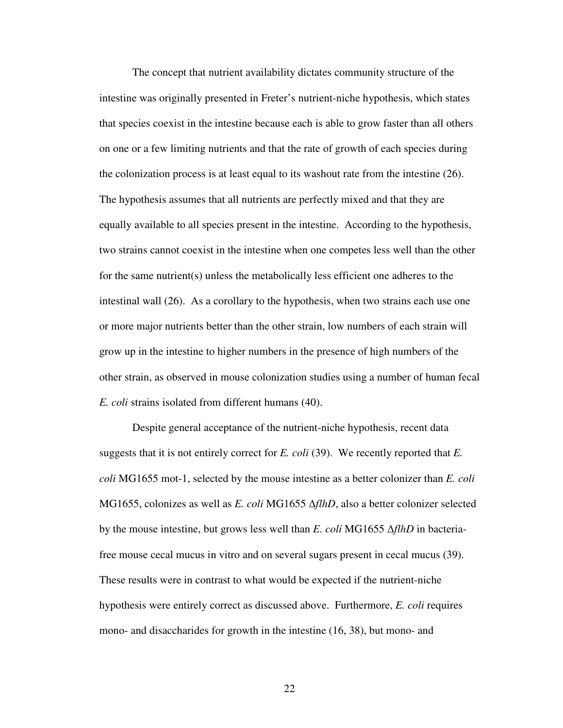The concept that nutrient availability dictates community structure of the intestine was originally presented in Freter's nutrient-niche hypothesis, which states that species coexist in the intestine because each is able to grow faster than all others on one or a few limiting nutrients and that the rate of growth of each species during the colonization process is at least equal to its washout rate from the intestine (26). The hypothesis assumes that all nutrients are perfectly mixed and that they are equally available to all species present in the intestine. According to the hypothesis, two strains cannot coexist in the intestine when one competes less well than the other for the same nutrient(s) unless the metabolically less efficient one adheres to the intestinal wall (26). As a corollary to the hypothesis, when two strains each use one or more major nutrients better than the other strain, low numbers of each strain will grow up in the intestine to higher numbers in the presence of high numbers of the other strain, as observed in mouse colonization studies using a number of human fecal *E. coli* strains isolated from different humans (40).

Despite general acceptance of the nutrient-niche hypothesis, recent data suggests that it is not entirely correct for *E. coli* (39). We recently reported that *E. coli* MG1655 mot-1, selected by the mouse intestine as a better colonizer than *E. coli* MG1655, colonizes as well as *E. coli* MG1655 Δ*flhD*, also a better colonizer selected by the mouse intestine, but grows less well than *E. coli* MG1655 Δ*flhD* in bacteria-free mouse cecal mucus in vitro and on several sugars present in cecal mucus (39). These results were in contrast to what would be expected if the nutrient-niche hypothesis were entirely correct as discussed above. Furthermore, *E. coli* requires mono- and disaccharides for growth in the intestine (16, 38), but mono- and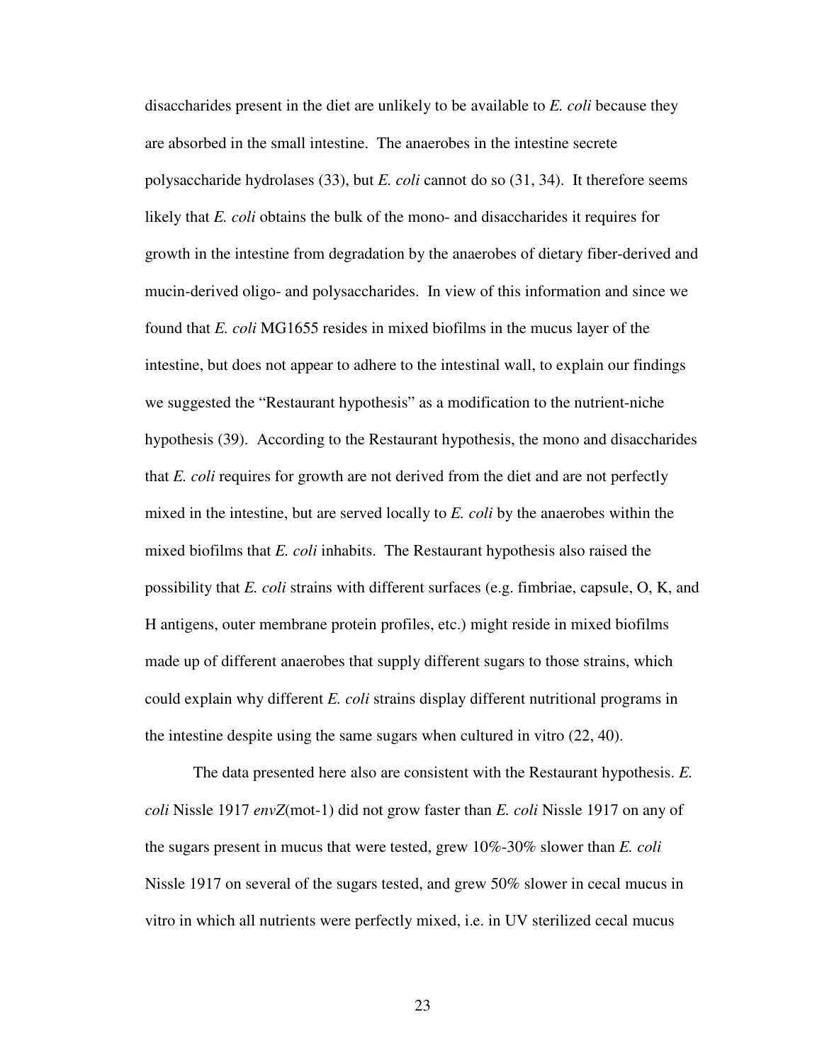disaccharides present in the diet are unlikely to be available to *E. coli* because they are absorbed in the small intestine. The anaerobes in the intestine secrete polysaccharide hydrolases (33), but *E. coli* cannot do so (31, 34). It therefore seems likely that *E. coli* obtains the bulk of the mono- and disaccharides it requires for growth in the intestine from degradation by the anaerobes of dietary fiber-derived and mucin-derived oligo- and polysaccharides. In view of this information and since we found that *E. coli* MG1655 resides in mixed biofilms in the mucus layer of the intestine, but does not appear to adhere to the intestinal wall, to explain our findings we suggested the "Restaurant hypothesis" as a modification to the nutrient-niche hypothesis (39). According to the Restaurant hypothesis, the mono and disaccharides that *E. coli* requires for growth are not derived from the diet and are not perfectly mixed in the intestine, but are served locally to *E. coli* by the anaerobes within the mixed biofilms that *E. coli* inhabits. The Restaurant hypothesis also raised the possibility that *E. coli* strains with different surfaces (e.g. fimbriae, capsule, O, K, and H antigens, outer membrane protein profiles, etc.) might reside in mixed biofilms made up of different anaerobes that supply different sugars to those strains, which could explain why different *E. coli* strains display different nutritional programs in the intestine despite using the same sugars when cultured in vitro (22, 40).

The data presented here also are consistent with the Restaurant hypothesis. *E. coli* Nissle 1917 *envZ*(mot-1) did not grow faster than *E. coli* Nissle 1917 on any of the sugars present in mucus that were tested, grew 10%-30% slower than *E. coli* Nissle 1917 on several of the sugars tested, and grew 50% slower in cecal mucus in vitro in which all nutrients were perfectly mixed, i.e. in UV sterilized cecal mucus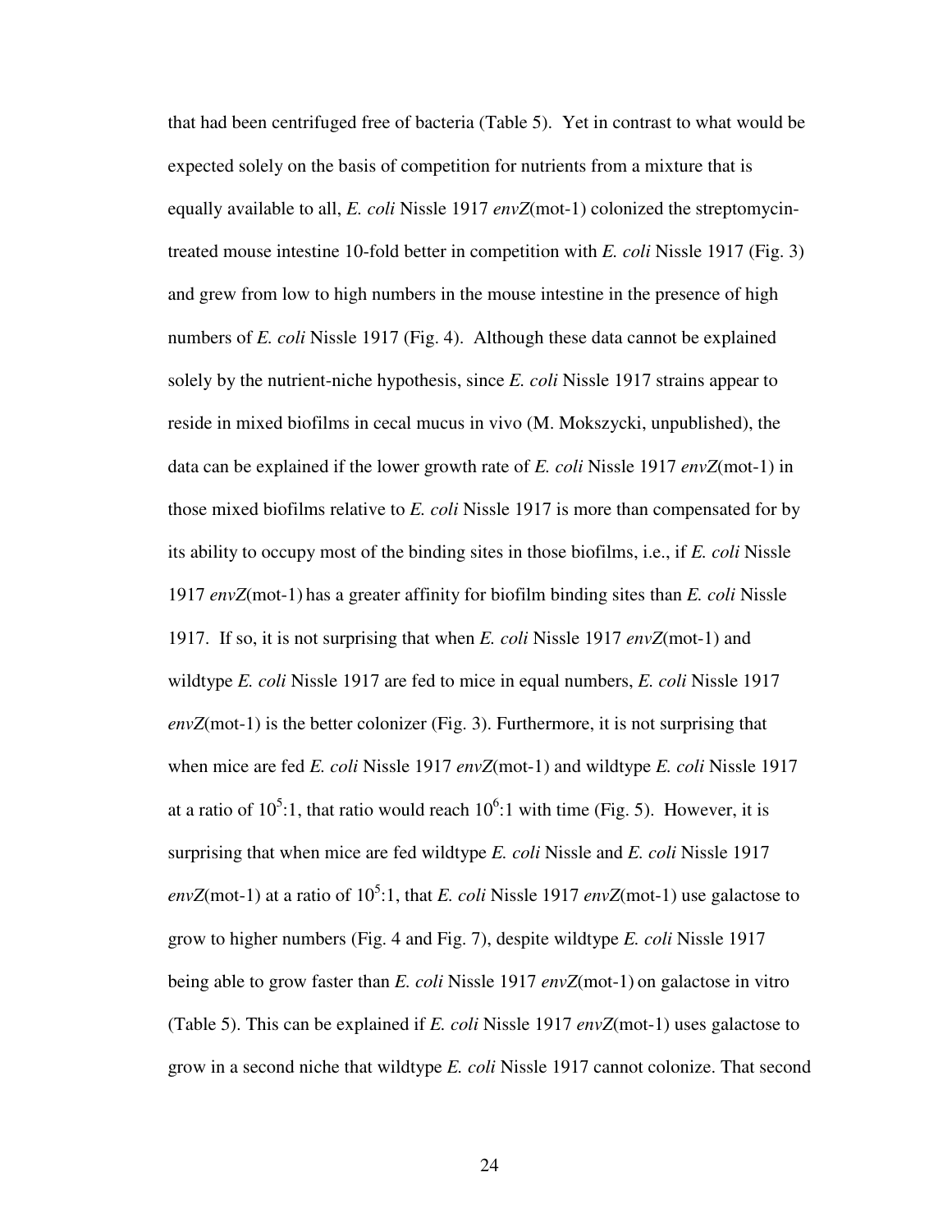that had been centrifuged free of bacteria (Table 5). Yet in contrast to what would be expected solely on the basis of competition for nutrients from a mixture that is equally available to all, *E. coli* Nissle 1917 *envZ*(mot-1) colonized the streptomycin-treated mouse intestine 10-fold better in competition with *E. coli* Nissle 1917 (Fig. 3) and grew from low to high numbers in the mouse intestine in the presence of high numbers of *E. coli* Nissle 1917 (Fig. 4). Although these data cannot be explained solely by the nutrient-niche hypothesis, since *E. coli* Nissle 1917 strains appear to reside in mixed biofilms in cecal mucus in vivo (M. Mokszycki, unpublished), the data can be explained if the lower growth rate of *E. coli* Nissle 1917 *envZ*(mot-1) in those mixed biofilms relative to *E. coli* Nissle 1917 is more than compensated for by its ability to occupy most of the binding sites in those biofilms, i.e., if *E. coli* Nissle 1917 *envZ*(mot-1) has a greater affinity for biofilm binding sites than *E. coli* Nissle 1917. If so, it is not surprising that when *E. coli* Nissle 1917 *envZ*(mot-1) and wildtype *E. coli* Nissle 1917 are fed to mice in equal numbers, *E. coli* Nissle 1917 *envZ*(mot-1) is the better colonizer (Fig. 3). Furthermore, it is not surprising that when mice are fed *E. coli* Nissle 1917 *envZ*(mot-1) and wildtype *E. coli* Nissle 1917 at a ratio of $10^5$:1, that ratio would reach $10^6$:1 with time (Fig. 5). However, it is surprising that when mice are fed wildtype *E. coli* Nissle and *E. coli* Nissle 1917 *envZ*(mot-1) at a ratio of $10^5$:1, that *E. coli* Nissle 1917 *envZ*(mot-1) use galactose to grow to higher numbers (Fig. 4 and Fig. 7), despite wildtype *E. coli* Nissle 1917 being able to grow faster than *E. coli* Nissle 1917 *envZ*(mot-1) on galactose in vitro (Table 5). This can be explained if *E. coli* Nissle 1917 *envZ*(mot-1) uses galactose to grow in a second niche that wildtype *E. coli* Nissle 1917 cannot colonize. That second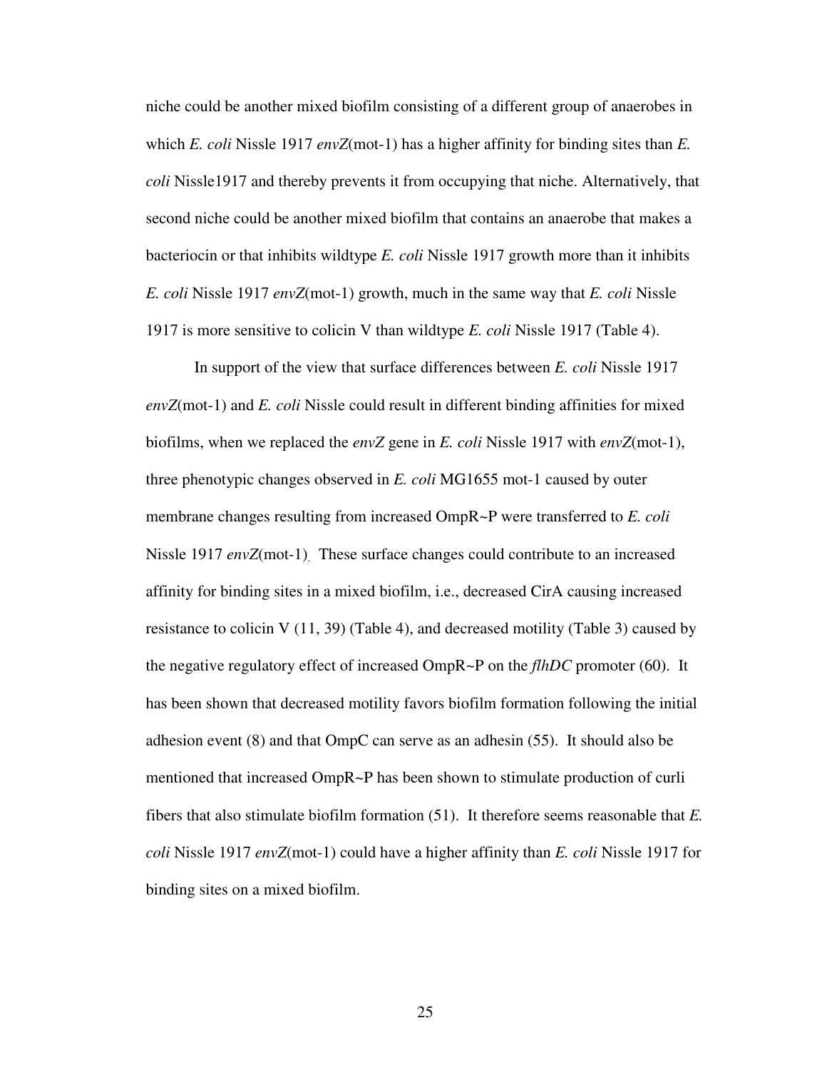niche could be another mixed biofilm consisting of a different group of anaerobes in which *E. coli* Nissle 1917 *envZ*(mot-1) has a higher affinity for binding sites than *E. coli* Nissle1917 and thereby prevents it from occupying that niche. Alternatively, that second niche could be another mixed biofilm that contains an anaerobe that makes a bacteriocin or that inhibits wildtype *E. coli* Nissle 1917 growth more than it inhibits *E. coli* Nissle 1917 *envZ*(mot-1) growth, much in the same way that *E. coli* Nissle 1917 is more sensitive to colicin V than wildtype *E. coli* Nissle 1917 (Table 4).

In support of the view that surface differences between *E. coli* Nissle 1917 *envZ*(mot-1) and *E. coli* Nissle could result in different binding affinities for mixed biofilms, when we replaced the *envZ* gene in *E. coli* Nissle 1917 with *envZ*(mot-1), three phenotypic changes observed in *E. coli* MG1655 mot-1 caused by outer membrane changes resulting from increased OmpR~P were transferred to *E. coli* Nissle 1917 *envZ*(mot-1). These surface changes could contribute to an increased affinity for binding sites in a mixed biofilm, i.e., decreased CirA causing increased resistance to colicin V (11, 39) (Table 4), and decreased motility (Table 3) caused by the negative regulatory effect of increased OmpR~P on the *flhDC* promoter (60). It has been shown that decreased motility favors biofilm formation following the initial adhesion event (8) and that OmpC can serve as an adhesin (55). It should also be mentioned that increased OmpR~P has been shown to stimulate production of curli fibers that also stimulate biofilm formation (51). It therefore seems reasonable that *E. coli* Nissle 1917 *envZ*(mot-1) could have a higher affinity than *E. coli* Nissle 1917 for binding sites on a mixed biofilm.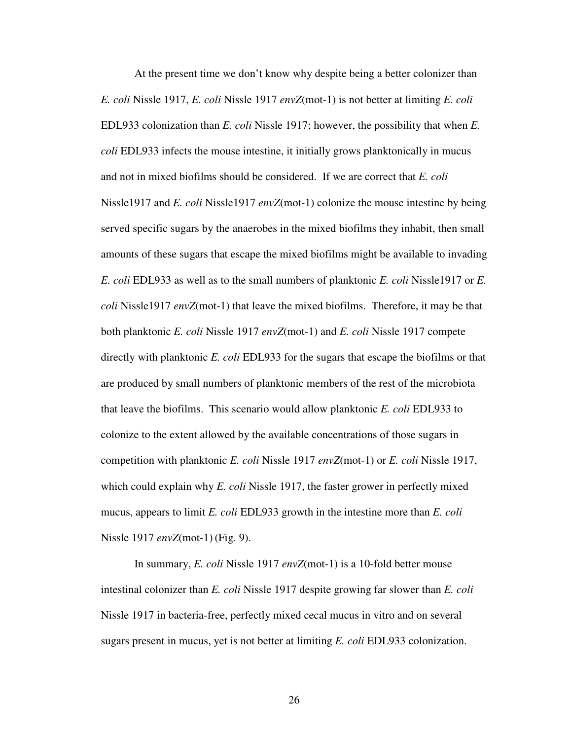At the present time we don't know why despite being a better colonizer than *E. coli* Nissle 1917, *E. coli* Nissle 1917 *envZ*(mot-1) is not better at limiting *E. coli* EDL933 colonization than *E. coli* Nissle 1917; however, the possibility that when *E. coli* EDL933 infects the mouse intestine, it initially grows planktonically in mucus and not in mixed biofilms should be considered. If we are correct that *E. coli* Nissle1917 and *E. coli* Nissle1917 *envZ*(mot-1) colonize the mouse intestine by being served specific sugars by the anaerobes in the mixed biofilms they inhabit, then small amounts of these sugars that escape the mixed biofilms might be available to invading *E. coli* EDL933 as well as to the small numbers of planktonic *E. coli* Nissle1917 or *E. coli* Nissle1917 *envZ*(mot-1) that leave the mixed biofilms. Therefore, it may be that both planktonic *E. coli* Nissle 1917 *envZ*(mot-1) and *E. coli* Nissle 1917 compete directly with planktonic *E. coli* EDL933 for the sugars that escape the biofilms or that are produced by small numbers of planktonic members of the rest of the microbiota that leave the biofilms. This scenario would allow planktonic *E. coli* EDL933 to colonize to the extent allowed by the available concentrations of those sugars in competition with planktonic *E. coli* Nissle 1917 *envZ*(mot-1) or *E. coli* Nissle 1917, which could explain why *E. coli* Nissle 1917, the faster grower in perfectly mixed mucus, appears to limit *E. coli* EDL933 growth in the intestine more than *E. coli* Nissle 1917 *envZ*(mot-1) (Fig. 9).

In summary, *E. coli* Nissle 1917 *envZ*(mot-1) is a 10-fold better mouse intestinal colonizer than *E. coli* Nissle 1917 despite growing far slower than *E. coli* Nissle 1917 in bacteria-free, perfectly mixed cecal mucus in vitro and on several sugars present in mucus, yet is not better at limiting *E. coli* EDL933 colonization.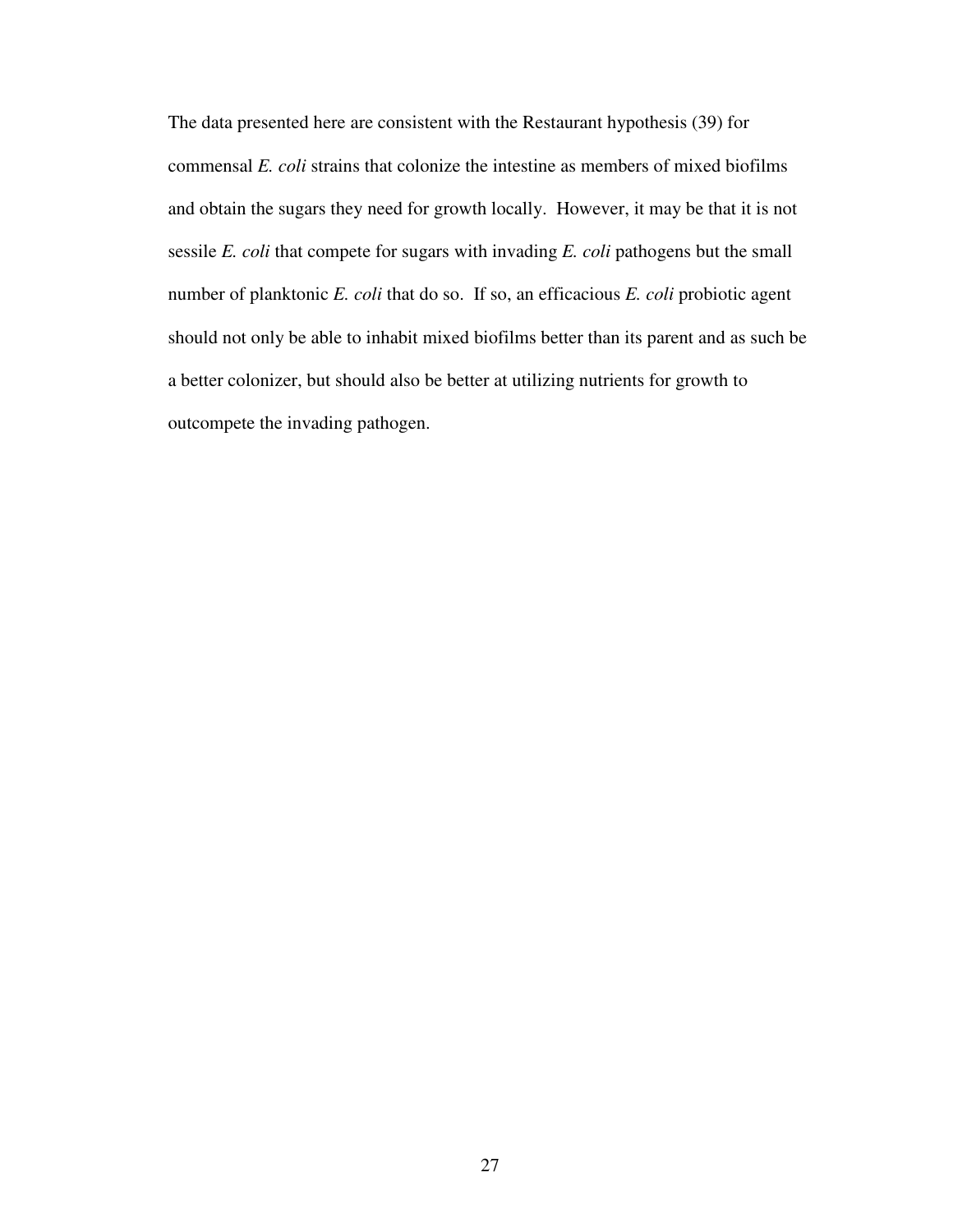The data presented here are consistent with the Restaurant hypothesis (39) for commensal *E. coli* strains that colonize the intestine as members of mixed biofilms and obtain the sugars they need for growth locally. However, it may be that it is not sessile *E. coli* that compete for sugars with invading *E. coli* pathogens but the small number of planktonic *E. coli* that do so. If so, an efficacious *E. coli* probiotic agent should not only be able to inhabit mixed biofilms better than its parent and as such be a better colonizer, but should also be better at utilizing nutrients for growth to outcompete the invading pathogen.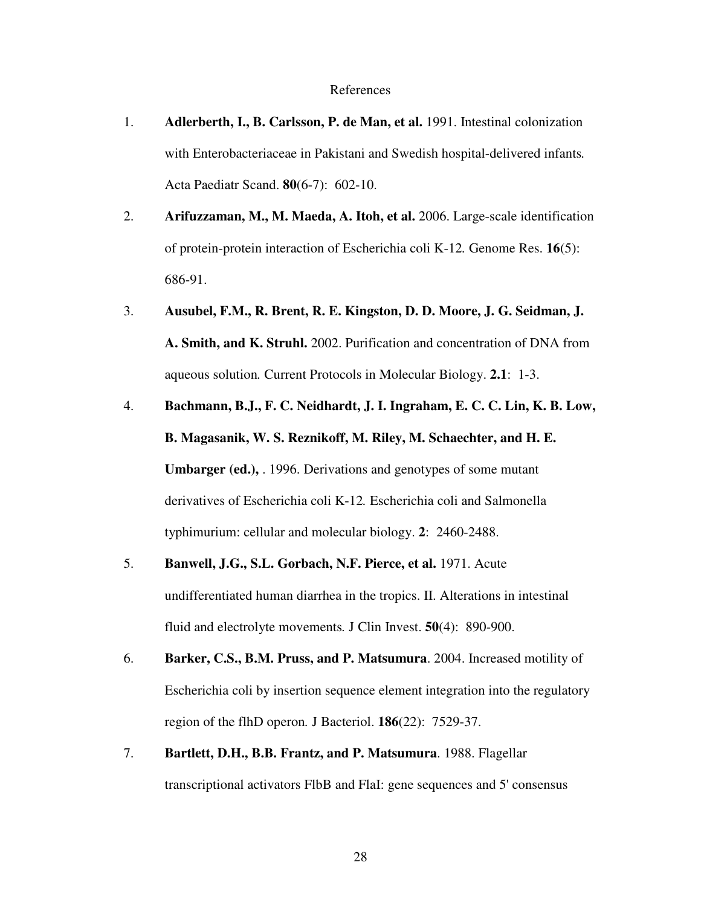# References

1. **Adlerberth, I., B. Carlsson, P. de Man, et al.** 1991. Intestinal colonization with Enterobacteriaceae in Pakistani and Swedish hospital-delivered infants. Acta Paediatr Scand. **80**(6-7): 602-10.

2. **Arifuzzaman, M., M. Maeda, A. Itoh, et al.** 2006. Large-scale identification of protein-protein interaction of Escherichia coli K-12. Genome Res. **16**(5): 686-91.

3. **Ausubel, F.M., R. Brent, R. E. Kingston, D. D. Moore, J. G. Seidman, J. A. Smith, and K. Struhl.** 2002. Purification and concentration of DNA from aqueous solution. Current Protocols in Molecular Biology. **2.1**: 1-3.

4. **Bachmann, B.J., F. C. Neidhardt, J. I. Ingraham, E. C. C. Lin, K. B. Low, B. Magasanik, W. S. Reznikoff, M. Riley, M. Schaechter, and H. E. Umbarger (ed.),** . 1996. Derivations and genotypes of some mutant derivatives of Escherichia coli K-12. Escherichia coli and Salmonella typhimurium: cellular and molecular biology. **2**: 2460-2488.

5. **Banwell, J.G., S.L. Gorbach, N.F. Pierce, et al.** 1971. Acute undifferentiated human diarrhea in the tropics. II. Alterations in intestinal fluid and electrolyte movements. J Clin Invest. **50**(4): 890-900.

6. **Barker, C.S., B.M. Pruss, and P. Matsumura**. 2004. Increased motility of Escherichia coli by insertion sequence element integration into the regulatory region of the flhD operon. J Bacteriol. **186**(22): 7529-37.

7. **Bartlett, D.H., B.B. Frantz, and P. Matsumura**. 1988. Flagellar transcriptional activators FlbB and FlaI: gene sequences and 5' consensus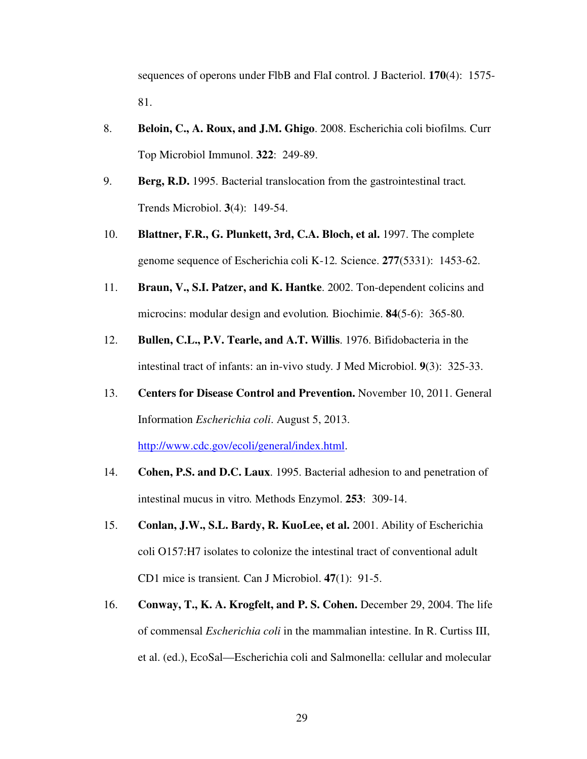sequences of operons under FlbB and FlaI control. J Bacteriol. **170**(4): 1575-81.

8. **Beloin, C., A. Roux, and J.M. Ghigo**. 2008. Escherichia coli biofilms. Curr Top Microbiol Immunol. **322**: 249-89.

9. **Berg, R.D.** 1995. Bacterial translocation from the gastrointestinal tract. Trends Microbiol. **3**(4): 149-54.

10. **Blattner, F.R., G. Plunkett, 3rd, C.A. Bloch, et al.** 1997. The complete genome sequence of Escherichia coli K-12. Science. **277**(5331): 1453-62.

11. **Braun, V., S.I. Patzer, and K. Hantke**. 2002. Ton-dependent colicins and microcins: modular design and evolution. Biochimie. **84**(5-6): 365-80.

12. **Bullen, C.L., P.V. Tearle, and A.T. Willis**. 1976. Bifidobacteria in the intestinal tract of infants: an in-vivo study. J Med Microbiol. **9**(3): 325-33.

13. **Centers for Disease Control and Prevention.** November 10, 2011. General Information *Escherichia coli*. August 5, 2013. http://www.cdc.gov/ecoli/general/index.html.

14. **Cohen, P.S. and D.C. Laux**. 1995. Bacterial adhesion to and penetration of intestinal mucus in vitro. Methods Enzymol. **253**: 309-14.

15. **Conlan, J.W., S.L. Bardy, R. KuoLee, et al.** 2001. Ability of Escherichia coli O157:H7 isolates to colonize the intestinal tract of conventional adult CD1 mice is transient. Can J Microbiol. **47**(1): 91-5.

16. **Conway, T., K. A. Krogfelt, and P. S. Cohen.** December 29, 2004. The life of commensal *Escherichia coli* in the mammalian intestine. In R. Curtiss III, et al. (ed.), EcoSal—Escherichia coli and Salmonella: cellular and molecular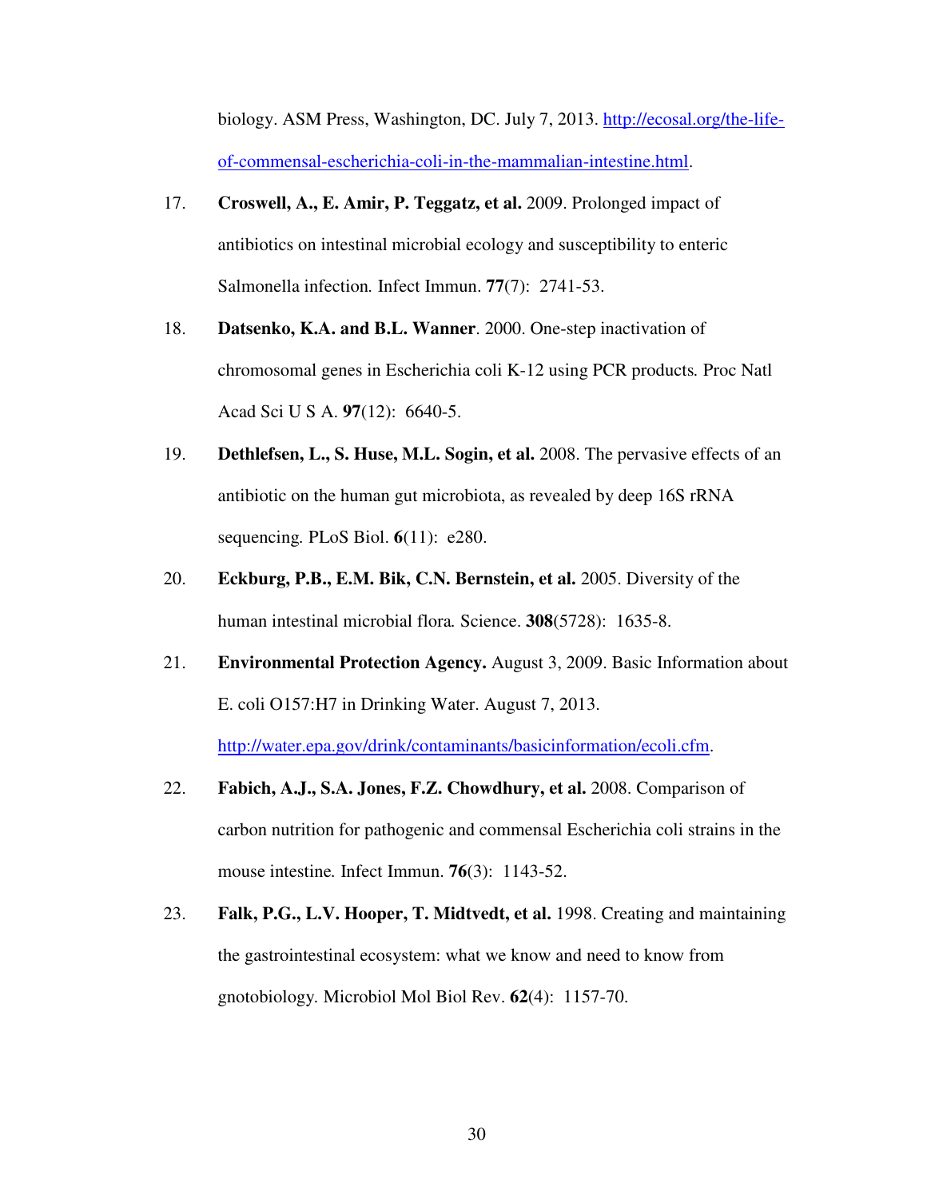biology. ASM Press, Washington, DC. July 7, 2013. http://ecosal.org/the-life-of-commensal-escherichia-coli-in-the-mammalian-intestine.html.

17. **Croswell, A., E. Amir, P. Teggatz, et al.** 2009. Prolonged impact of antibiotics on intestinal microbial ecology and susceptibility to enteric Salmonella infection. Infect Immun. **77**(7): 2741-53.

18. **Datsenko, K.A. and B.L. Wanner**. 2000. One-step inactivation of chromosomal genes in Escherichia coli K-12 using PCR products. Proc Natl Acad Sci U S A. **97**(12): 6640-5.

19. **Dethlefsen, L., S. Huse, M.L. Sogin, et al.** 2008. The pervasive effects of an antibiotic on the human gut microbiota, as revealed by deep 16S rRNA sequencing. PLoS Biol. **6**(11): e280.

20. **Eckburg, P.B., E.M. Bik, C.N. Bernstein, et al.** 2005. Diversity of the human intestinal microbial flora. Science. **308**(5728): 1635-8.

21. **Environmental Protection Agency.** August 3, 2009. Basic Information about E. coli O157:H7 in Drinking Water. August 7, 2013. http://water.epa.gov/drink/contaminants/basicinformation/ecoli.cfm.

22. **Fabich, A.J., S.A. Jones, F.Z. Chowdhury, et al.** 2008. Comparison of carbon nutrition for pathogenic and commensal Escherichia coli strains in the mouse intestine. Infect Immun. **76**(3): 1143-52.

23. **Falk, P.G., L.V. Hooper, T. Midtvedt, et al.** 1998. Creating and maintaining the gastrointestinal ecosystem: what we know and need to know from gnotobiology. Microbiol Mol Biol Rev. **62**(4): 1157-70.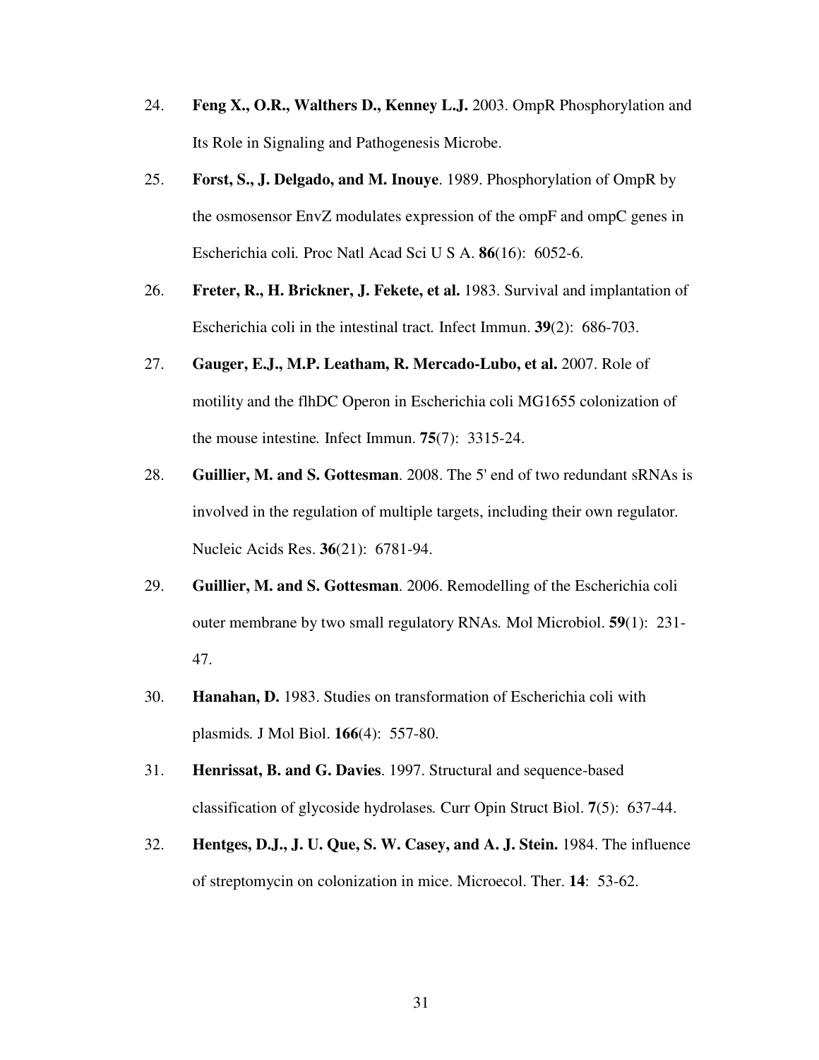24. **Feng X., O.R., Walthers D., Kenney L.J.** 2003. OmpR Phosphorylation and Its Role in Signaling and Pathogenesis Microbe.

25. **Forst, S., J. Delgado, and M. Inouye**. 1989. Phosphorylation of OmpR by the osmosensor EnvZ modulates expression of the ompF and ompC genes in Escherichia coli*.* Proc Natl Acad Sci U S A. **86**(16): 6052-6.

26. **Freter, R., H. Brickner, J. Fekete, et al.** 1983. Survival and implantation of Escherichia coli in the intestinal tract*.* Infect Immun. **39**(2): 686-703.

27. **Gauger, E.J., M.P. Leatham, R. Mercado-Lubo, et al.** 2007. Role of motility and the flhDC Operon in Escherichia coli MG1655 colonization of the mouse intestine*.* Infect Immun. **75**(7): 3315-24.

28. **Guillier, M. and S. Gottesman**. 2008. The 5' end of two redundant sRNAs is involved in the regulation of multiple targets, including their own regulator*.* Nucleic Acids Res. **36**(21): 6781-94.

29. **Guillier, M. and S. Gottesman**. 2006. Remodelling of the Escherichia coli outer membrane by two small regulatory RNAs*.* Mol Microbiol. **59**(1): 231-47.

30. **Hanahan, D.** 1983. Studies on transformation of Escherichia coli with plasmids*.* J Mol Biol. **166**(4): 557-80.

31. **Henrissat, B. and G. Davies**. 1997. Structural and sequence-based classification of glycoside hydrolases*.* Curr Opin Struct Biol. **7**(5): 637-44.

32. **Hentges, D.J., J. U. Que, S. W. Casey, and A. J. Stein.** 1984. The influence of streptomycin on colonization in mice. Microecol. Ther. **14**: 53-62.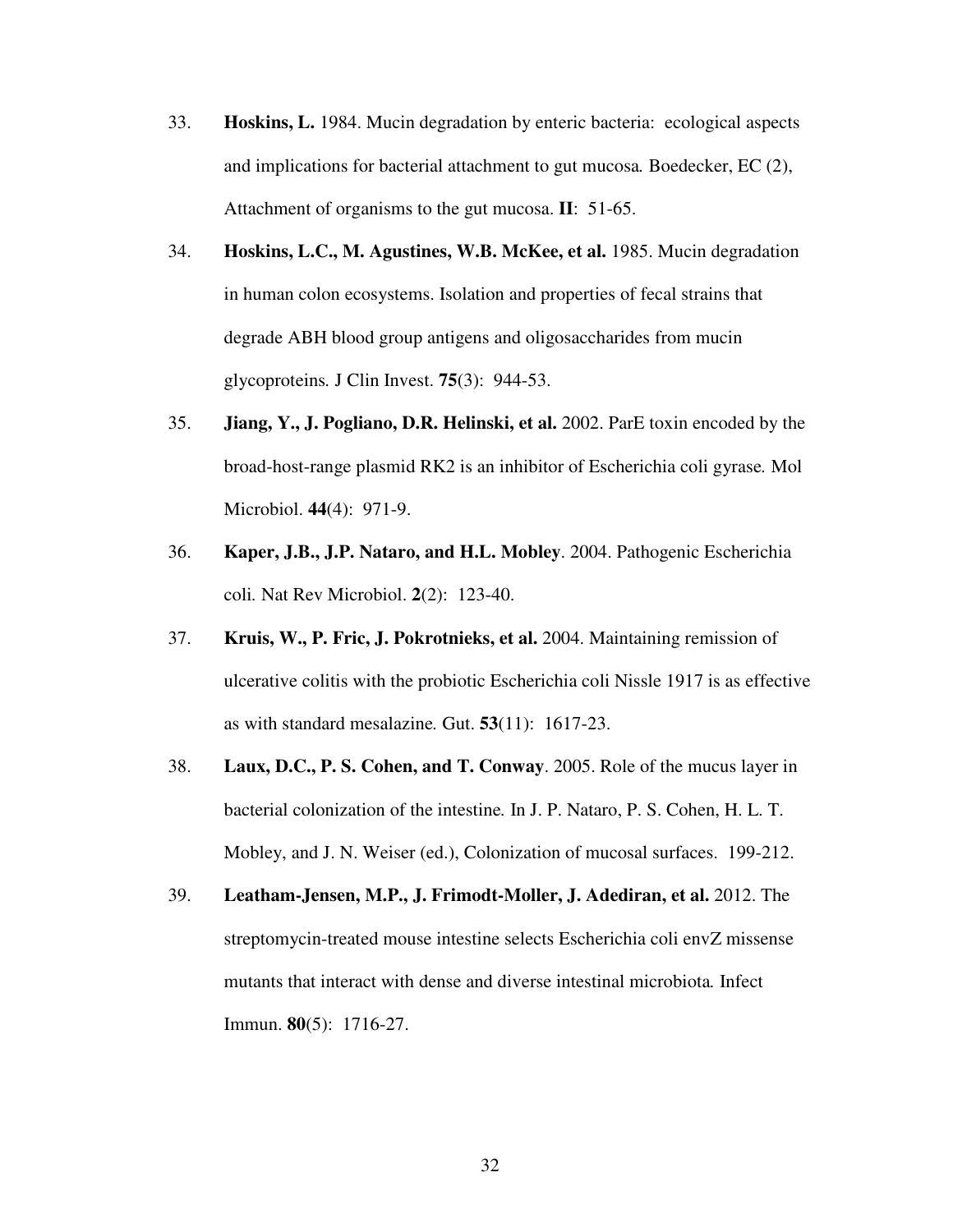33. **Hoskins, L.** 1984. Mucin degradation by enteric bacteria: ecological aspects and implications for bacterial attachment to gut mucosa. Boedecker, EC (2), Attachment of organisms to the gut mucosa. **II**: 51-65.

34. **Hoskins, L.C., M. Agustines, W.B. McKee, et al.** 1985. Mucin degradation in human colon ecosystems. Isolation and properties of fecal strains that degrade ABH blood group antigens and oligosaccharides from mucin glycoproteins. J Clin Invest. **75**(3): 944-53.

35. **Jiang, Y., J. Pogliano, D.R. Helinski, et al.** 2002. ParE toxin encoded by the broad-host-range plasmid RK2 is an inhibitor of Escherichia coli gyrase. Mol Microbiol. **44**(4): 971-9.

36. **Kaper, J.B., J.P. Nataro, and H.L. Mobley**. 2004. Pathogenic Escherichia coli. Nat Rev Microbiol. **2**(2): 123-40.

37. **Kruis, W., P. Fric, J. Pokrotnieks, et al.** 2004. Maintaining remission of ulcerative colitis with the probiotic Escherichia coli Nissle 1917 is as effective as with standard mesalazine. Gut. **53**(11): 1617-23.

38. **Laux, D.C., P. S. Cohen, and T. Conway**. 2005. Role of the mucus layer in bacterial colonization of the intestine. In J. P. Nataro, P. S. Cohen, H. L. T. Mobley, and J. N. Weiser (ed.), Colonization of mucosal surfaces. 199-212.

39. **Leatham-Jensen, M.P., J. Frimodt-Moller, J. Adediran, et al.** 2012. The streptomycin-treated mouse intestine selects Escherichia coli envZ missense mutants that interact with dense and diverse intestinal microbiota. Infect Immun. **80**(5): 1716-27.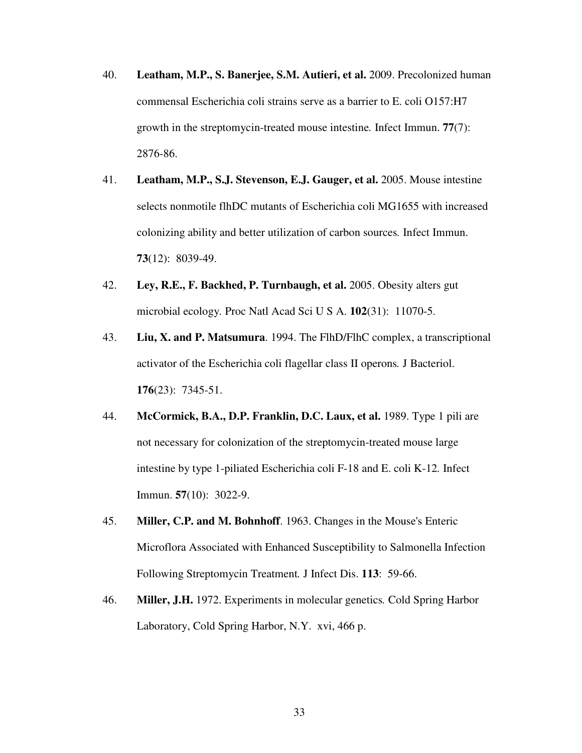40. **Leatham, M.P., S. Banerjee, S.M. Autieri, et al.** 2009. Precolonized human commensal Escherichia coli strains serve as a barrier to E. coli O157:H7 growth in the streptomycin-treated mouse intestine. Infect Immun. **77**(7): 2876-86.

41. **Leatham, M.P., S.J. Stevenson, E.J. Gauger, et al.** 2005. Mouse intestine selects nonmotile flhDC mutants of Escherichia coli MG1655 with increased colonizing ability and better utilization of carbon sources. Infect Immun. **73**(12): 8039-49.

42. **Ley, R.E., F. Backhed, P. Turnbaugh, et al.** 2005. Obesity alters gut microbial ecology. Proc Natl Acad Sci U S A. **102**(31): 11070-5.

43. **Liu, X. and P. Matsumura**. 1994. The FlhD/FlhC complex, a transcriptional activator of the Escherichia coli flagellar class II operons. J Bacteriol. **176**(23): 7345-51.

44. **McCormick, B.A., D.P. Franklin, D.C. Laux, et al.** 1989. Type 1 pili are not necessary for colonization of the streptomycin-treated mouse large intestine by type 1-piliated Escherichia coli F-18 and E. coli K-12. Infect Immun. **57**(10): 3022-9.

45. **Miller, C.P. and M. Bohnhoff**. 1963. Changes in the Mouse's Enteric Microflora Associated with Enhanced Susceptibility to Salmonella Infection Following Streptomycin Treatment. J Infect Dis. **113**: 59-66.

46. **Miller, J.H.** 1972. Experiments in molecular genetics. Cold Spring Harbor Laboratory, Cold Spring Harbor, N.Y. xvi, 466 p.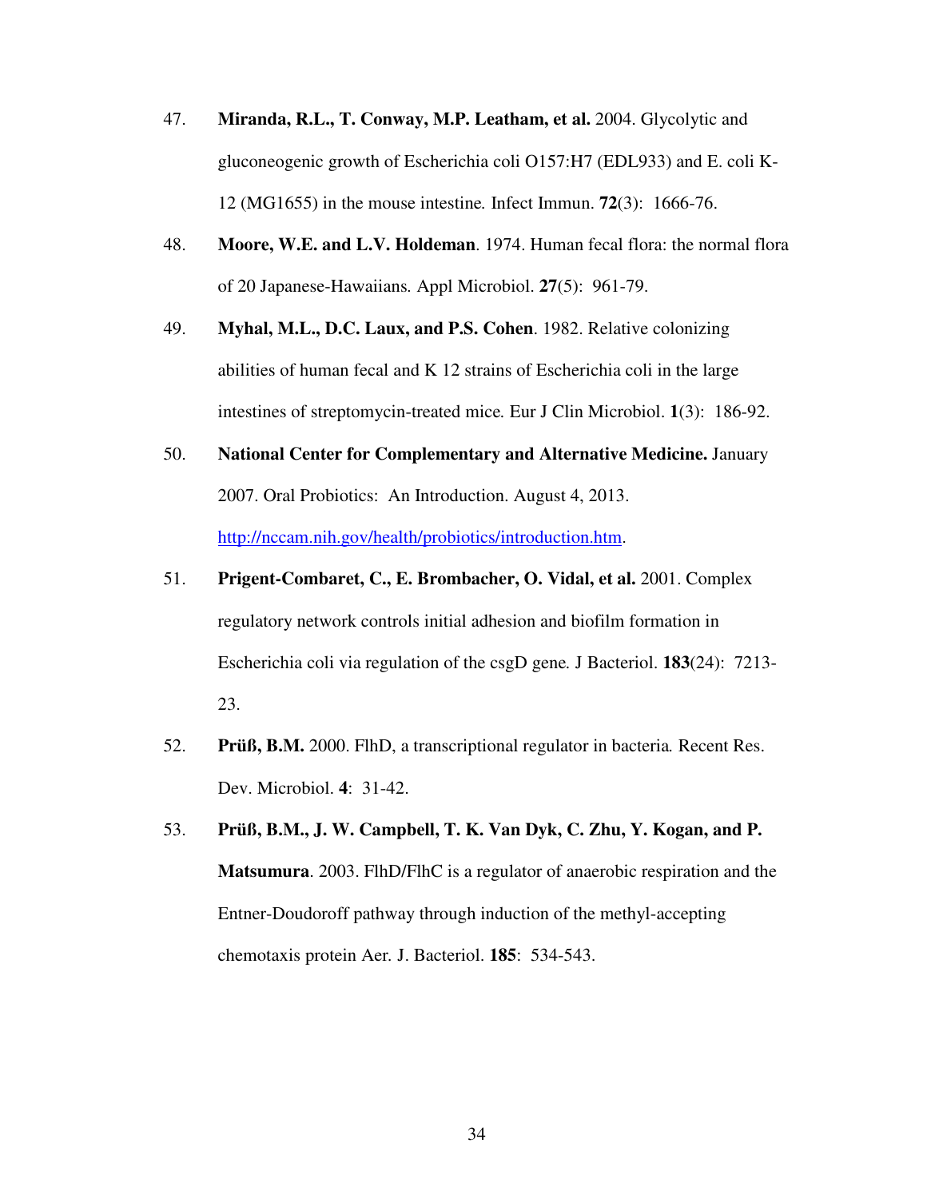47. **Miranda, R.L., T. Conway, M.P. Leatham, et al.** 2004. Glycolytic and gluconeogenic growth of Escherichia coli O157:H7 (EDL933) and E. coli K-12 (MG1655) in the mouse intestine. Infect Immun. **72**(3): 1666-76.

48. **Moore, W.E. and L.V. Holdeman**. 1974. Human fecal flora: the normal flora of 20 Japanese-Hawaiians. Appl Microbiol. **27**(5): 961-79.

49. **Myhal, M.L., D.C. Laux, and P.S. Cohen**. 1982. Relative colonizing abilities of human fecal and K 12 strains of Escherichia coli in the large intestines of streptomycin-treated mice. Eur J Clin Microbiol. **1**(3): 186-92.

50. **National Center for Complementary and Alternative Medicine.** January 2007. Oral Probiotics: An Introduction. August 4, 2013. http://nccam.nih.gov/health/probiotics/introduction.htm.

51. **Prigent-Combaret, C., E. Brombacher, O. Vidal, et al.** 2001. Complex regulatory network controls initial adhesion and biofilm formation in Escherichia coli via regulation of the csgD gene. J Bacteriol. **183**(24): 7213-23.

52. **Prüß, B.M.** 2000. FlhD, a transcriptional regulator in bacteria. Recent Res. Dev. Microbiol. **4**: 31-42.

53. **Prüß, B.M., J. W. Campbell, T. K. Van Dyk, C. Zhu, Y. Kogan, and P. Matsumura**. 2003. FlhD/FlhC is a regulator of anaerobic respiration and the Entner-Doudoroff pathway through induction of the methyl-accepting chemotaxis protein Aer. J. Bacteriol. **185**: 534-543.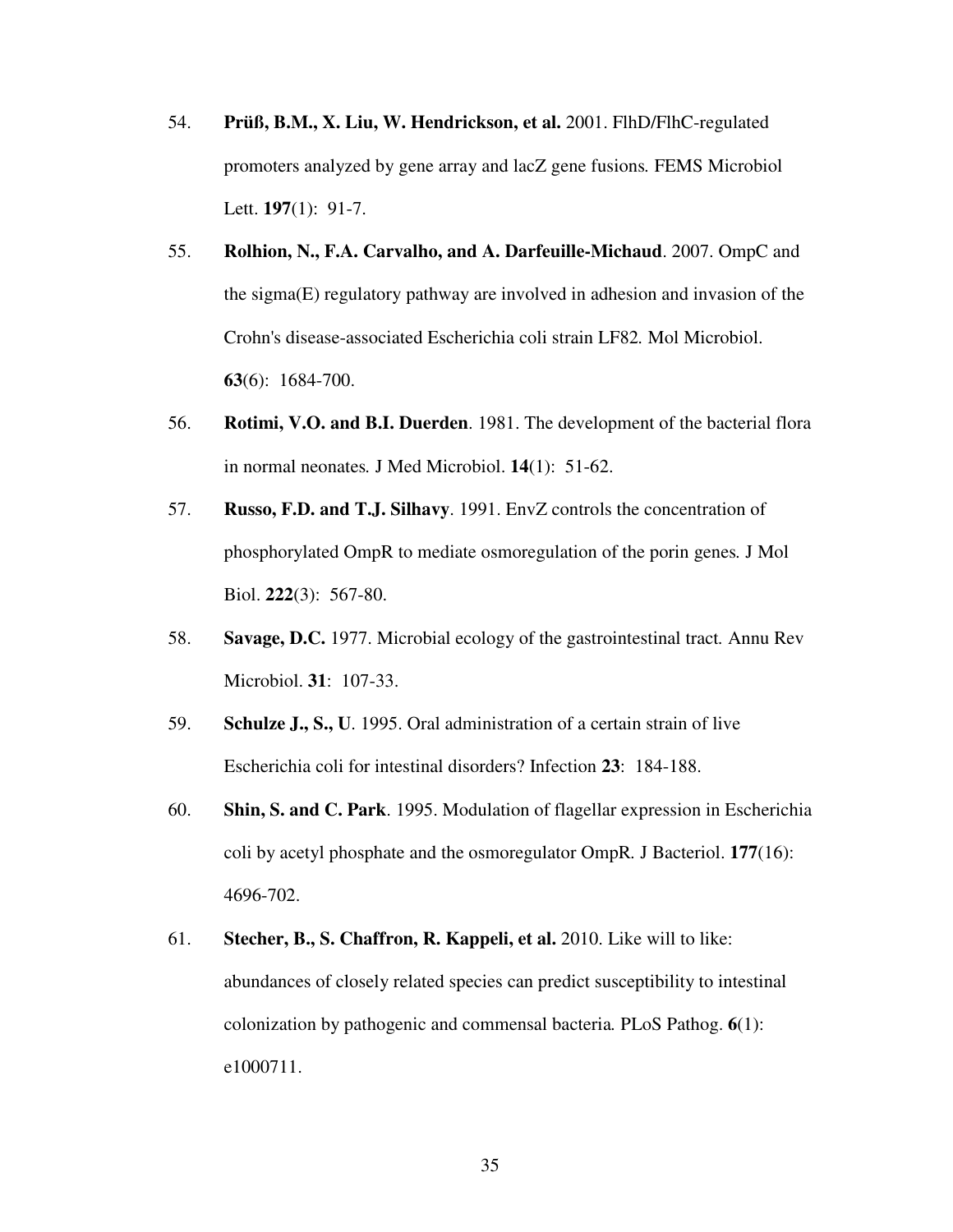54. **Prüß, B.M., X. Liu, W. Hendrickson, et al.** 2001. FlhD/FlhC-regulated promoters analyzed by gene array and lacZ gene fusions. FEMS Microbiol Lett. **197**(1): 91-7.

55. **Rolhion, N., F.A. Carvalho, and A. Darfeuille-Michaud**. 2007. OmpC and the sigma(E) regulatory pathway are involved in adhesion and invasion of the Crohn's disease-associated Escherichia coli strain LF82. Mol Microbiol. **63**(6): 1684-700.

56. **Rotimi, V.O. and B.I. Duerden**. 1981. The development of the bacterial flora in normal neonates. J Med Microbiol. **14**(1): 51-62.

57. **Russo, F.D. and T.J. Silhavy**. 1991. EnvZ controls the concentration of phosphorylated OmpR to mediate osmoregulation of the porin genes. J Mol Biol. **222**(3): 567-80.

58. **Savage, D.C.** 1977. Microbial ecology of the gastrointestinal tract. Annu Rev Microbiol. **31**: 107-33.

59. **Schulze J., S., U**. 1995. Oral administration of a certain strain of live Escherichia coli for intestinal disorders? Infection **23**: 184-188.

60. **Shin, S. and C. Park**. 1995. Modulation of flagellar expression in Escherichia coli by acetyl phosphate and the osmoregulator OmpR. J Bacteriol. **177**(16): 4696-702.

61. **Stecher, B., S. Chaffron, R. Kappeli, et al.** 2010. Like will to like: abundances of closely related species can predict susceptibility to intestinal colonization by pathogenic and commensal bacteria. PLoS Pathog. **6**(1): e1000711.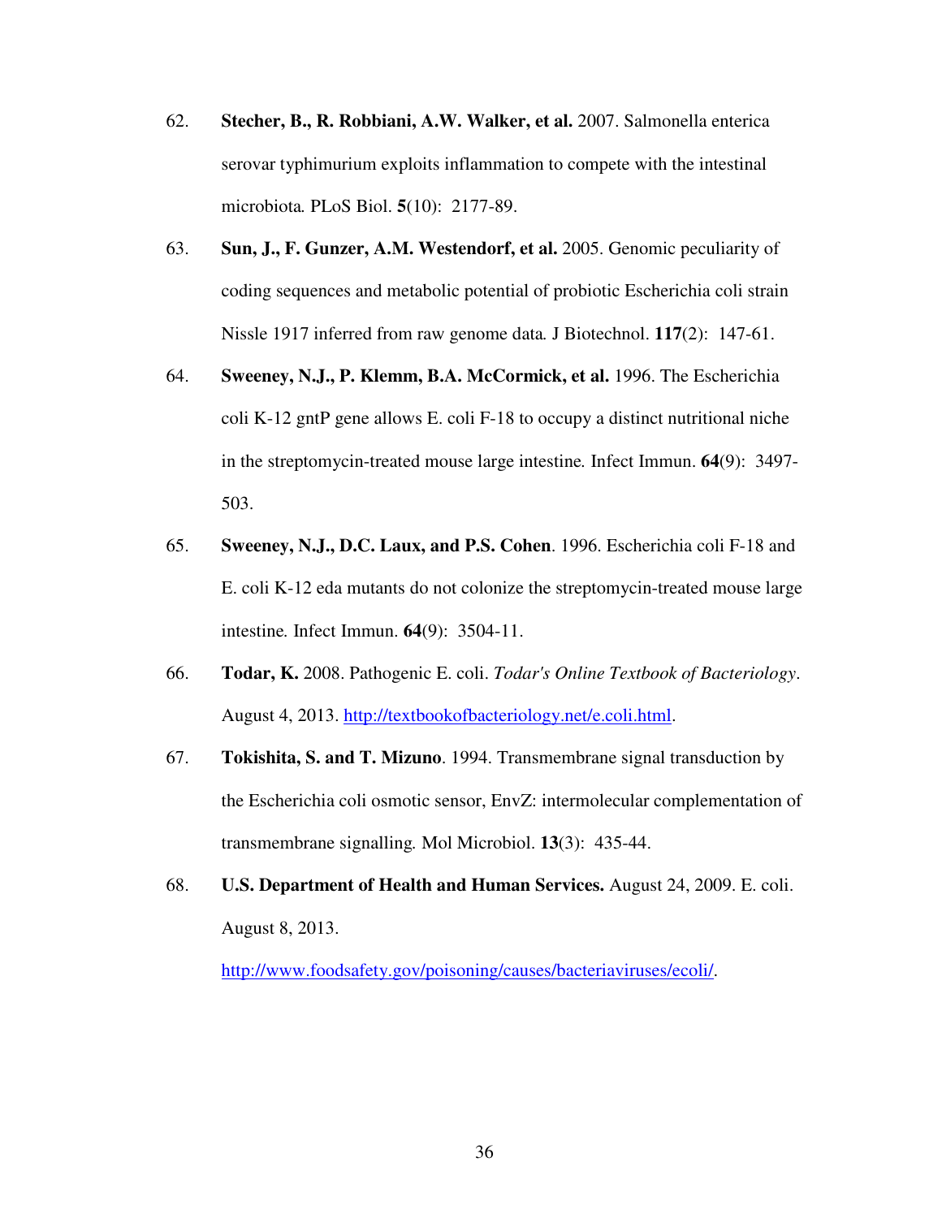62. **Stecher, B., R. Robbiani, A.W. Walker, et al.** 2007. Salmonella enterica serovar typhimurium exploits inflammation to compete with the intestinal microbiota. PLoS Biol. **5**(10): 2177-89.

63. **Sun, J., F. Gunzer, A.M. Westendorf, et al.** 2005. Genomic peculiarity of coding sequences and metabolic potential of probiotic Escherichia coli strain Nissle 1917 inferred from raw genome data. J Biotechnol. **117**(2): 147-61.

64. **Sweeney, N.J., P. Klemm, B.A. McCormick, et al.** 1996. The Escherichia coli K-12 gntP gene allows E. coli F-18 to occupy a distinct nutritional niche in the streptomycin-treated mouse large intestine. Infect Immun. **64**(9): 3497-503.

65. **Sweeney, N.J., D.C. Laux, and P.S. Cohen**. 1996. Escherichia coli F-18 and E. coli K-12 eda mutants do not colonize the streptomycin-treated mouse large intestine. Infect Immun. **64**(9): 3504-11.

66. **Todar, K.** 2008. Pathogenic E. coli. *Todar's Online Textbook of Bacteriology*. August 4, 2013. http://textbookofbacteriology.net/e.coli.html.

67. **Tokishita, S. and T. Mizuno**. 1994. Transmembrane signal transduction by the Escherichia coli osmotic sensor, EnvZ: intermolecular complementation of transmembrane signalling. Mol Microbiol. **13**(3): 435-44.

68. **U.S. Department of Health and Human Services.** August 24, 2009. E. coli. August 8, 2013. http://www.foodsafety.gov/poisoning/causes/bacteriaviruses/ecoli/.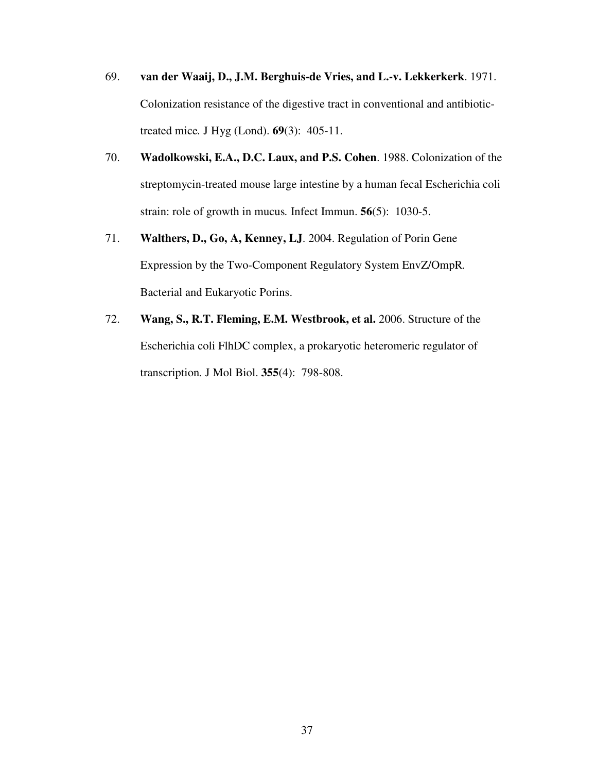69. **van der Waaij, D., J.M. Berghuis-de Vries, and L.-v. Lekkerkerk**. 1971. Colonization resistance of the digestive tract in conventional and antibiotic-treated mice. J Hyg (Lond). **69**(3): 405-11.

70. **Wadolkowski, E.A., D.C. Laux, and P.S. Cohen**. 1988. Colonization of the streptomycin-treated mouse large intestine by a human fecal Escherichia coli strain: role of growth in mucus. Infect Immun. **56**(5): 1030-5.

71. **Walthers, D., Go, A, Kenney, LJ**. 2004. Regulation of Porin Gene Expression by the Two-Component Regulatory System EnvZ/OmpR. Bacterial and Eukaryotic Porins.

72. **Wang, S., R.T. Fleming, E.M. Westbrook, et al.** 2006. Structure of the Escherichia coli FlhDC complex, a prokaryotic heteromeric regulator of transcription. J Mol Biol. **355**(4): 798-808.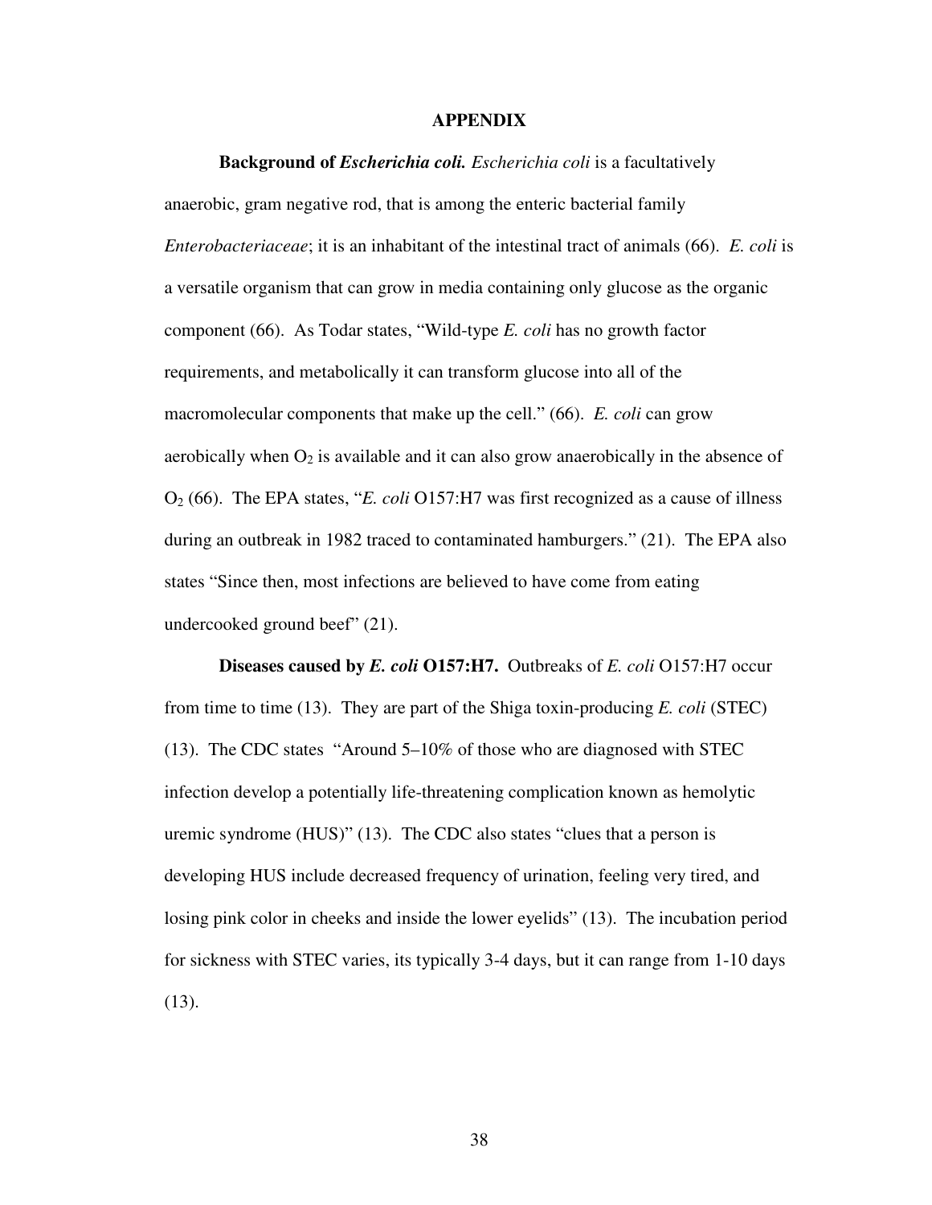# APPENDIX

**Background of *Escherichia coli.*** *Escherichia coli* is a facultatively anaerobic, gram negative rod, that is among the enteric bacterial family *Enterobacteriaceae*; it is an inhabitant of the intestinal tract of animals (66). *E. coli* is a versatile organism that can grow in media containing only glucose as the organic component (66). As Todar states, "Wild-type *E. coli* has no growth factor requirements, and metabolically it can transform glucose into all of the macromolecular components that make up the cell." (66). *E. coli* can grow aerobically when $O_2$ is available and it can also grow anaerobically in the absence of $O_2$ (66). The EPA states, "*E. coli* O157:H7 was first recognized as a cause of illness during an outbreak in 1982 traced to contaminated hamburgers." (21). The EPA also states "Since then, most infections are believed to have come from eating undercooked ground beef" (21).

**Diseases caused by *E. coli* O157:H7.** Outbreaks of *E. coli* O157:H7 occur from time to time (13). They are part of the Shiga toxin-producing *E. coli* (STEC) (13). The CDC states "Around 5–10% of those who are diagnosed with STEC infection develop a potentially life-threatening complication known as hemolytic uremic syndrome (HUS)" (13). The CDC also states "clues that a person is developing HUS include decreased frequency of urination, feeling very tired, and losing pink color in cheeks and inside the lower eyelids" (13). The incubation period for sickness with STEC varies, its typically 3-4 days, but it can range from 1-10 days (13).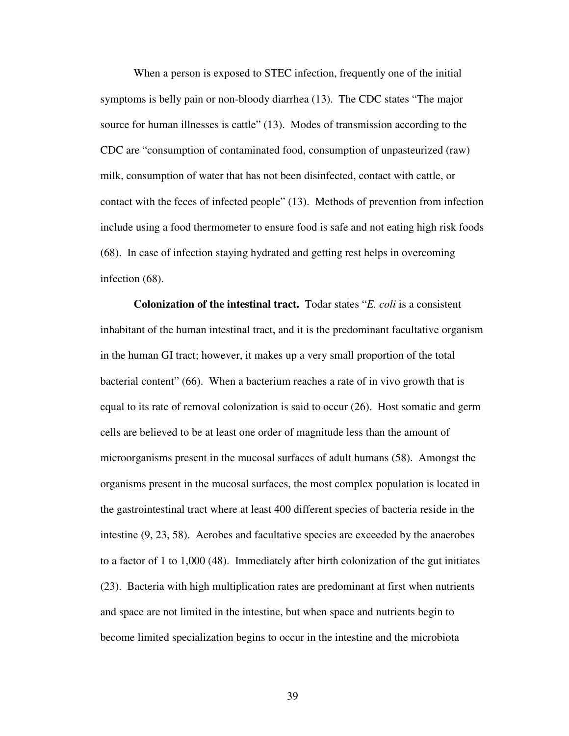When a person is exposed to STEC infection, frequently one of the initial symptoms is belly pain or non-bloody diarrhea (13). The CDC states "The major source for human illnesses is cattle" (13). Modes of transmission according to the CDC are "consumption of contaminated food, consumption of unpasteurized (raw) milk, consumption of water that has not been disinfected, contact with cattle, or contact with the feces of infected people" (13). Methods of prevention from infection include using a food thermometer to ensure food is safe and not eating high risk foods (68). In case of infection staying hydrated and getting rest helps in overcoming infection (68).

**Colonization of the intestinal tract.** Todar states "*E. coli* is a consistent inhabitant of the human intestinal tract, and it is the predominant facultative organism in the human GI tract; however, it makes up a very small proportion of the total bacterial content" (66). When a bacterium reaches a rate of in vivo growth that is equal to its rate of removal colonization is said to occur (26). Host somatic and germ cells are believed to be at least one order of magnitude less than the amount of microorganisms present in the mucosal surfaces of adult humans (58). Amongst the organisms present in the mucosal surfaces, the most complex population is located in the gastrointestinal tract where at least 400 different species of bacteria reside in the intestine (9, 23, 58). Aerobes and facultative species are exceeded by the anaerobes to a factor of 1 to 1,000 (48). Immediately after birth colonization of the gut initiates (23). Bacteria with high multiplication rates are predominant at first when nutrients and space are not limited in the intestine, but when space and nutrients begin to become limited specialization begins to occur in the intestine and the microbiota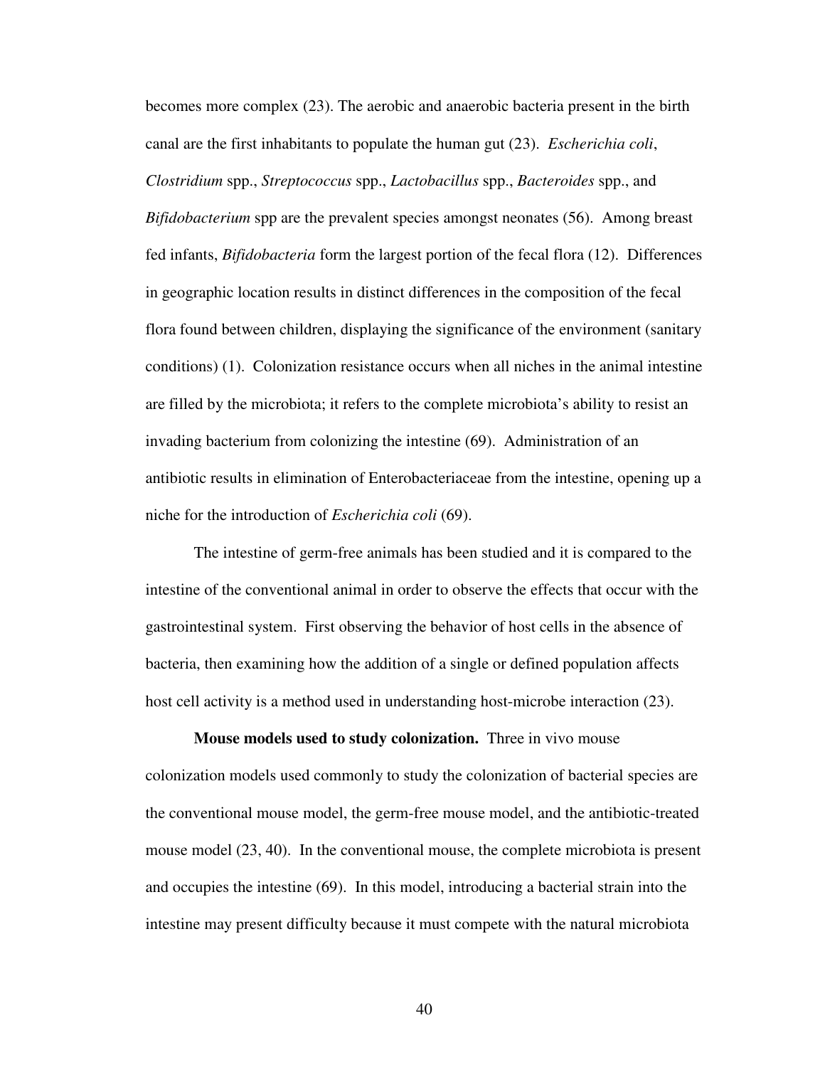becomes more complex (23). The aerobic and anaerobic bacteria present in the birth canal are the first inhabitants to populate the human gut (23). *Escherichia coli*, *Clostridium* spp., *Streptococcus* spp., *Lactobacillus* spp., *Bacteroides* spp., and *Bifidobacterium* spp are the prevalent species amongst neonates (56). Among breast fed infants, *Bifidobacteria* form the largest portion of the fecal flora (12). Differences in geographic location results in distinct differences in the composition of the fecal flora found between children, displaying the significance of the environment (sanitary conditions) (1). Colonization resistance occurs when all niches in the animal intestine are filled by the microbiota; it refers to the complete microbiota's ability to resist an invading bacterium from colonizing the intestine (69). Administration of an antibiotic results in elimination of Enterobacteriaceae from the intestine, opening up a niche for the introduction of *Escherichia coli* (69).

The intestine of germ-free animals has been studied and it is compared to the intestine of the conventional animal in order to observe the effects that occur with the gastrointestinal system. First observing the behavior of host cells in the absence of bacteria, then examining how the addition of a single or defined population affects host cell activity is a method used in understanding host-microbe interaction (23).

**Mouse models used to study colonization.** Three in vivo mouse colonization models used commonly to study the colonization of bacterial species are the conventional mouse model, the germ-free mouse model, and the antibiotic-treated mouse model (23, 40). In the conventional mouse, the complete microbiota is present and occupies the intestine (69). In this model, introducing a bacterial strain into the intestine may present difficulty because it must compete with the natural microbiota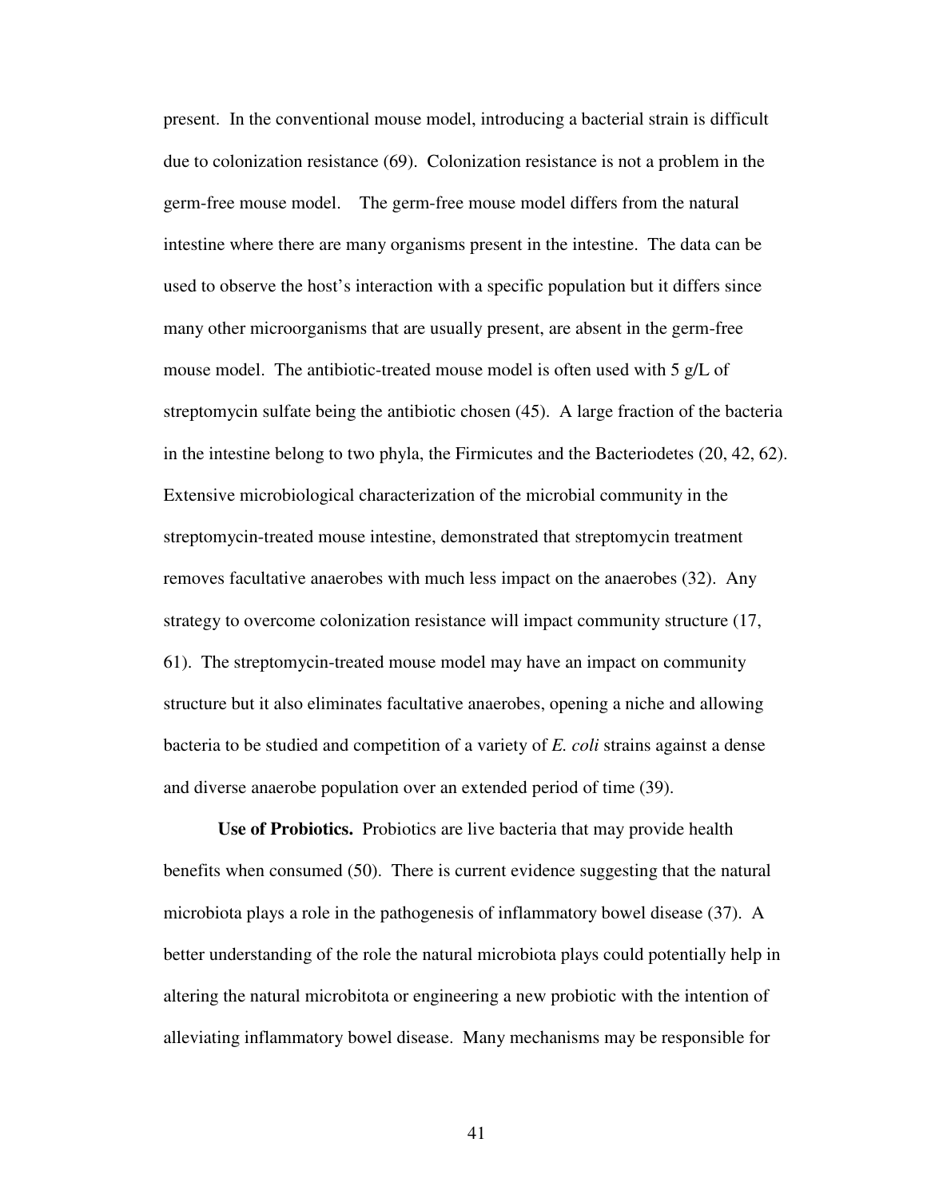present. In the conventional mouse model, introducing a bacterial strain is difficult due to colonization resistance (69). Colonization resistance is not a problem in the germ-free mouse model. The germ-free mouse model differs from the natural intestine where there are many organisms present in the intestine. The data can be used to observe the host's interaction with a specific population but it differs since many other microorganisms that are usually present, are absent in the germ-free mouse model. The antibiotic-treated mouse model is often used with 5 g/L of streptomycin sulfate being the antibiotic chosen (45). A large fraction of the bacteria in the intestine belong to two phyla, the Firmicutes and the Bacteriodetes (20, 42, 62). Extensive microbiological characterization of the microbial community in the streptomycin-treated mouse intestine, demonstrated that streptomycin treatment removes facultative anaerobes with much less impact on the anaerobes (32). Any strategy to overcome colonization resistance will impact community structure (17, 61). The streptomycin-treated mouse model may have an impact on community structure but it also eliminates facultative anaerobes, opening a niche and allowing bacteria to be studied and competition of a variety of *E. coli* strains against a dense and diverse anaerobe population over an extended period of time (39).

**Use of Probiotics.** Probiotics are live bacteria that may provide health benefits when consumed (50). There is current evidence suggesting that the natural microbiota plays a role in the pathogenesis of inflammatory bowel disease (37). A better understanding of the role the natural microbiota plays could potentially help in altering the natural microbitota or engineering a new probiotic with the intention of alleviating inflammatory bowel disease. Many mechanisms may be responsible for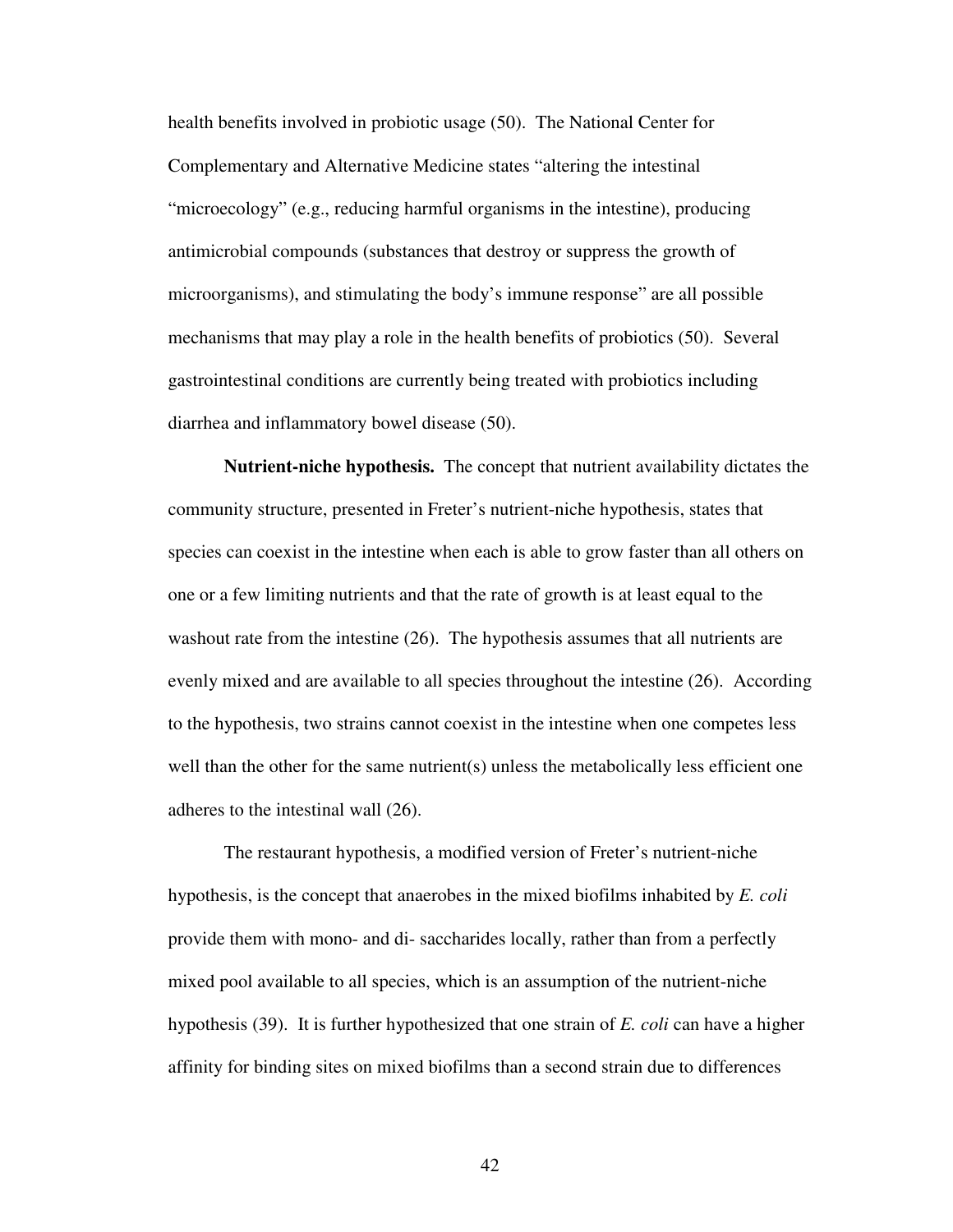health benefits involved in probiotic usage (50). The National Center for Complementary and Alternative Medicine states "altering the intestinal "microecology" (e.g., reducing harmful organisms in the intestine), producing antimicrobial compounds (substances that destroy or suppress the growth of microorganisms), and stimulating the body's immune response" are all possible mechanisms that may play a role in the health benefits of probiotics (50). Several gastrointestinal conditions are currently being treated with probiotics including diarrhea and inflammatory bowel disease (50).

**Nutrient-niche hypothesis.** The concept that nutrient availability dictates the community structure, presented in Freter's nutrient-niche hypothesis, states that species can coexist in the intestine when each is able to grow faster than all others on one or a few limiting nutrients and that the rate of growth is at least equal to the washout rate from the intestine (26). The hypothesis assumes that all nutrients are evenly mixed and are available to all species throughout the intestine (26). According to the hypothesis, two strains cannot coexist in the intestine when one competes less well than the other for the same nutrient(s) unless the metabolically less efficient one adheres to the intestinal wall (26).

The restaurant hypothesis, a modified version of Freter's nutrient-niche hypothesis, is the concept that anaerobes in the mixed biofilms inhabited by *E. coli* provide them with mono- and di- saccharides locally, rather than from a perfectly mixed pool available to all species, which is an assumption of the nutrient-niche hypothesis (39). It is further hypothesized that one strain of *E. coli* can have a higher affinity for binding sites on mixed biofilms than a second strain due to differences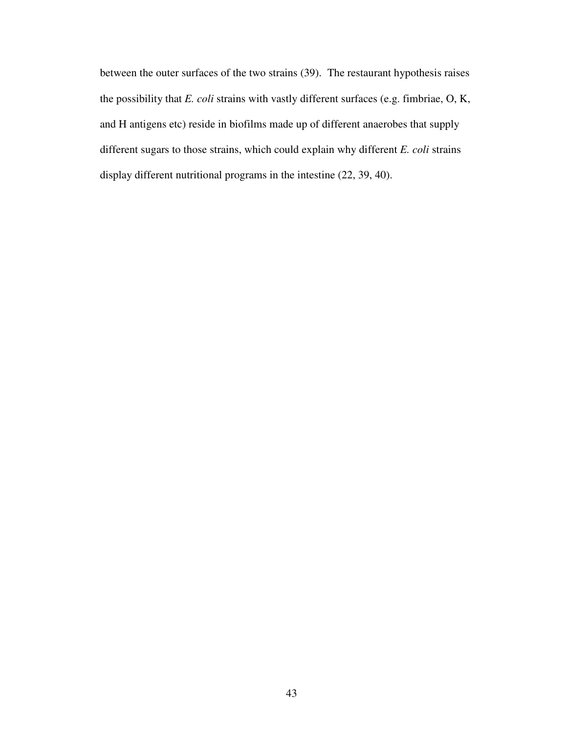between the outer surfaces of the two strains (39). The restaurant hypothesis raises the possibility that *E. coli* strains with vastly different surfaces (e.g. fimbriae, O, K, and H antigens etc) reside in biofilms made up of different anaerobes that supply different sugars to those strains, which could explain why different *E. coli* strains display different nutritional programs in the intestine (22, 39, 40).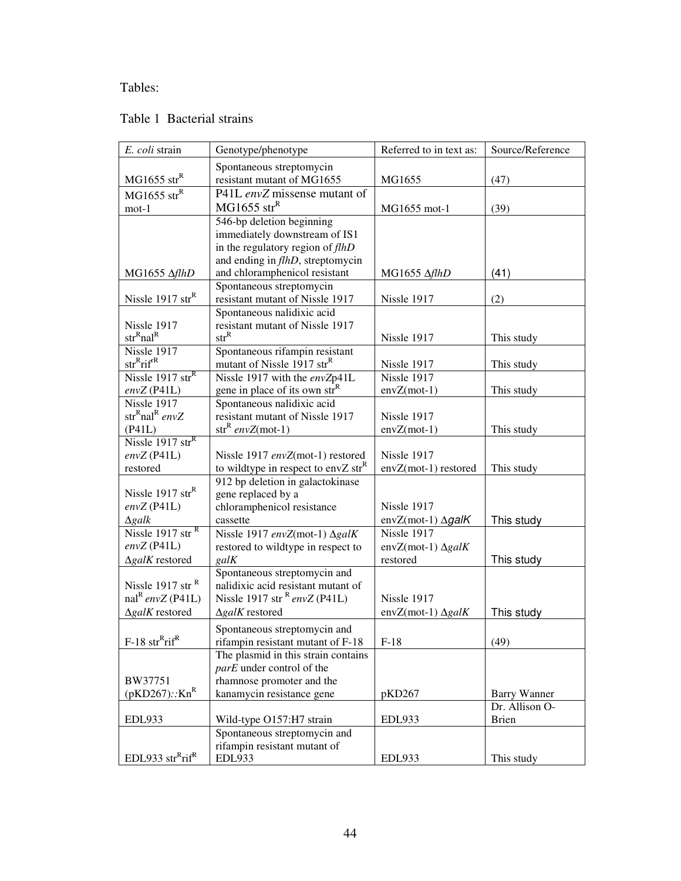Tables:

Table 1 Bacterial strains

| *E. coli* strain | Genotype/phenotype | Referred to in text as: | Source/Reference |
|---|---|---|---|
| MG1655 str$^R$ | Spontaneous streptomycin resistant mutant of MG1655 | MG1655 | (47) |
| MG1655 str$^R$ mot-1 | P41L *envZ* missense mutant of MG1655 str$^R$ | MG1655 mot-1 | (39) |
| MG1655 Δ*flhD* | 546-bp deletion beginning immediately downstream of IS1 in the regulatory region of *flhD* and ending in *flhD*, streptomycin and chloramphenicol resistant | MG1655 Δ*flhD* | (41) |
| Nissle 1917 str$^R$ | Spontaneous streptomycin resistant mutant of Nissle 1917 | Nissle 1917 | (2) |
| Nissle 1917 str$^R$nal$^R$ | Spontaneous nalidixic acid resistant mutant of Nissle 1917 str$^R$ | Nissle 1917 | This study |
| Nissle 1917 str$^R$rif$^R$ | Spontaneous rifampin resistant mutant of Nissle 1917 str$^R$ | Nissle 1917 | This study |
| Nissle 1917 str$^R$ *envZ* (P41L) | Nissle 1917 with the *envZ*p41L gene in place of its own str$^R$ | Nissle 1917 envZ(mot-1) | This study |
| Nissle 1917 str$^R$nal$^R$ *envZ* (P41L) | Spontaneous nalidixic acid resistant mutant of Nissle 1917 str$^R$ *envZ*(mot-1) | Nissle 1917 envZ(mot-1) | This study |
| Nissle 1917 str$^R$ *envZ* (P41L) restored | Nissle 1917 *envZ*(mot-1) restored to wildtype in respect to envZ str$^R$ | Nissle 1917 envZ(mot-1) restored | This study |
| Nissle 1917 str$^R$ *envZ* (P41L) Δ*galk* | 912 bp deletion in galactokinase gene replaced by a chloramphenicol resistance cassette | Nissle 1917 envZ(mot-1) Δ*galK* | This study |
| Nissle 1917 str $^R$ *envZ* (P41L) Δ*galK* restored | Nissle 1917 *envZ*(mot-1) Δ*galK* restored to wildtype in respect to *galK* | Nissle 1917 envZ(mot-1) Δ*galK* restored | This study |
| Nissle 1917 str $^R$ nal$^R$ *envZ* (P41L) Δ*galK* restored | Spontaneous streptomycin and nalidixic acid resistant mutant of Nissle 1917 str $^R$ *envZ* (P41L) Δ*galK* restored | Nissle 1917 envZ(mot-1) Δ*galK* | This study |
| F-18 str$^R$rif$^R$ | Spontaneous streptomycin and rifampin resistant mutant of F-18 | F-18 | (49) |
| BW37751 (pKD267)*::*Kn$^R$ | The plasmid in this strain contains *parE* under control of the rhamnose promoter and the kanamycin resistance gene | pKD267 | Barry Wanner |
| EDL933 | Wild-type O157:H7 strain | EDL933 | Dr. Allison O-Brien |
| EDL933 str$^R$rif$^R$ | Spontaneous streptomycin and rifampin resistant mutant of EDL933 | EDL933 | This study |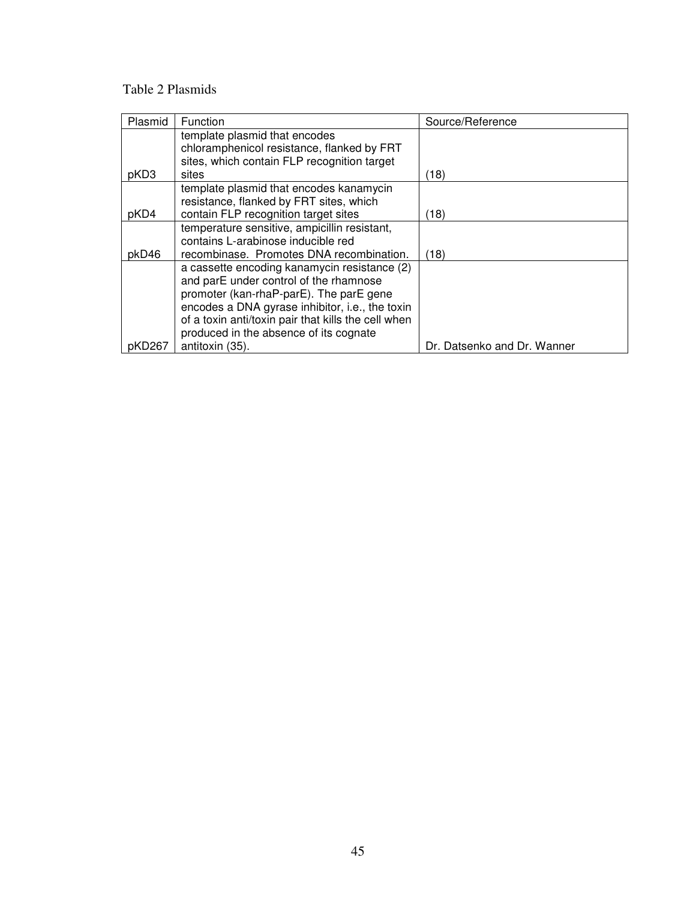Table 2 Plasmids

| Plasmid | Function | Source/Reference |
|---|---|---|
| pKD3 | template plasmid that encodes chloramphenicol resistance, flanked by FRT sites, which contain FLP recognition target sites | (18) |
| pKD4 | template plasmid that encodes kanamycin resistance, flanked by FRT sites, which contain FLP recognition target sites | (18) |
| pkD46 | temperature sensitive, ampicillin resistant, contains L-arabinose inducible red recombinase. Promotes DNA recombination. | (18) |
| pKD267 | a cassette encoding kanamycin resistance (2) and parE under control of the rhamnose promoter (kan-rhaP-parE). The parE gene encodes a DNA gyrase inhibitor, i.e., the toxin of a toxin anti/toxin pair that kills the cell when produced in the absence of its cognate antitoxin (35). | Dr. Datsenko and Dr. Wanner |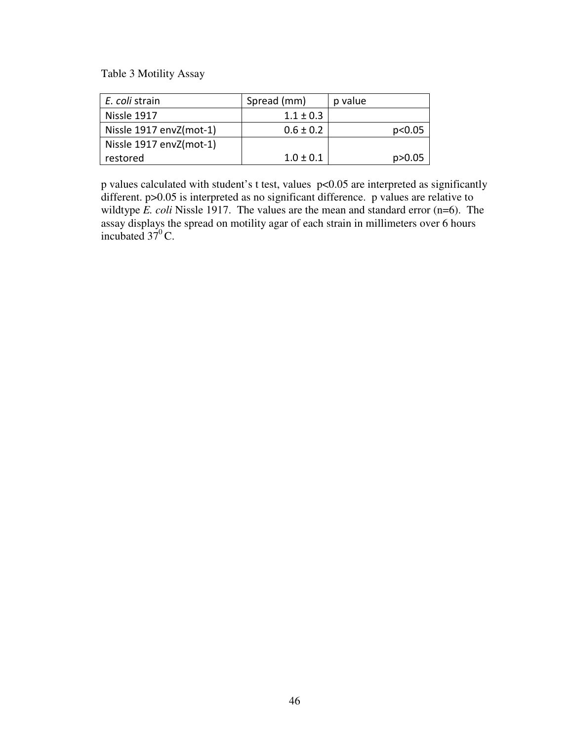Table 3 Motility Assay

| *E. coli* strain | Spread (mm) | p value |
| --- | --- | --- |
| Nissle 1917 | 1.1 ± 0.3 | |
| Nissle 1917 envZ(mot-1) | 0.6 ± 0.2 | $p<0.05$ |
| Nissle 1917 envZ(mot-1) restored | 1.0 ± 0.1 | $p>0.05$ |

p values calculated with student's t test, values $p<0.05$ are interpreted as significantly different. $p>0.05$ is interpreted as no significant difference. p values are relative to wildtype *E. coli* Nissle 1917. The values are the mean and standard error (n=6). The assay displays the spread on motility agar of each strain in millimeters over 6 hours incubated $37^0$ C.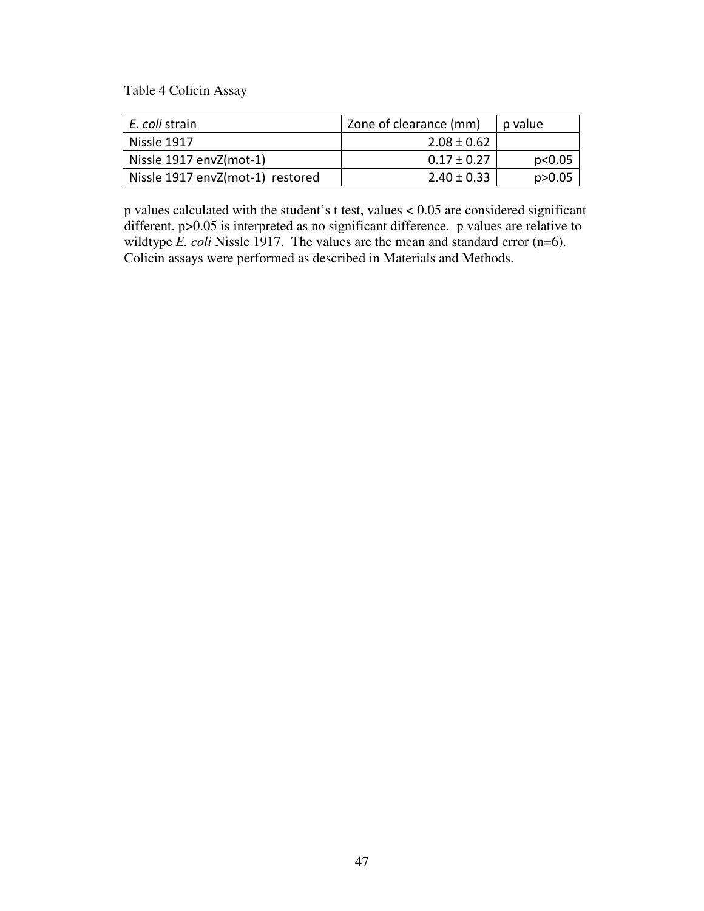Table 4 Colicin Assay

| *E. coli* strain | Zone of clearance (mm) | p value |
|---|---|---|
| Nissle 1917 | 2.08 ± 0.62 | |
| Nissle 1917 envZ(mot-1) | 0.17 ± 0.27 | $p<0.05$ |
| Nissle 1917 envZ(mot-1) restored | 2.40 ± 0.33 | $p>0.05$ |

p values calculated with the student's t test, values < 0.05 are considered significant different. $p>0.05$ is interpreted as no significant difference. p values are relative to wildtype *E. coli* Nissle 1917. The values are the mean and standard error (n=6). Colicin assays were performed as described in Materials and Methods.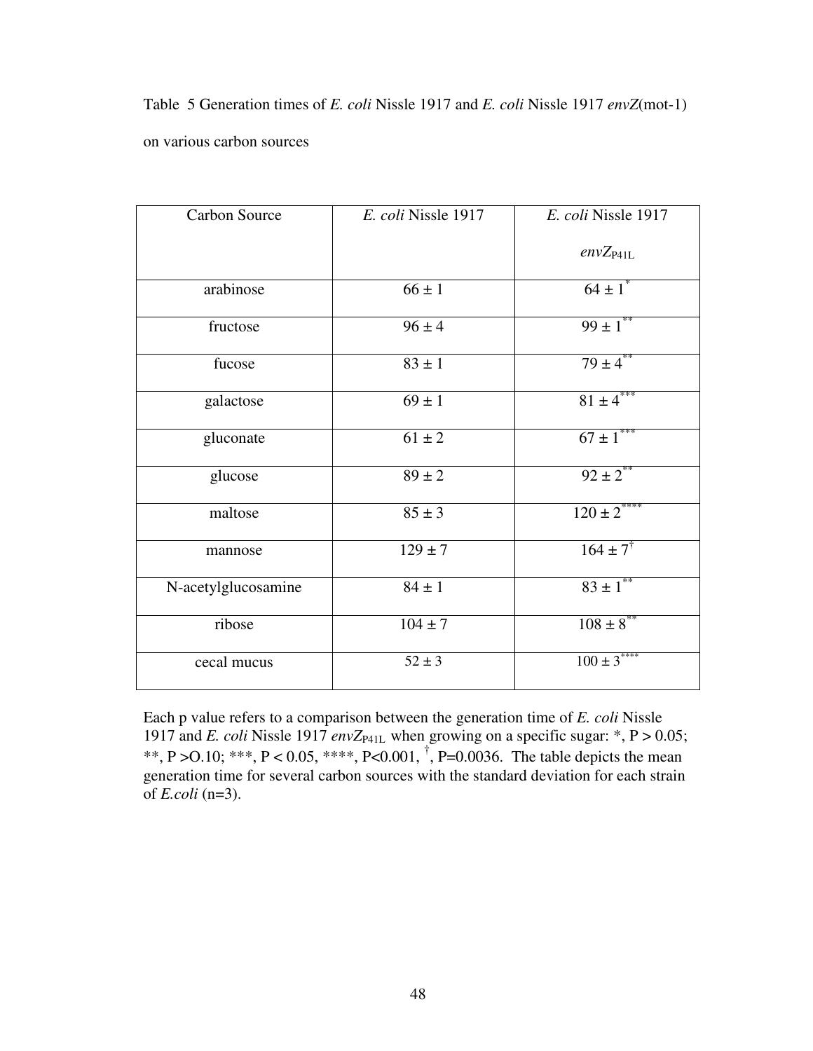Table 5 Generation times of *E. coli* Nissle 1917 and *E. coli* Nissle 1917 *envZ*(mot-1) on various carbon sources

| Carbon Source | *E. coli* Nissle 1917 | *E. coli* Nissle 1917 $envZ_{P41L}$ |
|---|---|---|
| arabinose | $66 \pm 1$ | $64 \pm 1^{*}$ |
| fructose | $96 \pm 4$ | $99 \pm 1^{**}$ |
| fucose | $83 \pm 1$ | $79 \pm 4^{**}$ |
| galactose | $69 \pm 1$ | $81 \pm 4^{***}$ |
| gluconate | $61 \pm 2$ | $67 \pm 1^{***}$ |
| glucose | $89 \pm 2$ | $92 \pm 2^{**}$ |
| maltose | $85 \pm 3$ | $120 \pm 2^{****}$ |
| mannose | $129 \pm 7$ | $164 \pm 7^{\dagger}$ |
| N-acetylglucosamine | $84 \pm 1$ | $83 \pm 1^{**}$ |
| ribose | $104 \pm 7$ | $108 \pm 8^{**}$ |
| cecal mucus | $52 \pm 3$ | $100 \pm 3^{****}$ |

Each p value refers to a comparison between the generation time of *E. coli* Nissle 1917 and *E. coli* Nissle 1917 $envZ_{P41L}$ when growing on a specific sugar: *, $P > 0.05$; **, P >O.10; ***, $P < 0.05$, ****, $P<0.001$, $^{\dagger}$, $P=0.0036$. The table depicts the mean generation time for several carbon sources with the standard deviation for each strain of *E.coli* (n=3).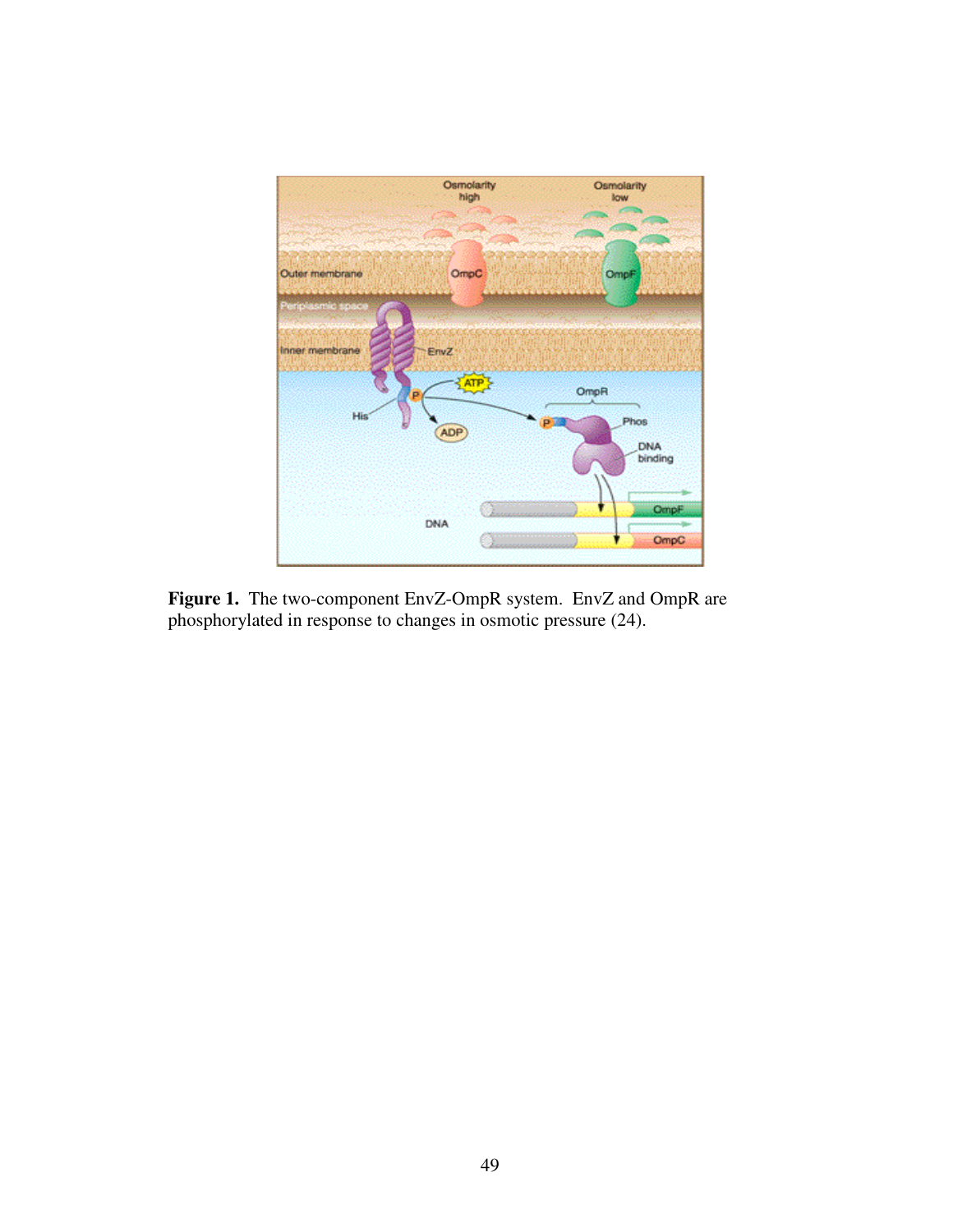**Figure 1.** The two-component EnvZ-OmpR system. EnvZ and OmpR are phosphorylated in response to changes in osmotic pressure (24).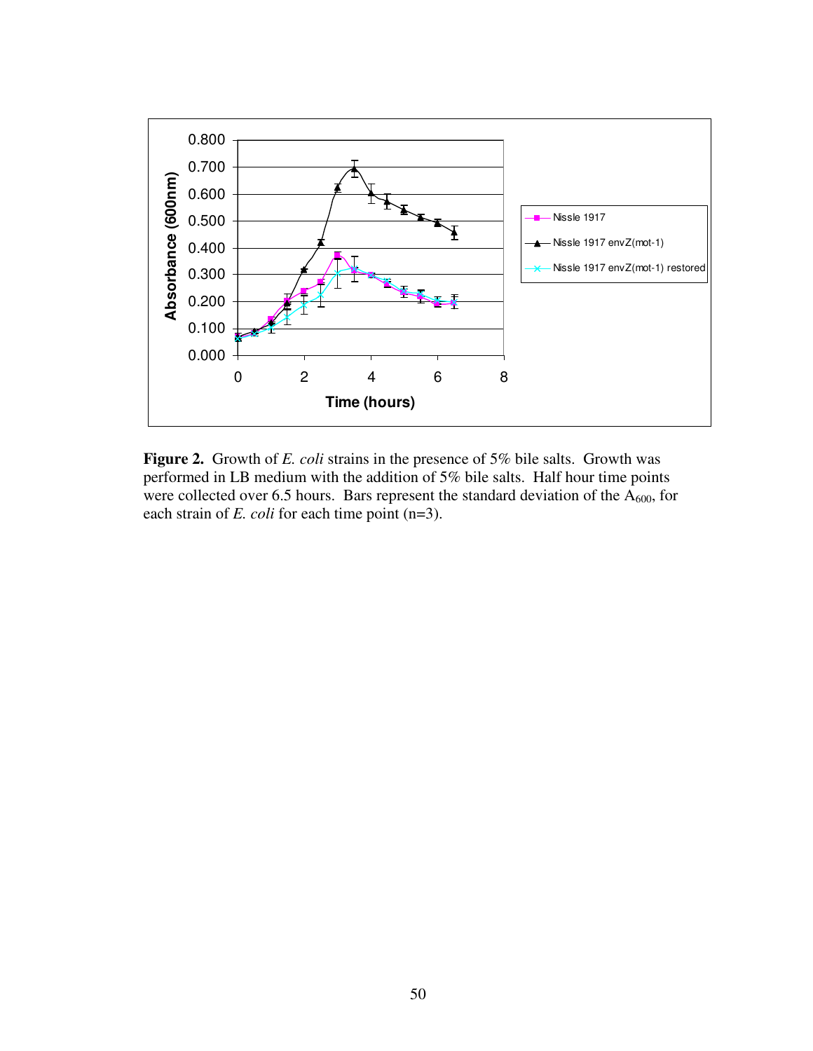**Figure 2.** Growth of *E. coli* strains in the presence of 5% bile salts. Growth was performed in LB medium with the addition of 5% bile salts. Half hour time points were collected over 6.5 hours. Bars represent the standard deviation of the $A_{600}$, for each strain of *E. coli* for each time point (n=3).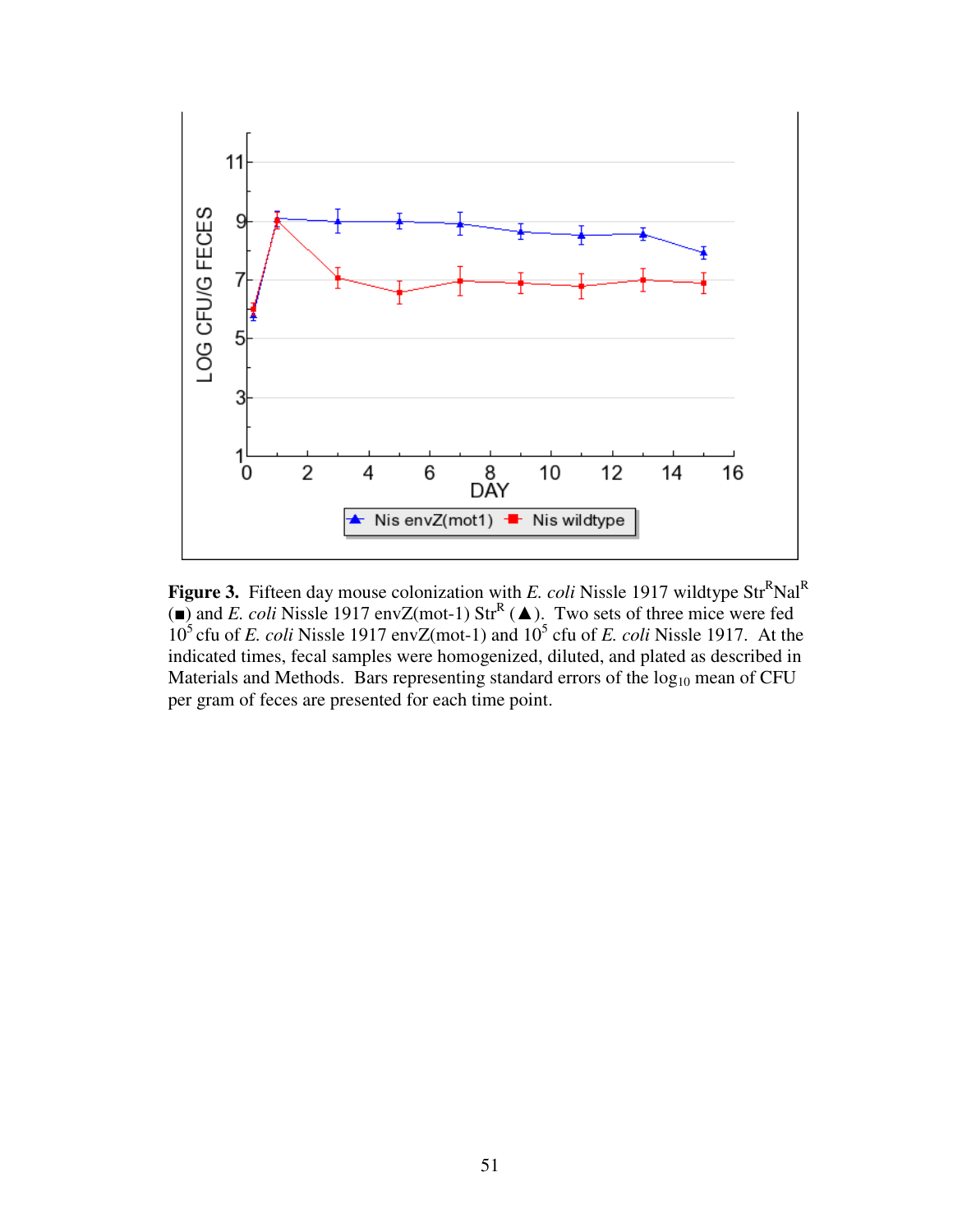**Figure 3.** Fifteen day mouse colonization with *E. coli* Nissle 1917 wildtype $Str^R Nal^R$ (■) and *E. coli* Nissle 1917 envZ(mot-1) $Str^R$ (▲). Two sets of three mice were fed $10^5$ cfu of *E. coli* Nissle 1917 envZ(mot-1) and $10^5$ cfu of *E. coli* Nissle 1917. At the indicated times, fecal samples were homogenized, diluted, and plated as described in Materials and Methods. Bars representing standard errors of the $\log_{10}$ mean of CFU per gram of feces are presented for each time point.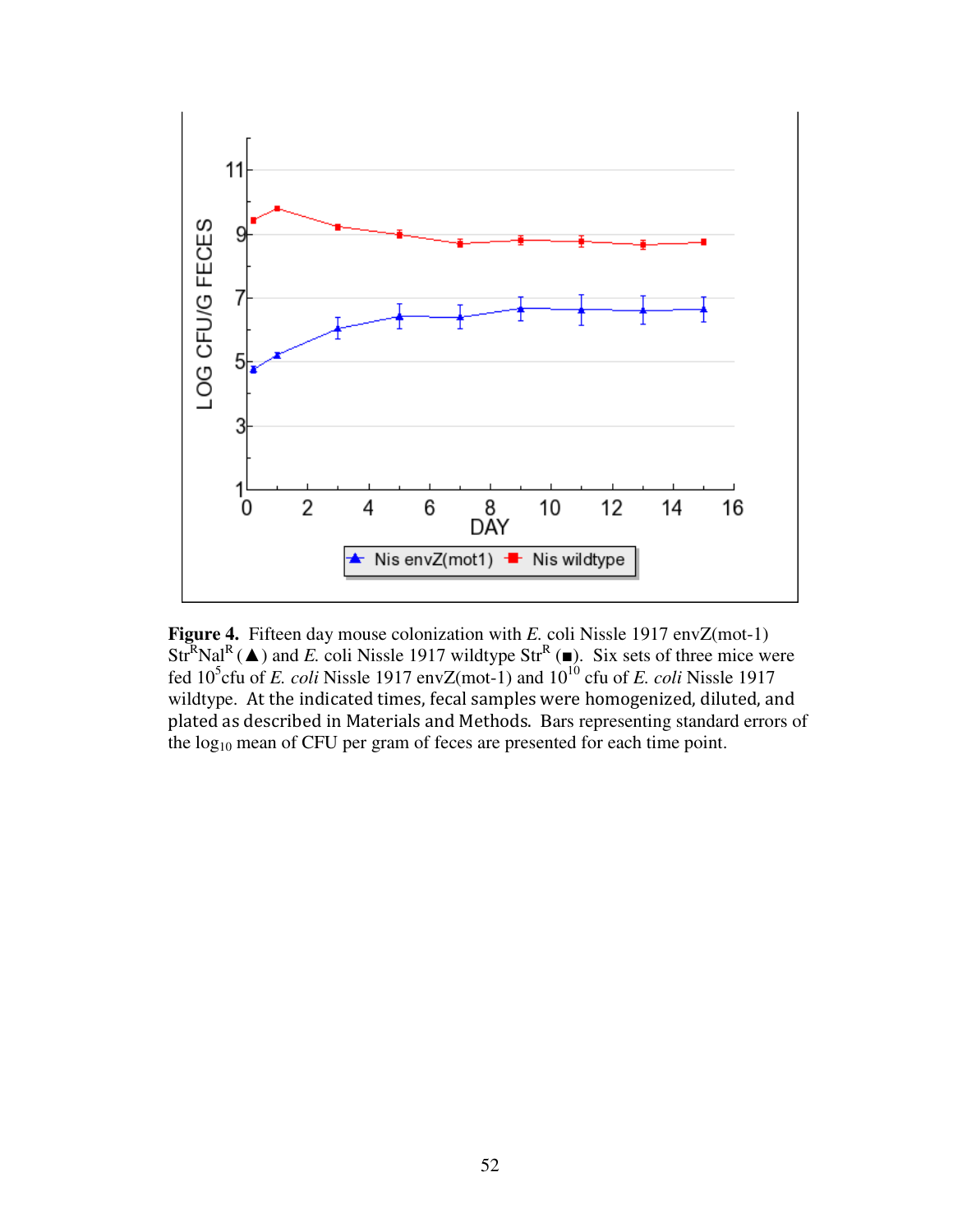**Figure 4.** Fifteen day mouse colonization with *E.* coli Nissle 1917 envZ(mot-1) $Str^R Nal^R$ (▲) and *E.* coli Nissle 1917 wildtype $Str^R$ (■). Six sets of three mice were fed $10^5$ cfu of *E. coli* Nissle 1917 envZ(mot-1) and $10^{10}$ cfu of *E. coli* Nissle 1917 wildtype. At the indicated times, fecal samples were homogenized, diluted, and plated as described in Materials and Methods. Bars representing standard errors of the $\log_{10}$ mean of CFU per gram of feces are presented for each time point.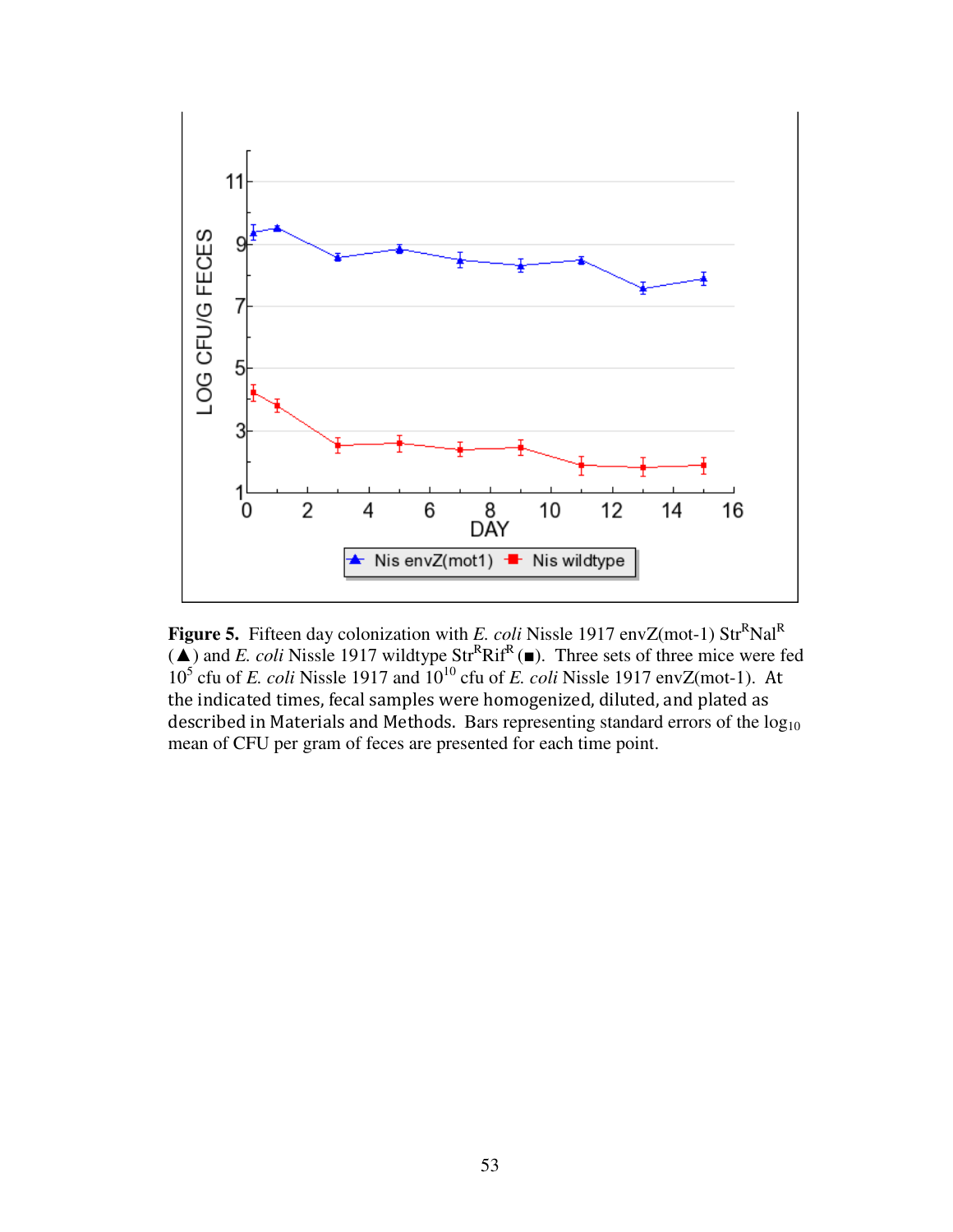**Figure 5.** Fifteen day colonization with *E. coli* Nissle 1917 envZ(mot-1) $Str^R Nal^R$ (▲) and *E. coli* Nissle 1917 wildtype $Str^R Rif^R$ (■). Three sets of three mice were fed $10^5$ cfu of *E. coli* Nissle 1917 and $10^{10}$ cfu of *E. coli* Nissle 1917 envZ(mot-1). At the indicated times, fecal samples were homogenized, diluted, and plated as described in Materials and Methods. Bars representing standard errors of the $\log_{10}$ mean of CFU per gram of feces are presented for each time point.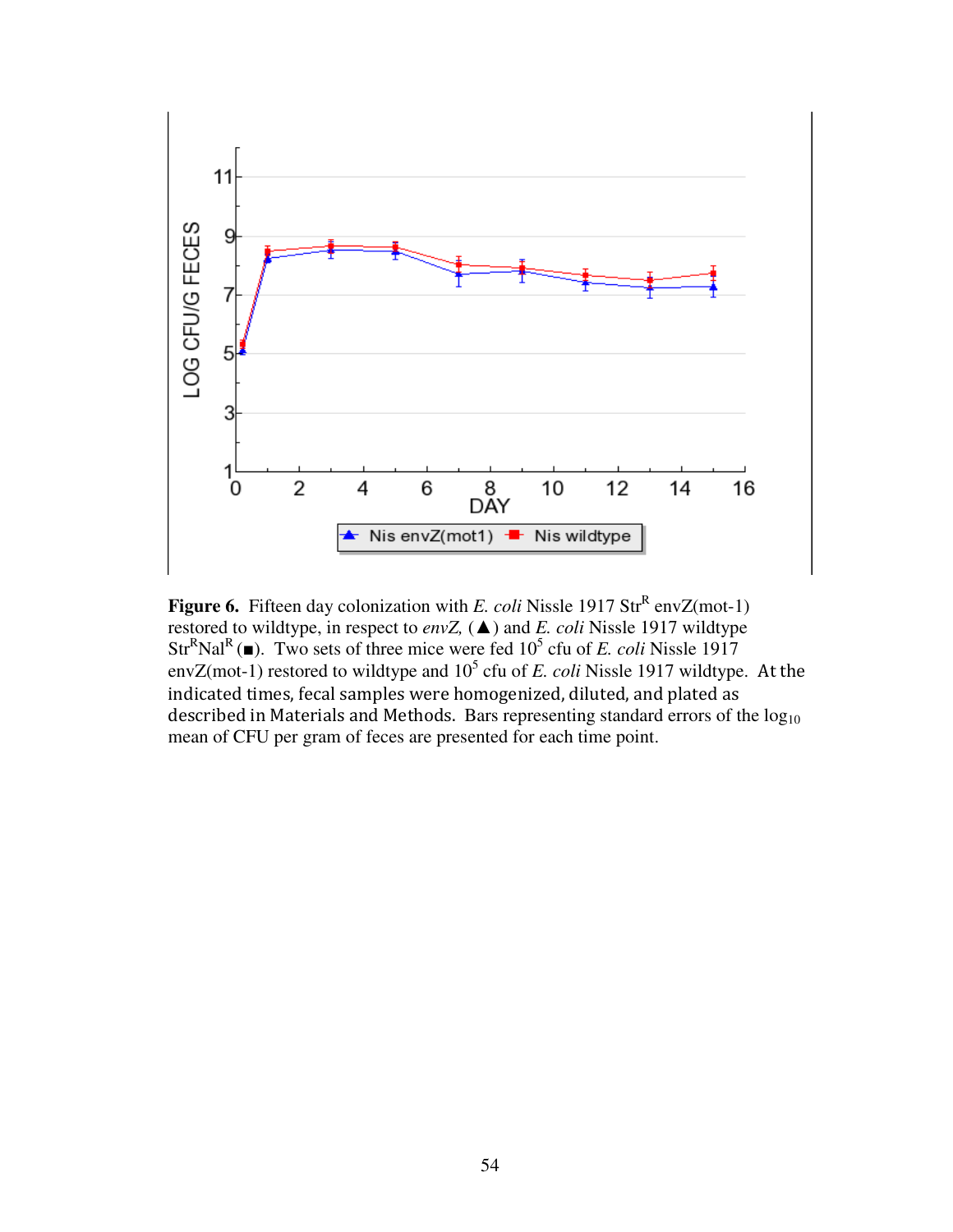**Figure 6.** Fifteen day colonization with *E. coli* Nissle 1917 $Str^R$ envZ(mot-1) restored to wildtype, in respect to *envZ*, (▲) and *E. coli* Nissle 1917 wildtype $Str^R Nal^R$ (■). Two sets of three mice were fed $10^5$ cfu of *E. coli* Nissle 1917 envZ(mot-1) restored to wildtype and $10^5$ cfu of *E. coli* Nissle 1917 wildtype. At the indicated times, fecal samples were homogenized, diluted, and plated as described in Materials and Methods. Bars representing standard errors of the $\log_{10}$ mean of CFU per gram of feces are presented for each time point.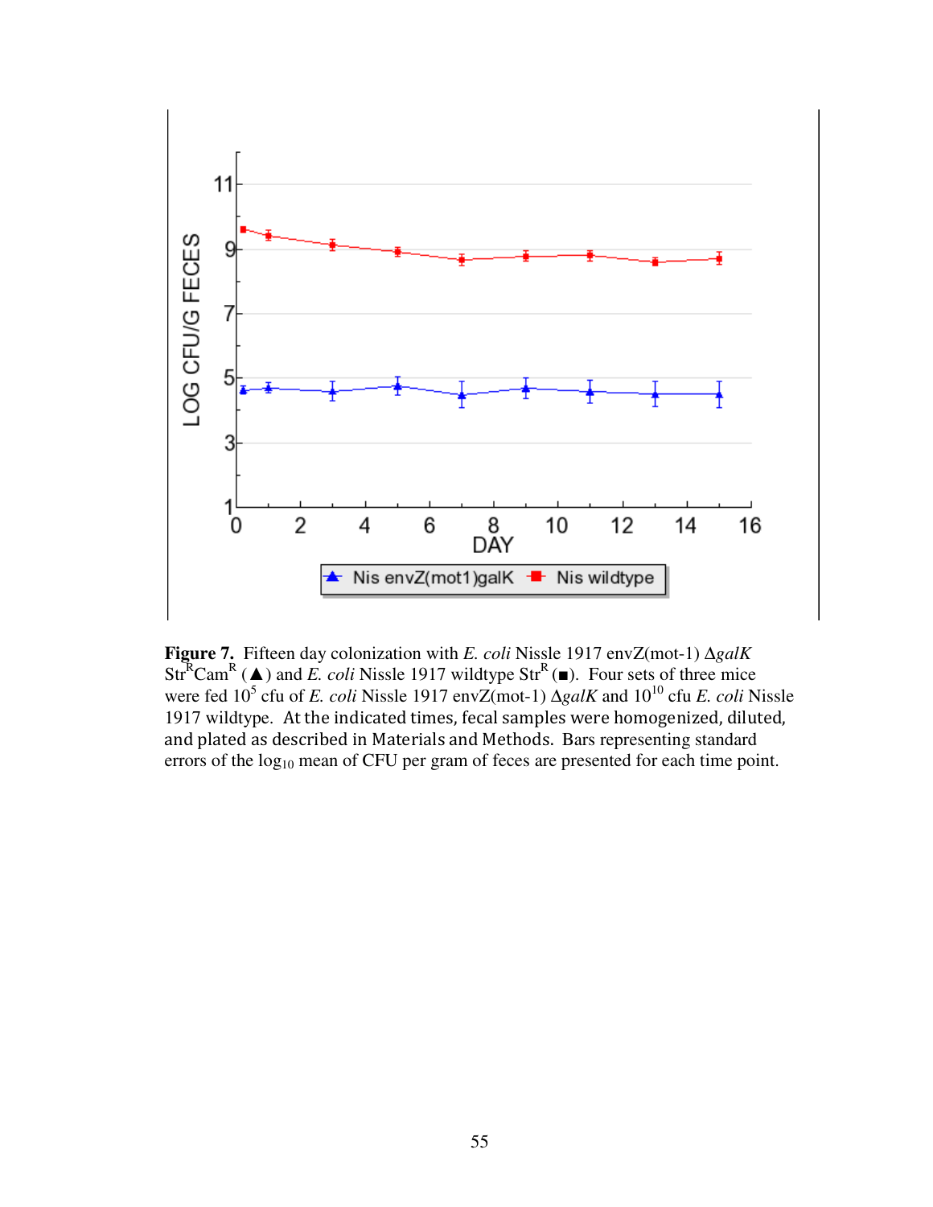**Figure 7.** Fifteen day colonization with *E. coli* Nissle 1917 envZ(mot-1) Δ*galK* $Str^R Cam^R$ (▲) and *E. coli* Nissle 1917 wildtype $Str^R$ (■). Four sets of three mice were fed $10^5$ cfu of *E. coli* Nissle 1917 envZ(mot-1) Δ*galK* and $10^{10}$ cfu *E. coli* Nissle 1917 wildtype. At the indicated times, fecal samples were homogenized, diluted, and plated as described in Materials and Methods. Bars representing standard errors of the $\log_{10}$ mean of CFU per gram of feces are presented for each time point.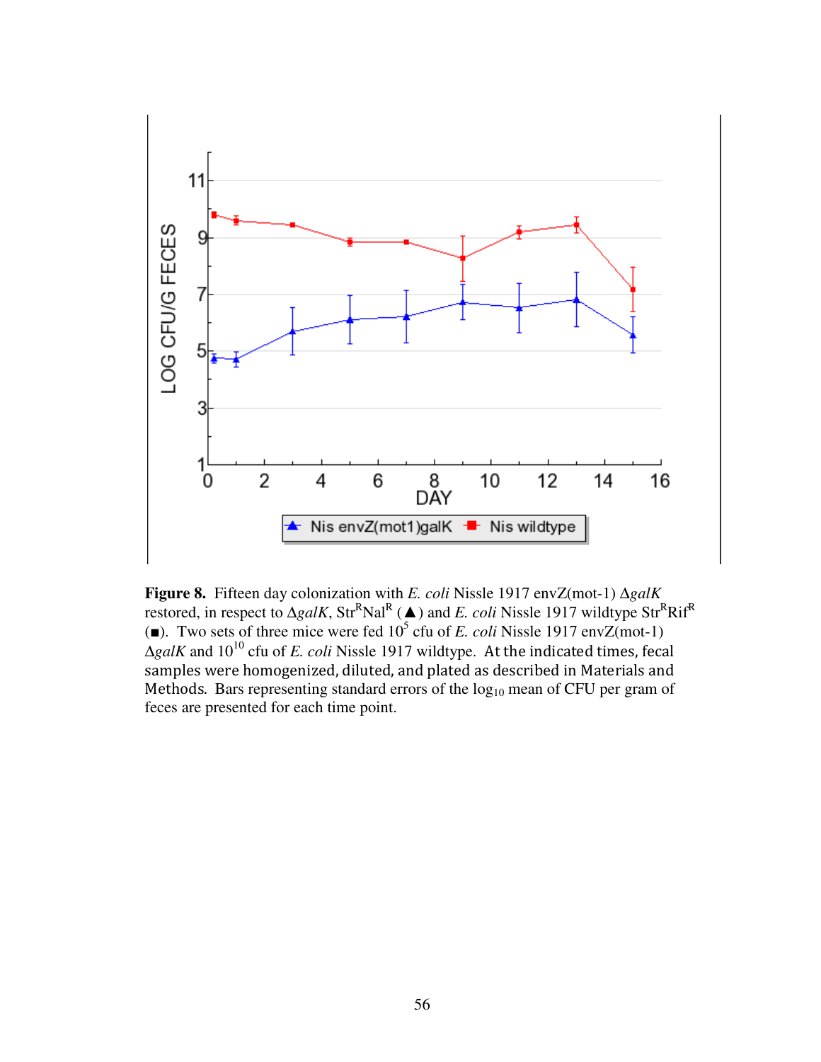**Figure 8.** Fifteen day colonization with *E. coli* Nissle 1917 envZ(mot-1) Δ*galK* restored, in respect to Δ*galK*, $Str^R Nal^R$ (▲) and *E. coli* Nissle 1917 wildtype $Str^R Rif^R$ (■). Two sets of three mice were fed $10^5$ cfu of *E. coli* Nissle 1917 envZ(mot-1) Δ*galK* and $10^{10}$ cfu of *E. coli* Nissle 1917 wildtype. At the indicated times, fecal samples were homogenized, diluted, and plated as described in Materials and Methods. Bars representing standard errors of the $\log_{10}$ mean of CFU per gram of feces are presented for each time point.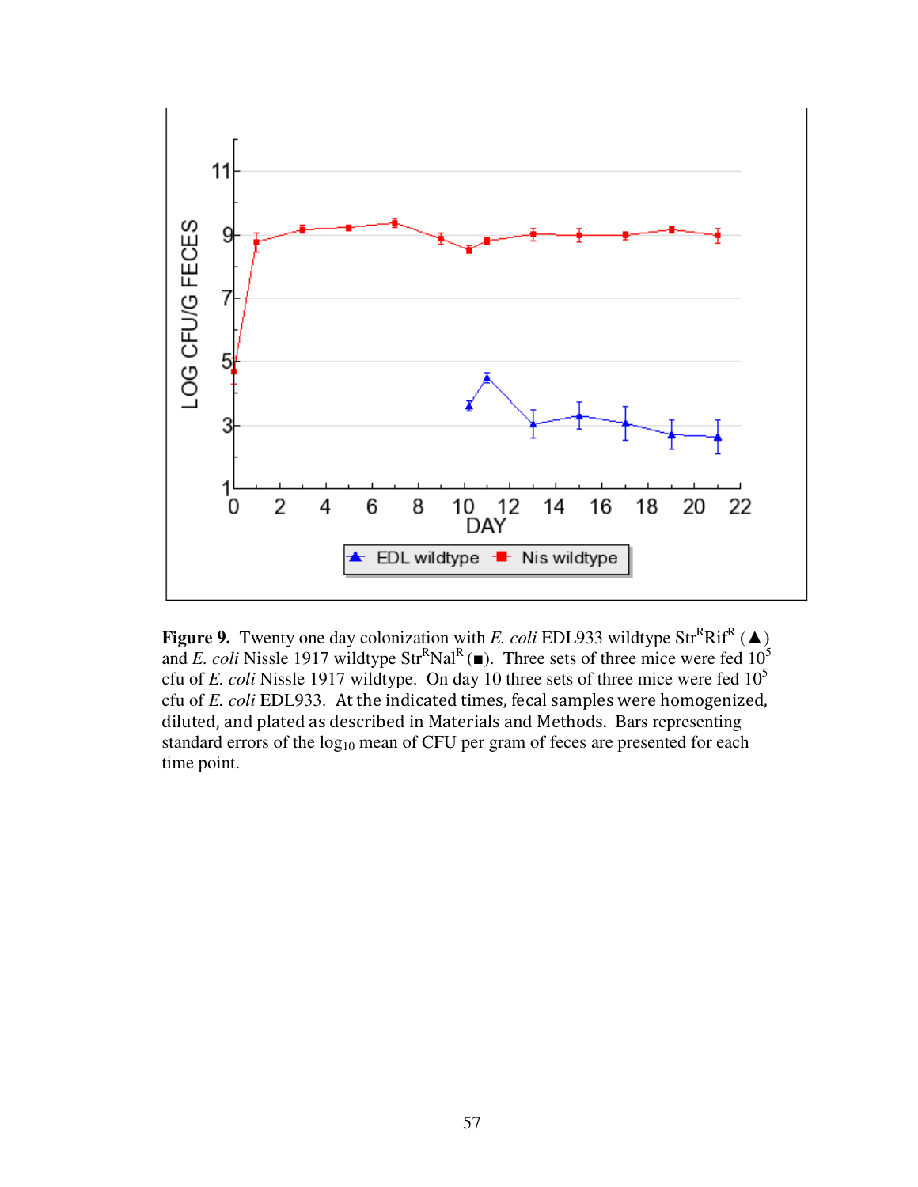**Figure 9.** Twenty one day colonization with *E. coli* EDL933 wildtype $Str^R Rif^R$ (▲) and *E. coli* Nissle 1917 wildtype $Str^R Nal^R$ (■). Three sets of three mice were fed $10^5$ cfu of *E. coli* Nissle 1917 wildtype. On day 10 three sets of three mice were fed $10^5$ cfu of *E. coli* EDL933. At the indicated times, fecal samples were homogenized, diluted, and plated as described in Materials and Methods. Bars representing standard errors of the $\log_{10}$ mean of CFU per gram of feces are presented for each time point.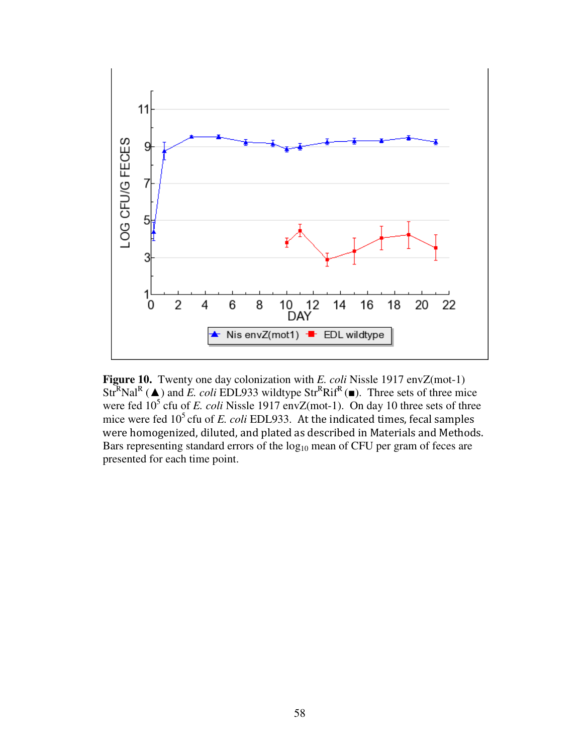**Figure 10.** Twenty one day colonization with *E. coli* Nissle 1917 envZ(mot-1) $Str^R Nal^R$ (▲) and *E. coli* EDL933 wildtype $Str^R Rif^R$ (■). Three sets of three mice were fed $10^5$ cfu of *E. coli* Nissle 1917 envZ(mot-1). On day 10 three sets of three mice were fed $10^5$ cfu of *E. coli* EDL933. At the indicated times, fecal samples were homogenized, diluted, and plated as described in Materials and Methods. Bars representing standard errors of the $\log_{10}$ mean of CFU per gram of feces are presented for each time point.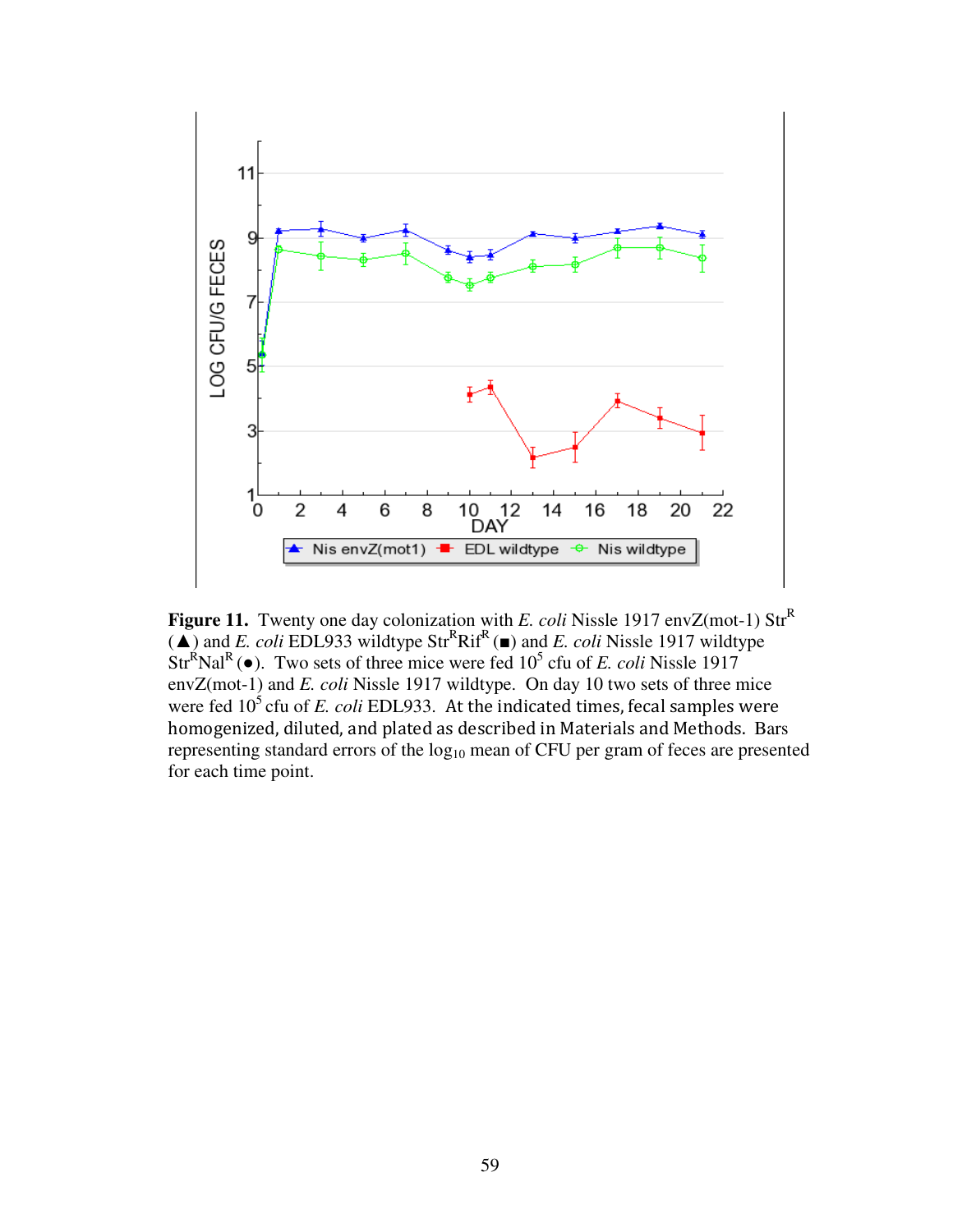11

9

7

5

3

1

0 2 4 6 8 10 12 14 16 18 20 22

LOG CFU/G FECES

DAY

Nis envZ(mot1)   EDL wildtype   Nis wildtype

**Figure 11.** Twenty one day colonization with *E. coli* Nissle 1917 envZ(mot-1) Str$^R$ (▲) and *E. coli* EDL933 wildtype Str$^R$Rif$^R$ (■) and *E. coli* Nissle 1917 wildtype Str$^R$Nal$^R$ (●). Two sets of three mice were fed $10^5$ cfu of *E. coli* Nissle 1917 envZ(mot-1) and *E. coli* Nissle 1917 wildtype. On day 10 two sets of three mice were fed $10^5$ cfu of *E. coli* EDL933. At the indicated times, fecal samples were homogenized, diluted, and plated as described in Materials and Methods. Bars representing standard errors of the $\log_{10}$ mean of CFU per gram of feces are presented for each time point.